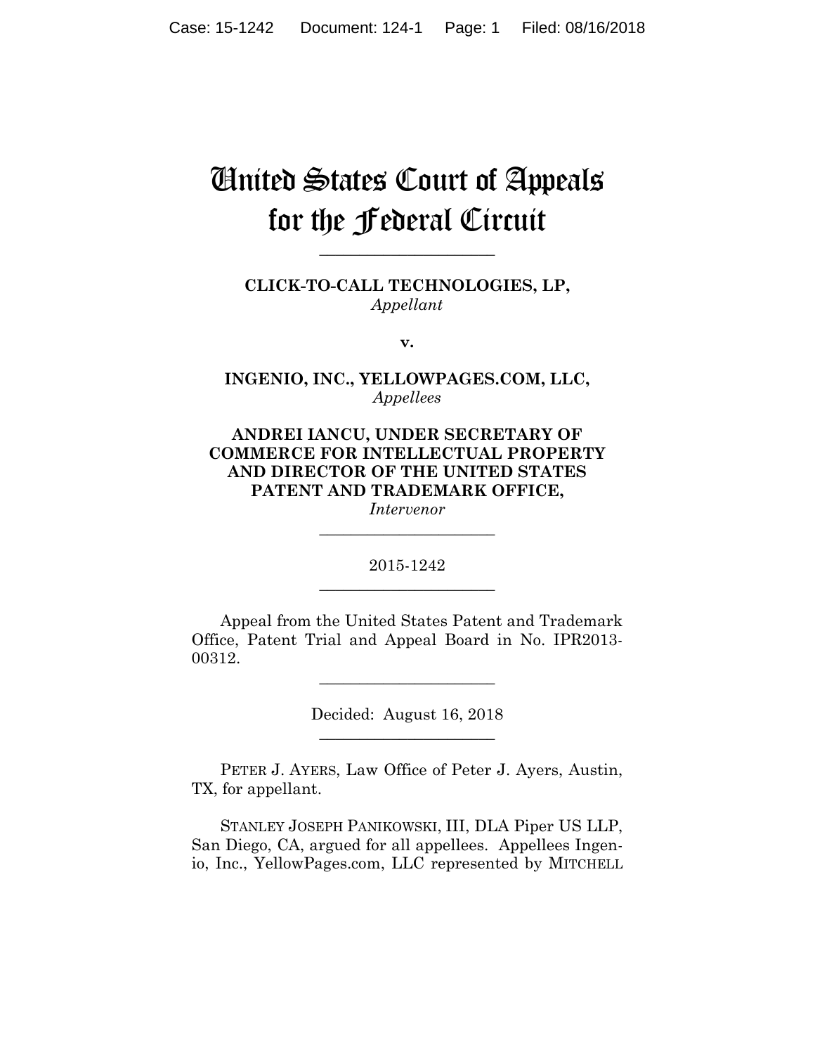# United States Court of Appeals for the Federal Circuit

---

**CLICK-TO-CALL TECHNOLOGIES, LP,**
*Appellant*

**v.**

**INGENIO, INC., YELLOWPAGES.COM, LLC,**
*Appellees*

**ANDREI IANCU, UNDER SECRETARY OF COMMERCE FOR INTELLECTUAL PROPERTY AND DIRECTOR OF THE UNITED STATES PATENT AND TRADEMARK OFFICE,**
*Intervenor*

---

2015-1242

---

Appeal from the United States Patent and Trademark Office, Patent Trial and Appeal Board in No. IPR2013-00312.

---

Decided: August 16, 2018

---

PETER J. AYERS, Law Office of Peter J. Ayers, Austin, TX, for appellant.

STANLEY JOSEPH PANIKOWSKI, III, DLA Piper US LLP, San Diego, CA, argued for all appellees. Appellees Ingenio, Inc., YellowPages.com, LLC represented by MITCHELL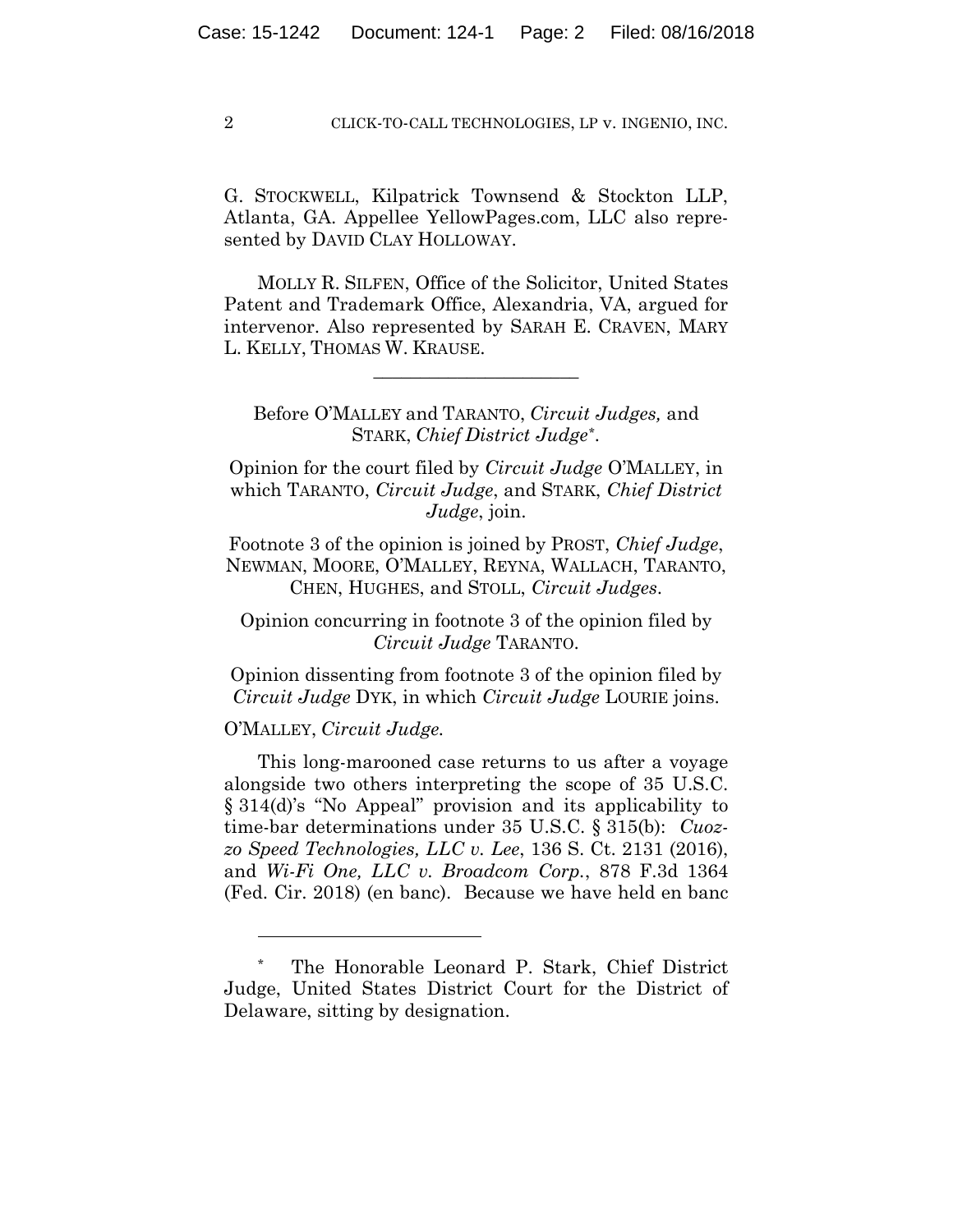G. STOCKWELL, Kilpatrick Townsend & Stockton LLP, Atlanta, GA. Appellee YellowPages.com, LLC also represented by DAVID CLAY HOLLOWAY.

MOLLY R. SILFEN, Office of the Solicitor, United States Patent and Trademark Office, Alexandria, VA, argued for intervenor. Also represented by SARAH E. CRAVEN, MARY L. KELLY, THOMAS W. KRAUSE.

______________________

Before O'MALLEY and TARANTO, *Circuit Judges,* and STARK, *Chief District Judge*[*].

Opinion for the court filed by *Circuit Judge* O'MALLEY, in which TARANTO, *Circuit Judge*, and STARK, *Chief District Judge*, join.

Footnote 3 of the opinion is joined by PROST, *Chief Judge*, NEWMAN, MOORE, O'MALLEY, REYNA, WALLACH, TARANTO, CHEN, HUGHES, and STOLL, *Circuit Judges*.

Opinion concurring in footnote 3 of the opinion filed by *Circuit Judge* TARANTO.

Opinion dissenting from footnote 3 of the opinion filed by *Circuit Judge* DYK, in which *Circuit Judge* LOURIE joins.

O'MALLEY, *Circuit Judge.*

This long-marooned case returns to us after a voyage alongside two others interpreting the scope of 35 U.S.C. § 314(d)'s "No Appeal" provision and its applicability to time-bar determinations under 35 U.S.C. § 315(b): *Cuozzo Speed Technologies, LLC v. Lee*, 136 S. Ct. 2131 (2016), and *Wi-Fi One, LLC v. Broadcom Corp.*, 878 F.3d 1364 (Fed. Cir. 2018) (en banc). Because we have held en banc

---

[*] The Honorable Leonard P. Stark, Chief District Judge, United States District Court for the District of Delaware, sitting by designation.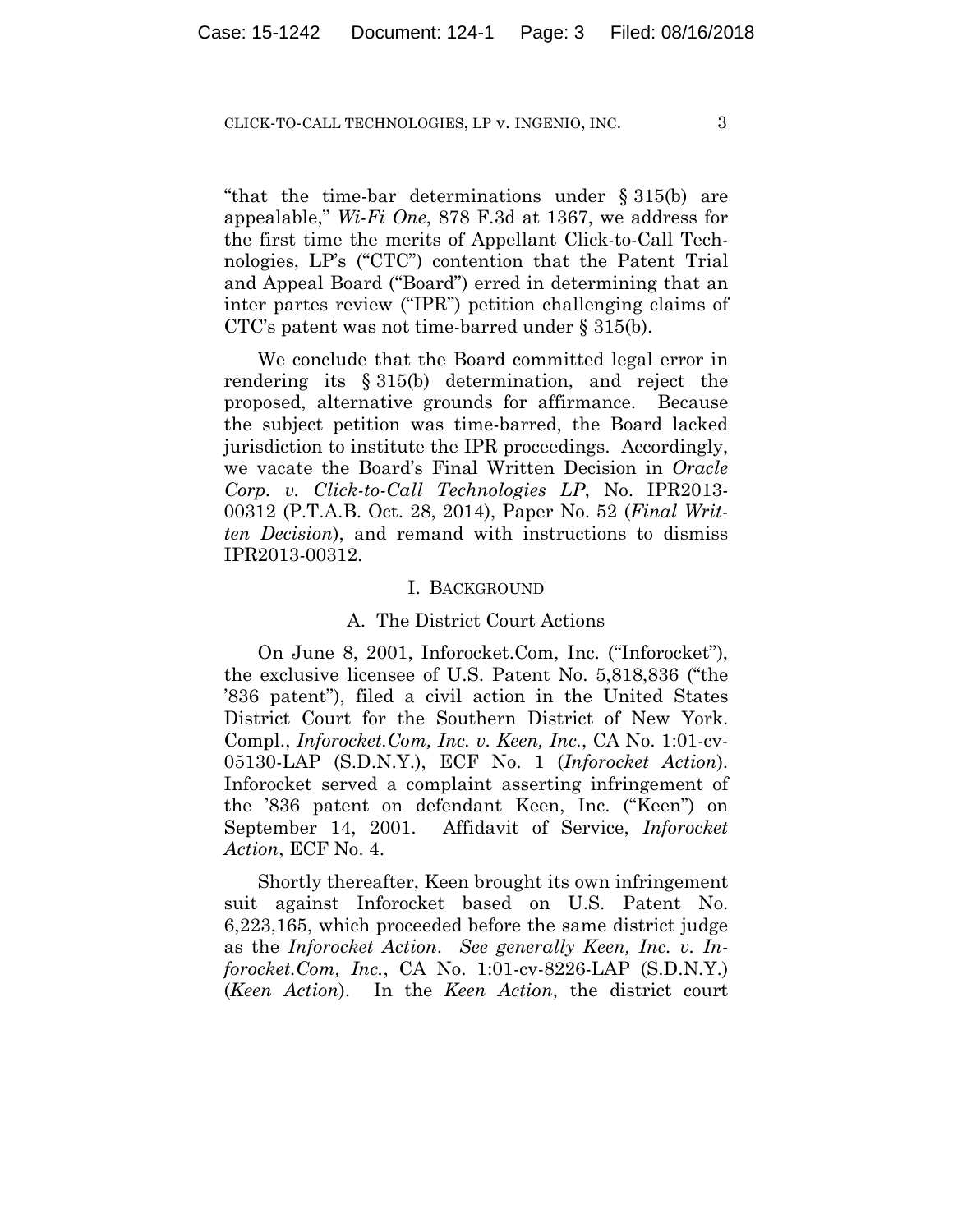"that the time-bar determinations under § 315(b) are appealable," *Wi-Fi One*, 878 F.3d at 1367, we address for the first time the merits of Appellant Click-to-Call Technologies, LP's ("CTC") contention that the Patent Trial and Appeal Board ("Board") erred in determining that an inter partes review ("IPR") petition challenging claims of CTC's patent was not time-barred under § 315(b).

We conclude that the Board committed legal error in rendering its § 315(b) determination, and reject the proposed, alternative grounds for affirmance. Because the subject petition was time-barred, the Board lacked jurisdiction to institute the IPR proceedings. Accordingly, we vacate the Board's Final Written Decision in *Oracle Corp. v. Click-to-Call Technologies LP*, No. IPR2013-00312 (P.T.A.B. Oct. 28, 2014), Paper No. 52 (*Final Written Decision*), and remand with instructions to dismiss IPR2013-00312.

## I. BACKGROUND

### A. The District Court Actions

On June 8, 2001, Inforocket.Com, Inc. ("Inforocket"), the exclusive licensee of U.S. Patent No. 5,818,836 ("the '836 patent"), filed a civil action in the United States District Court for the Southern District of New York. Compl., *Inforocket.Com, Inc. v. Keen, Inc.*, CA No. 1:01-cv-05130-LAP (S.D.N.Y.), ECF No. 1 (*Inforocket Action*). Inforocket served a complaint asserting infringement of the '836 patent on defendant Keen, Inc. ("Keen") on September 14, 2001. Affidavit of Service, *Inforocket Action*, ECF No. 4.

Shortly thereafter, Keen brought its own infringement suit against Inforocket based on U.S. Patent No. 6,223,165, which proceeded before the same district judge as the *Inforocket Action*. *See generally Keen, Inc. v. Inforocket.Com, Inc.*, CA No. 1:01-cv-8226-LAP (S.D.N.Y.) (*Keen Action*). In the *Keen Action*, the district court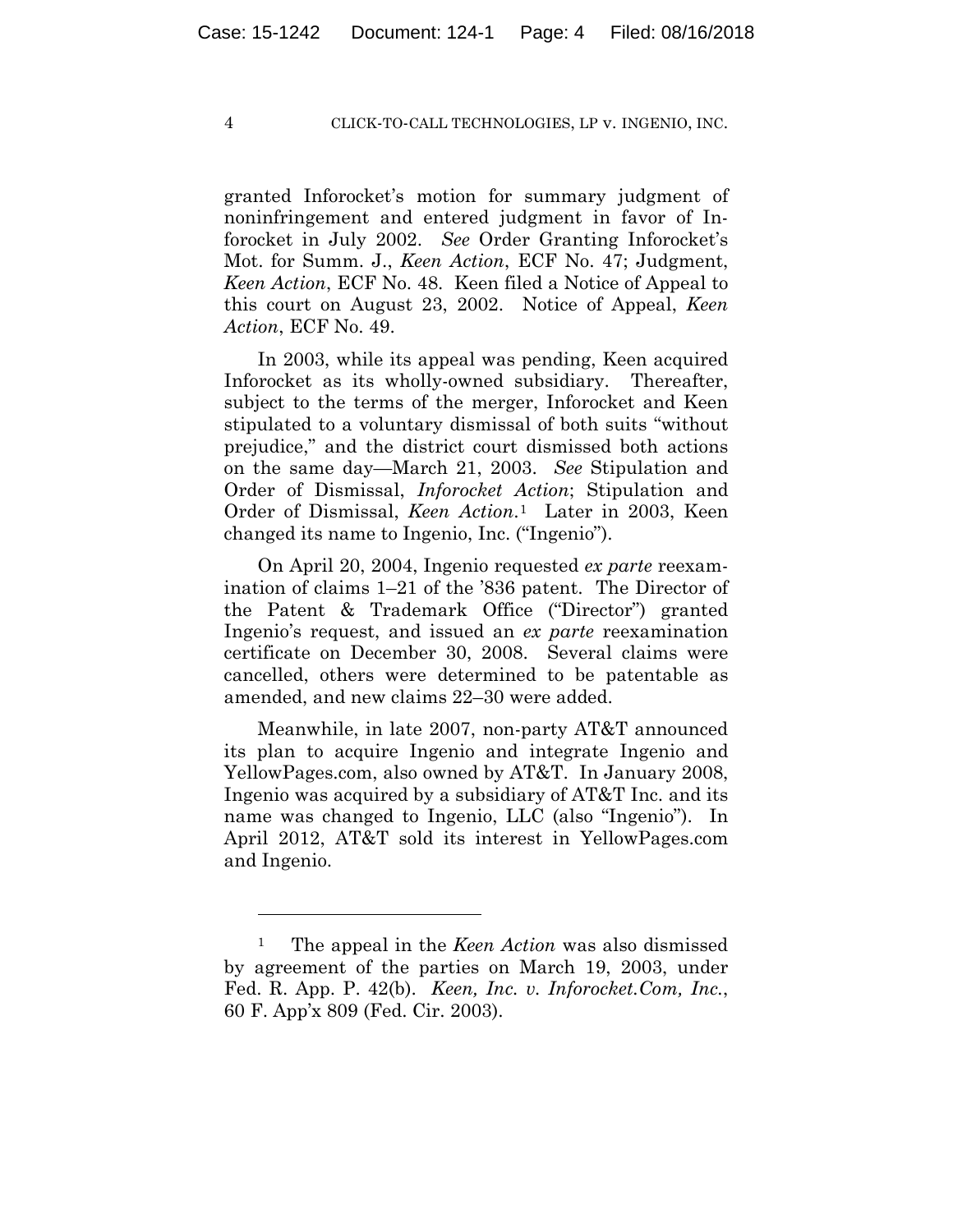granted Inforocket's motion for summary judgment of noninfringement and entered judgment in favor of Inforocket in July 2002. *See* Order Granting Inforocket's Mot. for Summ. J., *Keen Action*, ECF No. 47; Judgment, *Keen Action*, ECF No. 48. Keen filed a Notice of Appeal to this court on August 23, 2002. Notice of Appeal, *Keen Action*, ECF No. 49.

In 2003, while its appeal was pending, Keen acquired Inforocket as its wholly-owned subsidiary. Thereafter, subject to the terms of the merger, Inforocket and Keen stipulated to a voluntary dismissal of both suits "without prejudice," and the district court dismissed both actions on the same day—March 21, 2003. *See* Stipulation and Order of Dismissal, *Inforocket Action*; Stipulation and Order of Dismissal, *Keen Action*.[1] Later in 2003, Keen changed its name to Ingenio, Inc. ("Ingenio").

On April 20, 2004, Ingenio requested *ex parte* reexamination of claims 1–21 of the '836 patent. The Director of the Patent & Trademark Office ("Director") granted Ingenio's request, and issued an *ex parte* reexamination certificate on December 30, 2008. Several claims were cancelled, others were determined to be patentable as amended, and new claims 22–30 were added.

Meanwhile, in late 2007, non-party AT&T announced its plan to acquire Ingenio and integrate Ingenio and YellowPages.com, also owned by AT&T. In January 2008, Ingenio was acquired by a subsidiary of AT&T Inc. and its name was changed to Ingenio, LLC (also "Ingenio"). In April 2012, AT&T sold its interest in YellowPages.com and Ingenio.

---

[1] The appeal in the *Keen Action* was also dismissed by agreement of the parties on March 19, 2003, under Fed. R. App. P. 42(b). *Keen, Inc. v. Inforocket.Com, Inc.*, 60 F. App'x 809 (Fed. Cir. 2003).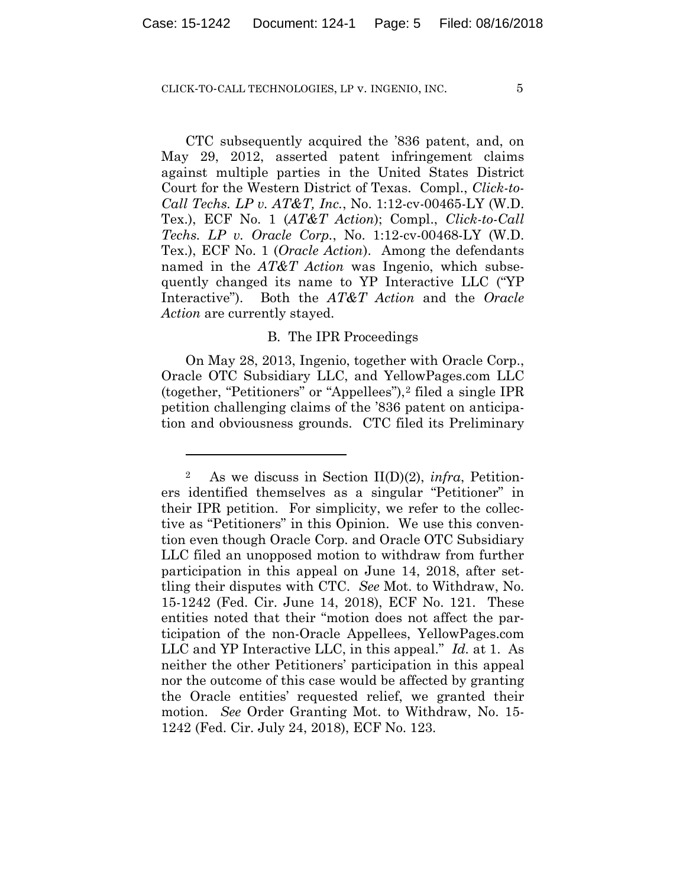CTC subsequently acquired the ’836 patent, and, on May 29, 2012, asserted patent infringement claims against multiple parties in the United States District Court for the Western District of Texas. Compl., *Click-to-Call Techs. LP v. AT&T, Inc.*, No. 1:12-cv-00465-LY (W.D. Tex.), ECF No. 1 (*AT&T Action*); Compl., *Click-to-Call Techs. LP v. Oracle Corp.*, No. 1:12-cv-00468-LY (W.D. Tex.), ECF No. 1 (*Oracle Action*). Among the defendants named in the *AT&T Action* was Ingenio, which subsequently changed its name to YP Interactive LLC (“YP Interactive”). Both the *AT&T Action* and the *Oracle Action* are currently stayed.

### B. The IPR Proceedings

On May 28, 2013, Ingenio, together with Oracle Corp., Oracle OTC Subsidiary LLC, and YellowPages.com LLC (together, “Petitioners” or “Appellees”),[2] filed a single IPR petition challenging claims of the ’836 patent on anticipation and obviousness grounds. CTC filed its Preliminary

---

[2] As we discuss in Section II(D)(2), *infra*, Petitioners identified themselves as a singular “Petitioner” in their IPR petition. For simplicity, we refer to the collective as “Petitioners” in this Opinion. We use this convention even though Oracle Corp. and Oracle OTC Subsidiary LLC filed an unopposed motion to withdraw from further participation in this appeal on June 14, 2018, after settling their disputes with CTC. *See* Mot. to Withdraw, No. 15-1242 (Fed. Cir. June 14, 2018), ECF No. 121. These entities noted that their “motion does not affect the participation of the non-Oracle Appellees, YellowPages.com LLC and YP Interactive LLC, in this appeal.” *Id.* at 1. As neither the other Petitioners’ participation in this appeal nor the outcome of this case would be affected by granting the Oracle entities’ requested relief, we granted their motion. *See* Order Granting Mot. to Withdraw, No. 15-1242 (Fed. Cir. July 24, 2018), ECF No. 123.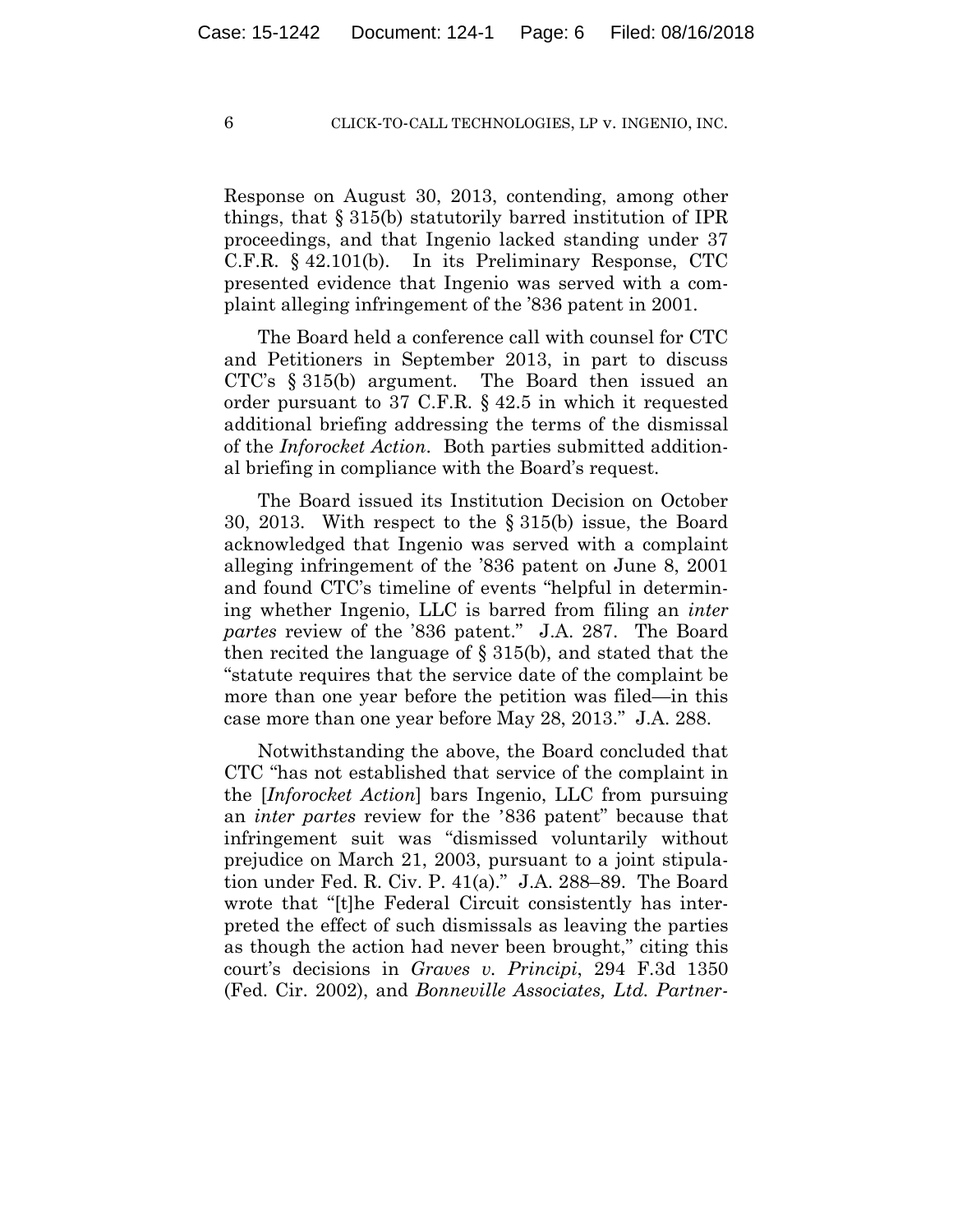Response on August 30, 2013, contending, among other things, that § 315(b) statutorily barred institution of IPR proceedings, and that Ingenio lacked standing under 37 C.F.R. § 42.101(b). In its Preliminary Response, CTC presented evidence that Ingenio was served with a complaint alleging infringement of the '836 patent in 2001.

The Board held a conference call with counsel for CTC and Petitioners in September 2013, in part to discuss CTC's § 315(b) argument. The Board then issued an order pursuant to 37 C.F.R. § 42.5 in which it requested additional briefing addressing the terms of the dismissal of the *Inforocket Action*. Both parties submitted additional briefing in compliance with the Board's request.

The Board issued its Institution Decision on October 30, 2013. With respect to the § 315(b) issue, the Board acknowledged that Ingenio was served with a complaint alleging infringement of the '836 patent on June 8, 2001 and found CTC's timeline of events "helpful in determining whether Ingenio, LLC is barred from filing an *inter partes* review of the '836 patent." J.A. 287. The Board then recited the language of § 315(b), and stated that the "statute requires that the service date of the complaint be more than one year before the petition was filed—in this case more than one year before May 28, 2013." J.A. 288.

Notwithstanding the above, the Board concluded that CTC "has not established that service of the complaint in the [*Inforocket Action*] bars Ingenio, LLC from pursuing an *inter partes* review for the '836 patent" because that infringement suit was "dismissed voluntarily without prejudice on March 21, 2003, pursuant to a joint stipulation under Fed. R. Civ. P. 41(a)." J.A. 288–89. The Board wrote that "[t]he Federal Circuit consistently has interpreted the effect of such dismissals as leaving the parties as though the action had never been brought," citing this court's decisions in *Graves v. Principi*, 294 F.3d 1350 (Fed. Cir. 2002), and *Bonneville Associates, Ltd. Partner-*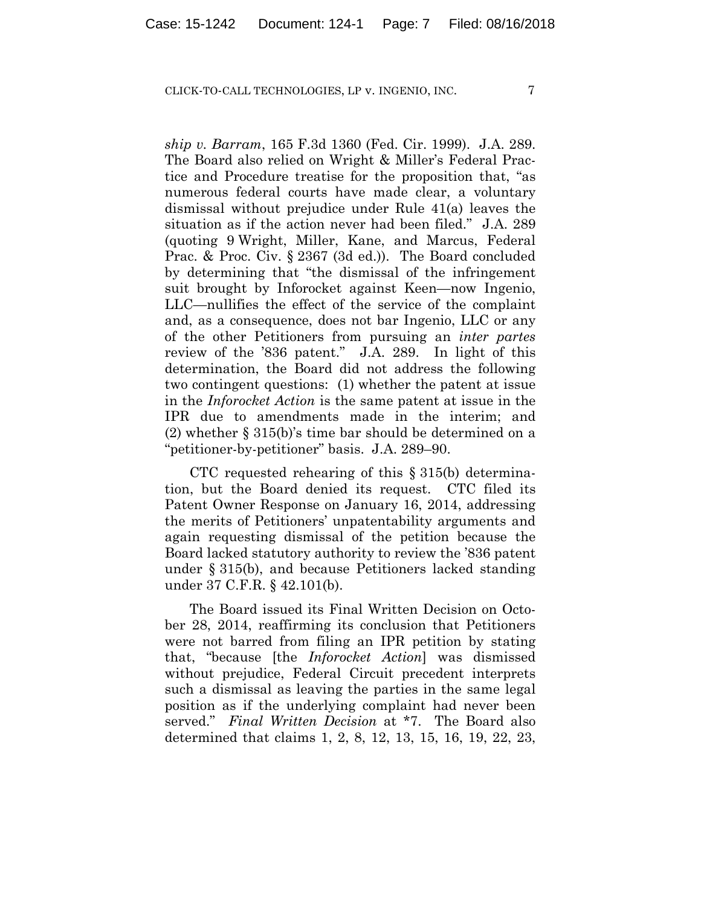*ship v. Barram*, 165 F.3d 1360 (Fed. Cir. 1999). J.A. 289. The Board also relied on Wright & Miller's Federal Practice and Procedure treatise for the proposition that, "as numerous federal courts have made clear, a voluntary dismissal without prejudice under Rule 41(a) leaves the situation as if the action never had been filed." J.A. 289 (quoting 9 Wright, Miller, Kane, and Marcus, Federal Prac. & Proc. Civ. § 2367 (3d ed.)). The Board concluded by determining that "the dismissal of the infringement suit brought by Inforocket against Keen—now Ingenio, LLC—nullifies the effect of the service of the complaint and, as a consequence, does not bar Ingenio, LLC or any of the other Petitioners from pursuing an *inter partes* review of the '836 patent." J.A. 289. In light of this determination, the Board did not address the following two contingent questions: (1) whether the patent at issue in the *Inforocket Action* is the same patent at issue in the IPR due to amendments made in the interim; and (2) whether § 315(b)'s time bar should be determined on a "petitioner-by-petitioner" basis. J.A. 289–90.

CTC requested rehearing of this § 315(b) determination, but the Board denied its request. CTC filed its Patent Owner Response on January 16, 2014, addressing the merits of Petitioners' unpatentability arguments and again requesting dismissal of the petition because the Board lacked statutory authority to review the '836 patent under § 315(b), and because Petitioners lacked standing under 37 C.F.R. § 42.101(b).

The Board issued its Final Written Decision on October 28, 2014, reaffirming its conclusion that Petitioners were not barred from filing an IPR petition by stating that, "because [the *Inforocket Action*] was dismissed without prejudice, Federal Circuit precedent interprets such a dismissal as leaving the parties in the same legal position as if the underlying complaint had never been served." *Final Written Decision* at *7. The Board also determined that claims 1, 2, 8, 12, 13, 15, 16, 19, 22, 23,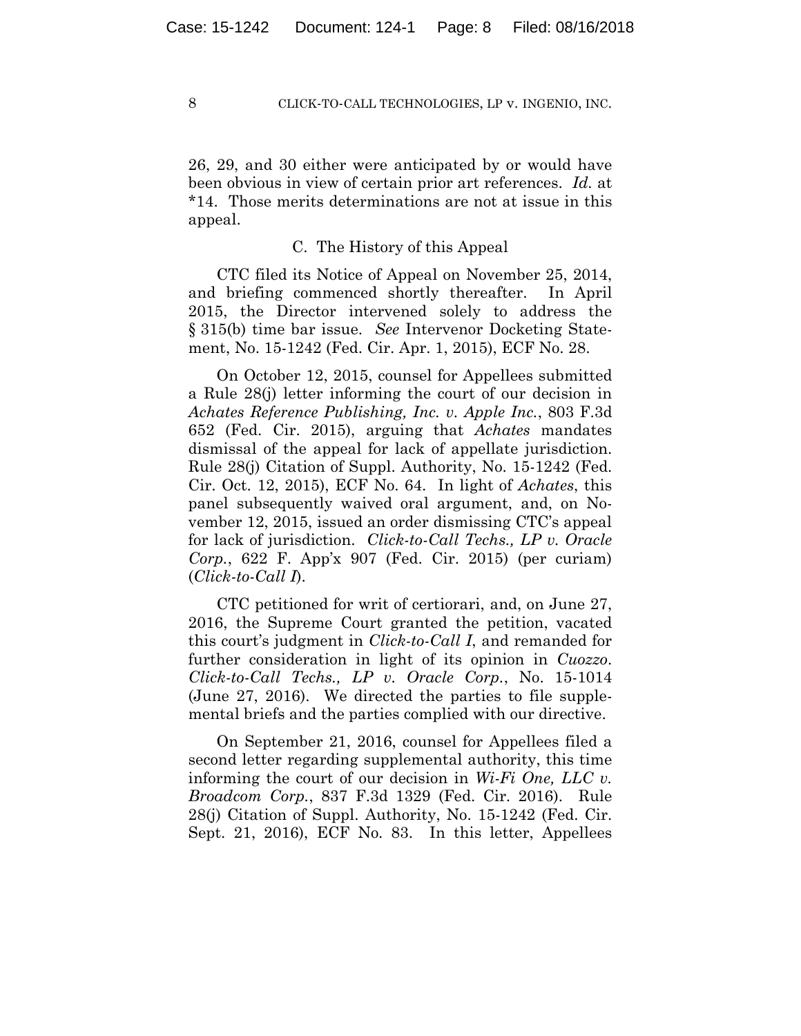26, 29, and 30 either were anticipated by or would have been obvious in view of certain prior art references. *Id.* at *14. Those merits determinations are not at issue in this appeal.

### C. The History of this Appeal

CTC filed its Notice of Appeal on November 25, 2014, and briefing commenced shortly thereafter. In April 2015, the Director intervened solely to address the § 315(b) time bar issue. *See* Intervenor Docketing Statement, No. 15-1242 (Fed. Cir. Apr. 1, 2015), ECF No. 28.

On October 12, 2015, counsel for Appellees submitted a Rule 28(j) letter informing the court of our decision in *Achates Reference Publishing, Inc. v. Apple Inc.*, 803 F.3d 652 (Fed. Cir. 2015), arguing that *Achates* mandates dismissal of the appeal for lack of appellate jurisdiction. Rule 28(j) Citation of Suppl. Authority, No. 15-1242 (Fed. Cir. Oct. 12, 2015), ECF No. 64. In light of *Achates*, this panel subsequently waived oral argument, and, on November 12, 2015, issued an order dismissing CTC's appeal for lack of jurisdiction. *Click-to-Call Techs., LP v. Oracle Corp.*, 622 F. App'x 907 (Fed. Cir. 2015) (per curiam) (*Click-to-Call I*).

CTC petitioned for writ of certiorari, and, on June 27, 2016, the Supreme Court granted the petition, vacated this court's judgment in *Click-to-Call I*, and remanded for further consideration in light of its opinion in *Cuozzo*. *Click-to-Call Techs., LP v. Oracle Corp.*, No. 15-1014 (June 27, 2016). We directed the parties to file supplemental briefs and the parties complied with our directive.

On September 21, 2016, counsel for Appellees filed a second letter regarding supplemental authority, this time informing the court of our decision in *Wi-Fi One, LLC v. Broadcom Corp.*, 837 F.3d 1329 (Fed. Cir. 2016). Rule 28(j) Citation of Suppl. Authority, No. 15-1242 (Fed. Cir. Sept. 21, 2016), ECF No. 83. In this letter, Appellees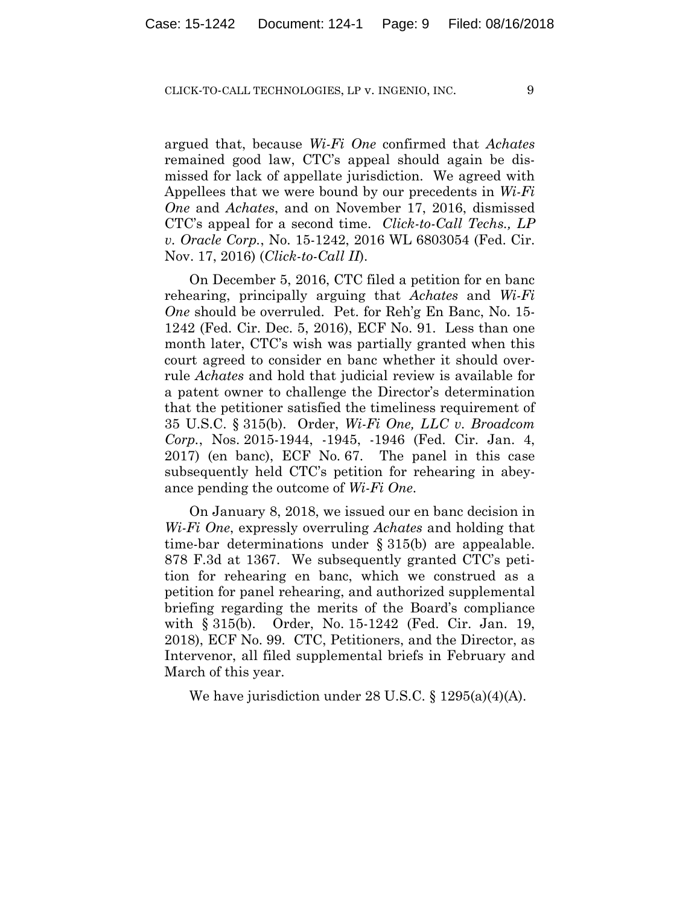argued that, because *Wi-Fi One* confirmed that *Achates* remained good law, CTC's appeal should again be dismissed for lack of appellate jurisdiction. We agreed with Appellees that we were bound by our precedents in *Wi-Fi One* and *Achates*, and on November 17, 2016, dismissed CTC's appeal for a second time. *Click-to-Call Techs., LP v. Oracle Corp.*, No. 15-1242, 2016 WL 6803054 (Fed. Cir. Nov. 17, 2016) (*Click-to-Call II*).

On December 5, 2016, CTC filed a petition for en banc rehearing, principally arguing that *Achates* and *Wi-Fi One* should be overruled. Pet. for Reh'g En Banc, No. 15-1242 (Fed. Cir. Dec. 5, 2016), ECF No. 91. Less than one month later, CTC's wish was partially granted when this court agreed to consider en banc whether it should overrule *Achates* and hold that judicial review is available for a patent owner to challenge the Director's determination that the petitioner satisfied the timeliness requirement of 35 U.S.C. § 315(b). Order, *Wi-Fi One, LLC v. Broadcom Corp.*, Nos. 2015-1944, -1945, -1946 (Fed. Cir. Jan. 4, 2017) (en banc), ECF No. 67. The panel in this case subsequently held CTC's petition for rehearing in abeyance pending the outcome of *Wi-Fi One*.

On January 8, 2018, we issued our en banc decision in *Wi-Fi One*, expressly overruling *Achates* and holding that time-bar determinations under § 315(b) are appealable. 878 F.3d at 1367. We subsequently granted CTC's petition for rehearing en banc, which we construed as a petition for panel rehearing, and authorized supplemental briefing regarding the merits of the Board's compliance with § 315(b). Order, No. 15-1242 (Fed. Cir. Jan. 19, 2018), ECF No. 99. CTC, Petitioners, and the Director, as Intervenor, all filed supplemental briefs in February and March of this year.

We have jurisdiction under 28 U.S.C. § 1295(a)(4)(A).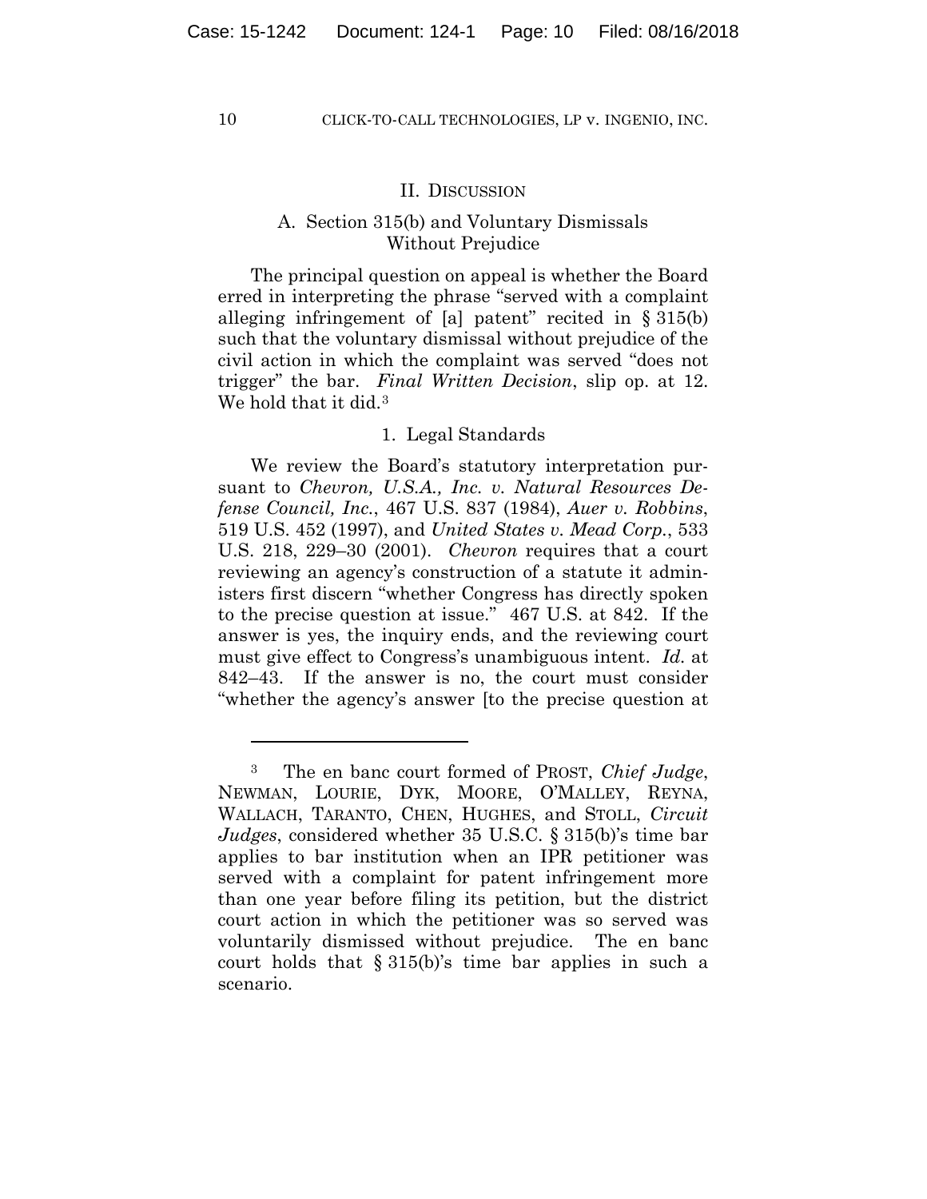## II. Discussion

### A. Section 315(b) and Voluntary Dismissals Without Prejudice

The principal question on appeal is whether the Board erred in interpreting the phrase "served with a complaint alleging infringement of [a] patent" recited in § 315(b) such that the voluntary dismissal without prejudice of the civil action in which the complaint was served "does not trigger" the bar. *Final Written Decision*, slip op. at 12. We hold that it did.[3]

#### 1. Legal Standards

We review the Board's statutory interpretation pursuant to *Chevron, U.S.A., Inc. v. Natural Resources Defense Council, Inc.*, 467 U.S. 837 (1984), *Auer v. Robbins*, 519 U.S. 452 (1997), and *United States v. Mead Corp.*, 533 U.S. 218, 229–30 (2001). *Chevron* requires that a court reviewing an agency's construction of a statute it administers first discern "whether Congress has directly spoken to the precise question at issue." 467 U.S. at 842. If the answer is yes, the inquiry ends, and the reviewing court must give effect to Congress's unambiguous intent. *Id.* at 842–43. If the answer is no, the court must consider "whether the agency's answer [to the precise question at

---

[3] The en banc court formed of PROST, *Chief Judge*, NEWMAN, LOURIE, DYK, MOORE, O'MALLEY, REYNA, WALLACH, TARANTO, CHEN, HUGHES, and STOLL, *Circuit Judges*, considered whether 35 U.S.C. § 315(b)'s time bar applies to bar institution when an IPR petitioner was served with a complaint for patent infringement more than one year before filing its petition, but the district court action in which the petitioner was so served was voluntarily dismissed without prejudice. The en banc court holds that § 315(b)'s time bar applies in such a scenario.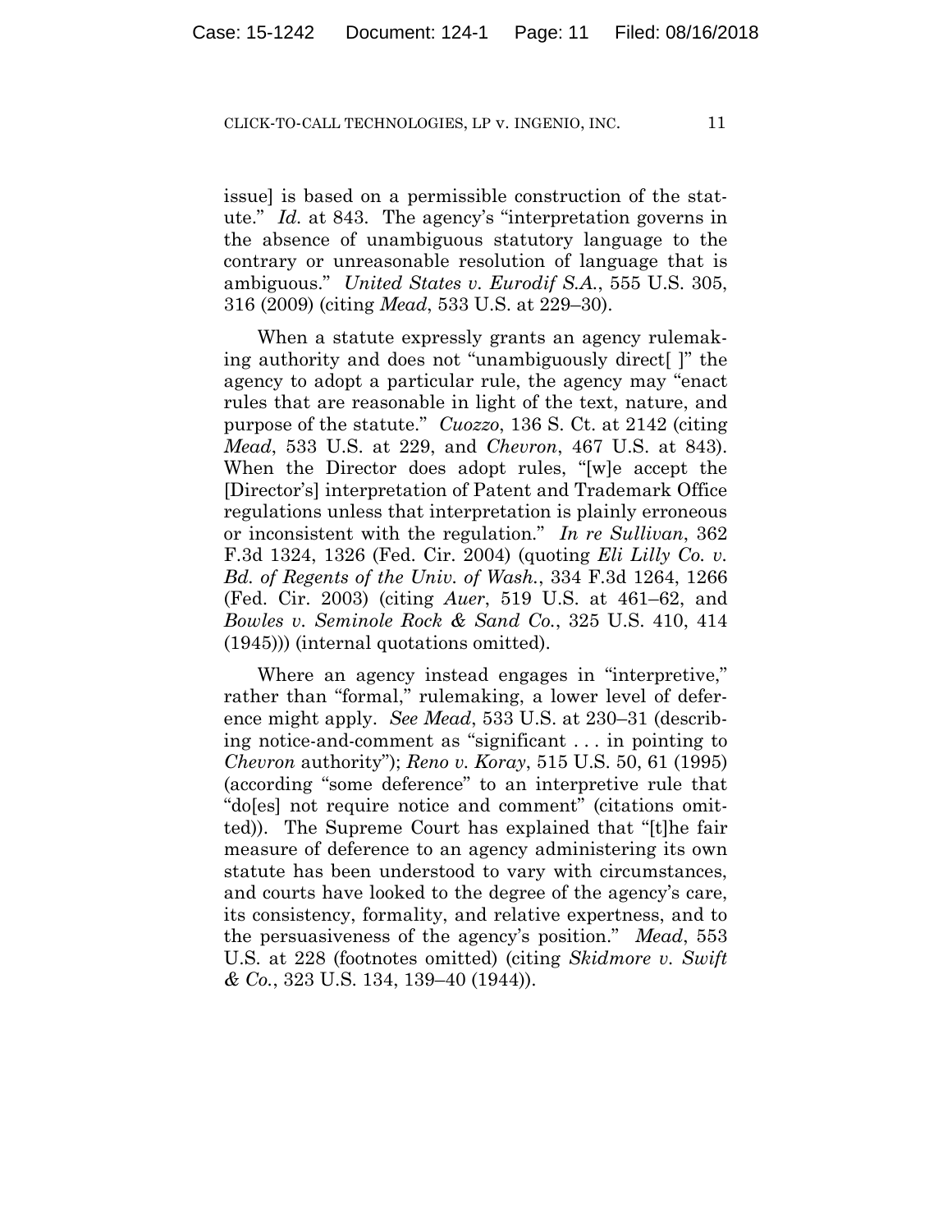issue] is based on a permissible construction of the statute." *Id.* at 843. The agency's "interpretation governs in the absence of unambiguous statutory language to the contrary or unreasonable resolution of language that is ambiguous." *United States v. Eurodif S.A.*, 555 U.S. 305, 316 (2009) (citing *Mead*, 533 U.S. at 229–30).

When a statute expressly grants an agency rulemaking authority and does not "unambiguously direct[ ]" the agency to adopt a particular rule, the agency may "enact rules that are reasonable in light of the text, nature, and purpose of the statute." *Cuozzo*, 136 S. Ct. at 2142 (citing *Mead*, 533 U.S. at 229, and *Chevron*, 467 U.S. at 843). When the Director does adopt rules, "[w]e accept the [Director's] interpretation of Patent and Trademark Office regulations unless that interpretation is plainly erroneous or inconsistent with the regulation." *In re Sullivan*, 362 F.3d 1324, 1326 (Fed. Cir. 2004) (quoting *Eli Lilly Co. v. Bd. of Regents of the Univ. of Wash.*, 334 F.3d 1264, 1266 (Fed. Cir. 2003) (citing *Auer*, 519 U.S. at 461–62, and *Bowles v. Seminole Rock & Sand Co.*, 325 U.S. 410, 414 (1945))) (internal quotations omitted).

Where an agency instead engages in "interpretive," rather than "formal," rulemaking, a lower level of deference might apply. *See Mead*, 533 U.S. at 230–31 (describing notice-and-comment as "significant . . . in pointing to *Chevron* authority"); *Reno v. Koray*, 515 U.S. 50, 61 (1995) (according "some deference" to an interpretive rule that "do[es] not require notice and comment" (citations omitted)). The Supreme Court has explained that "[t]he fair measure of deference to an agency administering its own statute has been understood to vary with circumstances, and courts have looked to the degree of the agency's care, its consistency, formality, and relative expertness, and to the persuasiveness of the agency's position." *Mead*, 553 U.S. at 228 (footnotes omitted) (citing *Skidmore v. Swift & Co.*, 323 U.S. 134, 139–40 (1944)).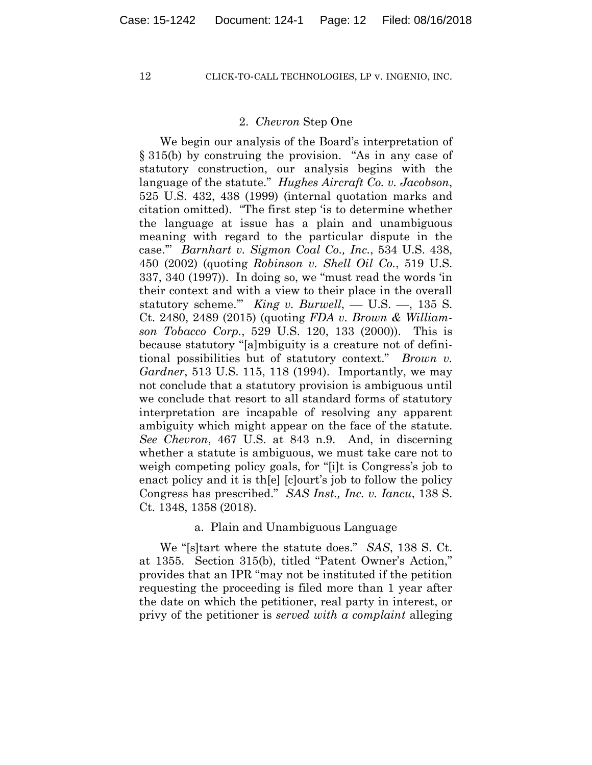### 2. *Chevron* Step One

We begin our analysis of the Board's interpretation of § 315(b) by construing the provision. "As in any case of statutory construction, our analysis begins with the language of the statute." *Hughes Aircraft Co. v. Jacobson*, 525 U.S. 432, 438 (1999) (internal quotation marks and citation omitted). "The first step 'is to determine whether the language at issue has a plain and unambiguous meaning with regard to the particular dispute in the case.'" *Barnhart v. Sigmon Coal Co., Inc.*, 534 U.S. 438, 450 (2002) (quoting *Robinson v. Shell Oil Co.*, 519 U.S. 337, 340 (1997)). In doing so, we "must read the words 'in their context and with a view to their place in the overall statutory scheme.'" *King v. Burwell*, — U.S. —, 135 S. Ct. 2480, 2489 (2015) (quoting *FDA v. Brown & Williamson Tobacco Corp.*, 529 U.S. 120, 133 (2000)). This is because statutory "[a]mbiguity is a creature not of definitional possibilities but of statutory context." *Brown v. Gardner*, 513 U.S. 115, 118 (1994). Importantly, we may not conclude that a statutory provision is ambiguous until we conclude that resort to all standard forms of statutory interpretation are incapable of resolving any apparent ambiguity which might appear on the face of the statute. *See Chevron*, 467 U.S. at 843 n.9. And, in discerning whether a statute is ambiguous, we must take care not to weigh competing policy goals, for "[i]t is Congress's job to enact policy and it is th[e] [c]ourt's job to follow the policy Congress has prescribed." *SAS Inst., Inc. v. Iancu*, 138 S. Ct. 1348, 1358 (2018).

#### a. Plain and Unambiguous Language

We "[s]tart where the statute does." *SAS*, 138 S. Ct. at 1355. Section 315(b), titled "Patent Owner's Action," provides that an IPR "may not be instituted if the petition requesting the proceeding is filed more than 1 year after the date on which the petitioner, real party in interest, or privy of the petitioner is *served with a complaint* alleging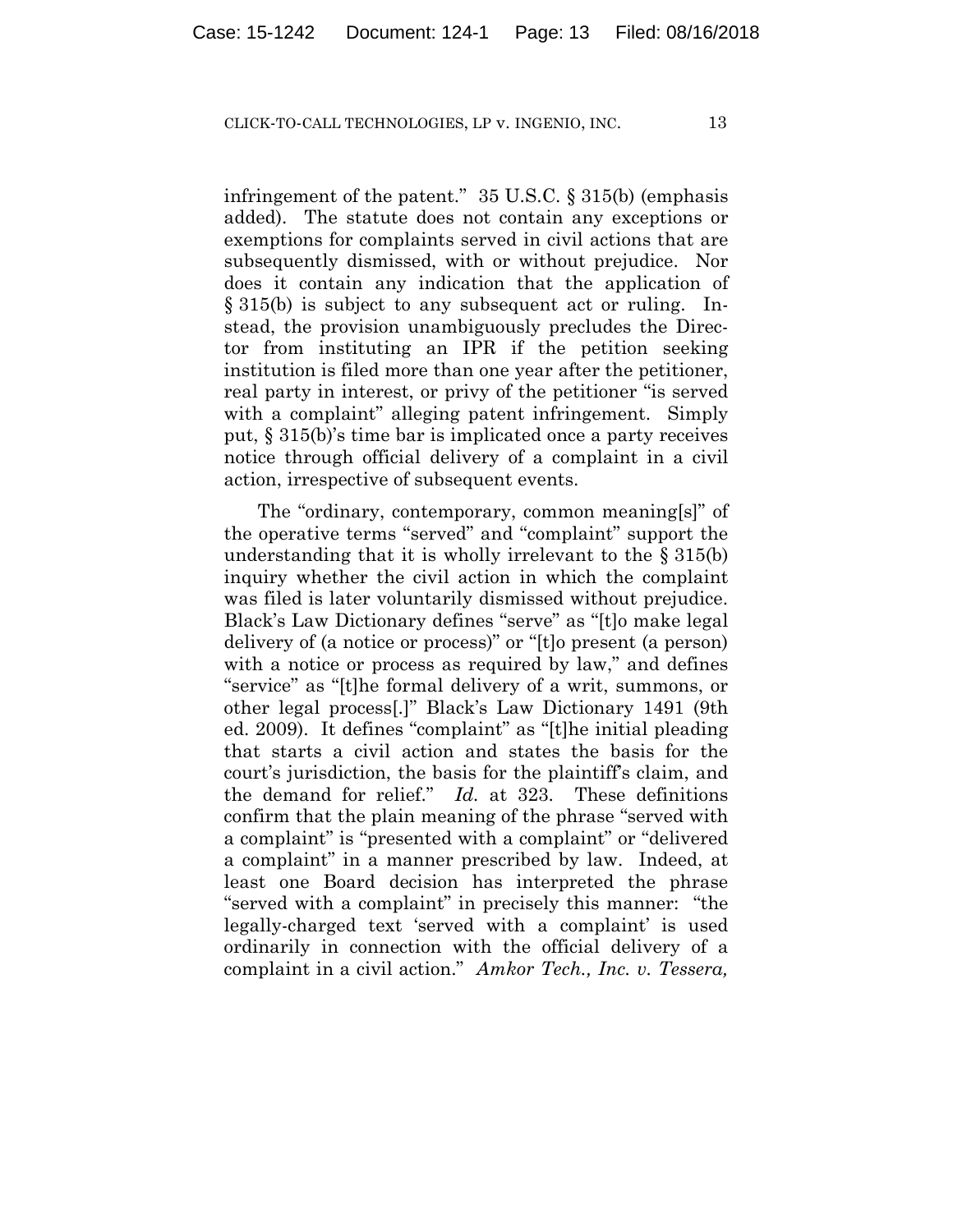infringement of the patent." 35 U.S.C. § 315(b) (emphasis added). The statute does not contain any exceptions or exemptions for complaints served in civil actions that are subsequently dismissed, with or without prejudice. Nor does it contain any indication that the application of § 315(b) is subject to any subsequent act or ruling. Instead, the provision unambiguously precludes the Director from instituting an IPR if the petition seeking institution is filed more than one year after the petitioner, real party in interest, or privy of the petitioner "is served with a complaint" alleging patent infringement. Simply put, § 315(b)'s time bar is implicated once a party receives notice through official delivery of a complaint in a civil action, irrespective of subsequent events.

The "ordinary, contemporary, common meaning[s]" of the operative terms "served" and "complaint" support the understanding that it is wholly irrelevant to the § 315(b) inquiry whether the civil action in which the complaint was filed is later voluntarily dismissed without prejudice. Black's Law Dictionary defines "serve" as "[t]o make legal delivery of (a notice or process)" or "[t]o present (a person) with a notice or process as required by law," and defines "service" as "[t]he formal delivery of a writ, summons, or other legal process[.]" Black's Law Dictionary 1491 (9th ed. 2009). It defines "complaint" as "[t]he initial pleading that starts a civil action and states the basis for the court's jurisdiction, the basis for the plaintiff's claim, and the demand for relief." *Id.* at 323. These definitions confirm that the plain meaning of the phrase "served with a complaint" is "presented with a complaint" or "delivered a complaint" in a manner prescribed by law. Indeed, at least one Board decision has interpreted the phrase "served with a complaint" in precisely this manner: "the legally-charged text 'served with a complaint' is used ordinarily in connection with the official delivery of a complaint in a civil action." *Amkor Tech., Inc. v. Tessera,*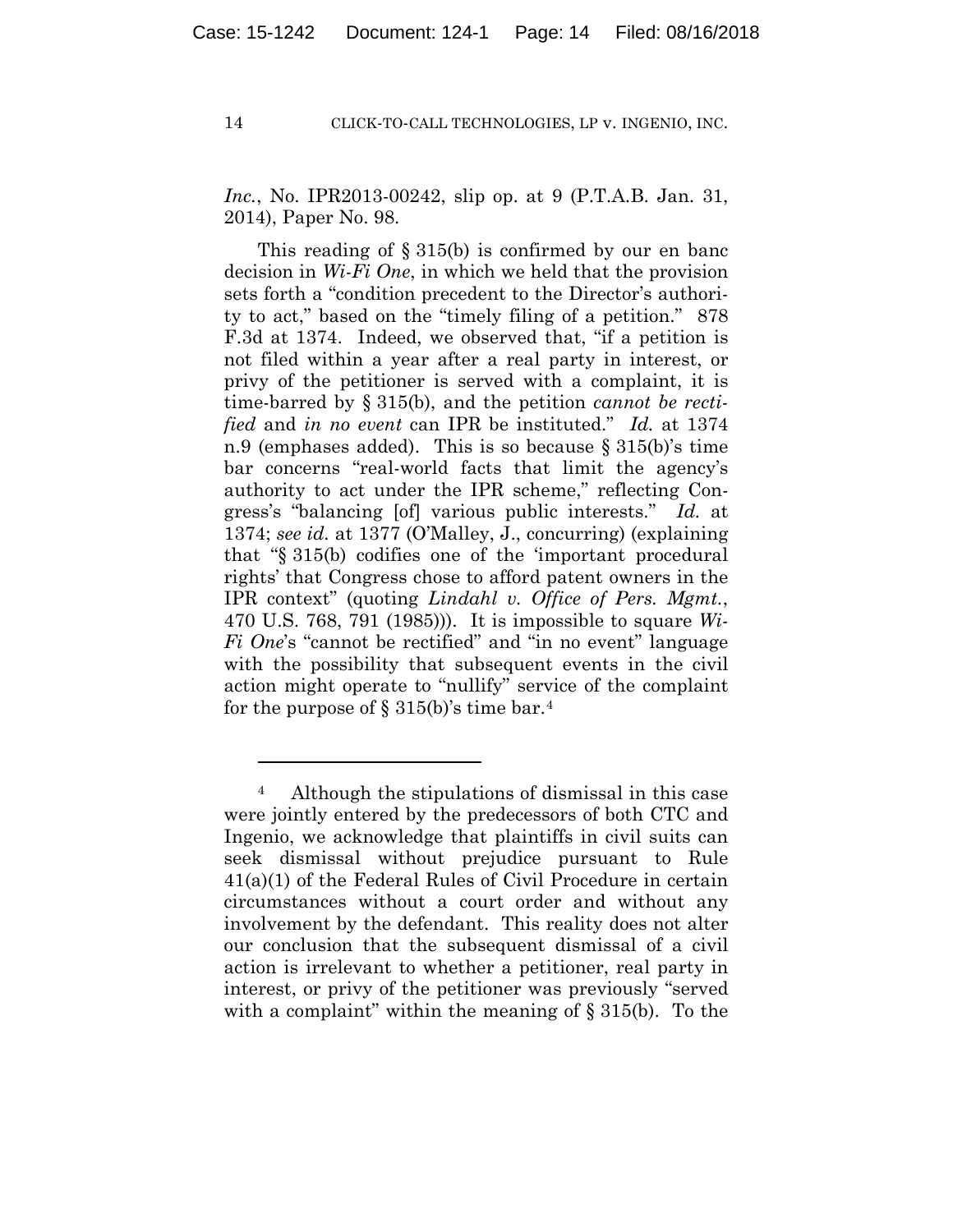*Inc.*, No. IPR2013-00242, slip op. at 9 (P.T.A.B. Jan. 31, 2014), Paper No. 98.

This reading of § 315(b) is confirmed by our en banc decision in *Wi-Fi One*, in which we held that the provision sets forth a "condition precedent to the Director's authority to act," based on the "timely filing of a petition." 878 F.3d at 1374. Indeed, we observed that, "if a petition is not filed within a year after a real party in interest, or privy of the petitioner is served with a complaint, it is time-barred by § 315(b), and the petition *cannot be rectified* and *in no event* can IPR be instituted." *Id.* at 1374 n.9 (emphases added). This is so because § 315(b)'s time bar concerns "real-world facts that limit the agency's authority to act under the IPR scheme," reflecting Congress's "balancing [of] various public interests." *Id.* at 1374; *see id.* at 1377 (O'Malley, J., concurring) (explaining that "§ 315(b) codifies one of the 'important procedural rights' that Congress chose to afford patent owners in the IPR context" (quoting *Lindahl v. Office of Pers. Mgmt.*, 470 U.S. 768, 791 (1985))). It is impossible to square *Wi-Fi One*'s "cannot be rectified" and "in no event" language with the possibility that subsequent events in the civil action might operate to "nullify" service of the complaint for the purpose of § 315(b)'s time bar.[4]

---

[4] Although the stipulations of dismissal in this case were jointly entered by the predecessors of both CTC and Ingenio, we acknowledge that plaintiffs in civil suits can seek dismissal without prejudice pursuant to Rule 41(a)(1) of the Federal Rules of Civil Procedure in certain circumstances without a court order and without any involvement by the defendant. This reality does not alter our conclusion that the subsequent dismissal of a civil action is irrelevant to whether a petitioner, real party in interest, or privy of the petitioner was previously "served with a complaint" within the meaning of § 315(b). To the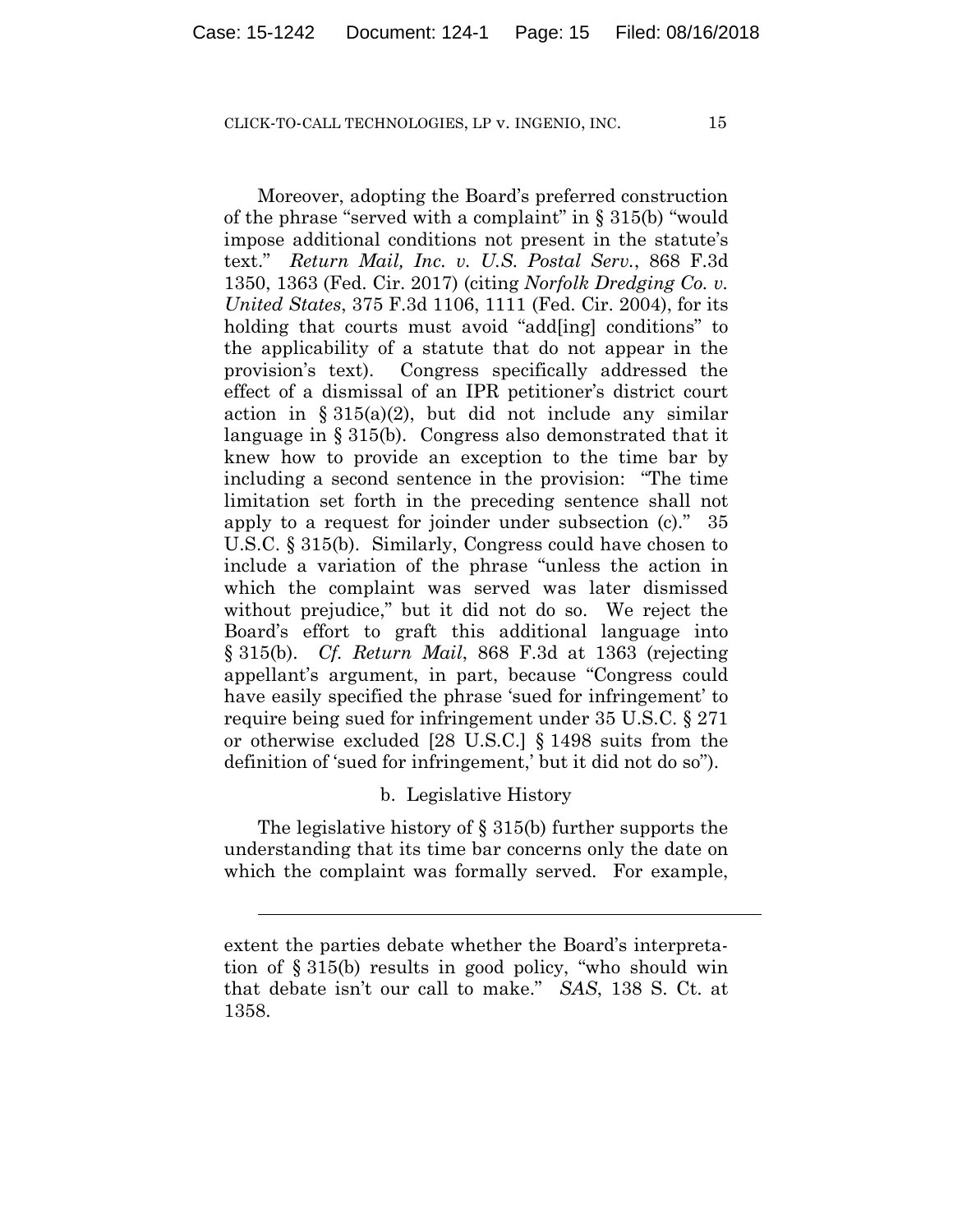Moreover, adopting the Board's preferred construction of the phrase "served with a complaint" in § 315(b) "would impose additional conditions not present in the statute's text." *Return Mail, Inc. v. U.S. Postal Serv.*, 868 F.3d 1350, 1363 (Fed. Cir. 2017) (citing *Norfolk Dredging Co. v. United States*, 375 F.3d 1106, 1111 (Fed. Cir. 2004), for its holding that courts must avoid "add[ing] conditions" to the applicability of a statute that do not appear in the provision's text). Congress specifically addressed the effect of a dismissal of an IPR petitioner's district court action in § 315(a)(2), but did not include any similar language in § 315(b). Congress also demonstrated that it knew how to provide an exception to the time bar by including a second sentence in the provision: "The time limitation set forth in the preceding sentence shall not apply to a request for joinder under subsection (c)." 35 U.S.C. § 315(b). Similarly, Congress could have chosen to include a variation of the phrase "unless the action in which the complaint was served was later dismissed without prejudice," but it did not do so. We reject the Board's effort to graft this additional language into § 315(b). *Cf. Return Mail*, 868 F.3d at 1363 (rejecting appellant's argument, in part, because "Congress could have easily specified the phrase 'sued for infringement' to require being sued for infringement under 35 U.S.C. § 271 or otherwise excluded [28 U.S.C.] § 1498 suits from the definition of 'sued for infringement,' but it did not do so").

### b. Legislative History

The legislative history of § 315(b) further supports the understanding that its time bar concerns only the date on which the complaint was formally served. For example,

---

extent the parties debate whether the Board's interpretation of § 315(b) results in good policy, "who should win that debate isn't our call to make." *SAS*, 138 S. Ct. at 1358.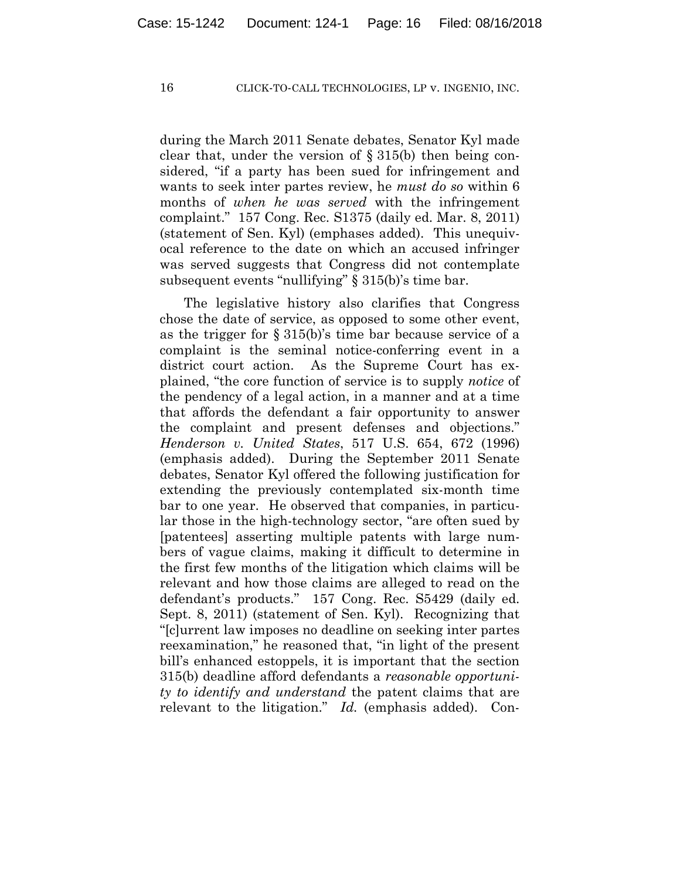during the March 2011 Senate debates, Senator Kyl made clear that, under the version of § 315(b) then being considered, "if a party has been sued for infringement and wants to seek inter partes review, he *must do so* within 6 months of *when he was served* with the infringement complaint." 157 Cong. Rec. S1375 (daily ed. Mar. 8, 2011) (statement of Sen. Kyl) (emphases added). This unequivocal reference to the date on which an accused infringer was served suggests that Congress did not contemplate subsequent events "nullifying" § 315(b)'s time bar.

The legislative history also clarifies that Congress chose the date of service, as opposed to some other event, as the trigger for § 315(b)'s time bar because service of a complaint is the seminal notice-conferring event in a district court action. As the Supreme Court has explained, "the core function of service is to supply *notice* of the pendency of a legal action, in a manner and at a time that affords the defendant a fair opportunity to answer the complaint and present defenses and objections." *Henderson v. United States*, 517 U.S. 654, 672 (1996) (emphasis added). During the September 2011 Senate debates, Senator Kyl offered the following justification for extending the previously contemplated six-month time bar to one year. He observed that companies, in particular those in the high-technology sector, "are often sued by [patentees] asserting multiple patents with large numbers of vague claims, making it difficult to determine in the first few months of the litigation which claims will be relevant and how those claims are alleged to read on the defendant's products." 157 Cong. Rec. S5429 (daily ed. Sept. 8, 2011) (statement of Sen. Kyl). Recognizing that "[c]urrent law imposes no deadline on seeking inter partes reexamination," he reasoned that, "in light of the present bill's enhanced estoppels, it is important that the section 315(b) deadline afford defendants a *reasonable opportunity to identify and understand* the patent claims that are relevant to the litigation." *Id.* (emphasis added). Con-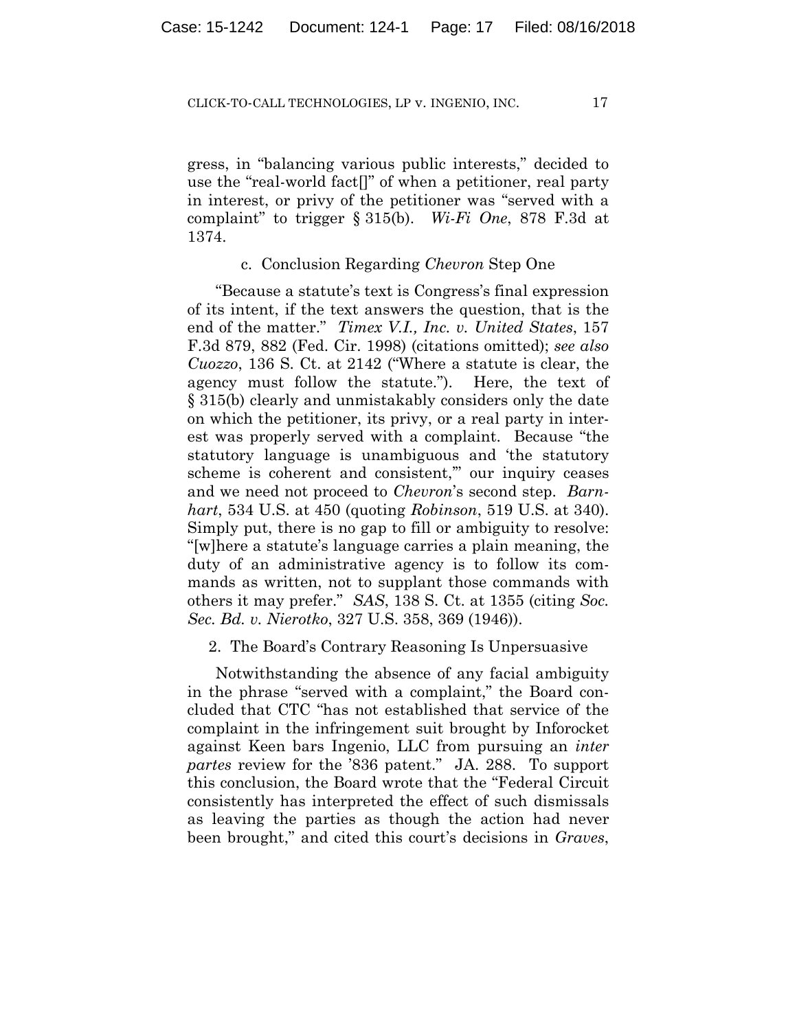gress, in "balancing various public interests," decided to use the "real-world fact[]" of when a petitioner, real party in interest, or privy of the petitioner was "served with a complaint" to trigger § 315(b). *Wi-Fi One*, 878 F.3d at 1374.

c. Conclusion Regarding *Chevron* Step One

"Because a statute's text is Congress's final expression of its intent, if the text answers the question, that is the end of the matter." *Timex V.I., Inc. v. United States*, 157 F.3d 879, 882 (Fed. Cir. 1998) (citations omitted); *see also Cuozzo*, 136 S. Ct. at 2142 ("Where a statute is clear, the agency must follow the statute."). Here, the text of § 315(b) clearly and unmistakably considers only the date on which the petitioner, its privy, or a real party in interest was properly served with a complaint. Because "the statutory language is unambiguous and 'the statutory scheme is coherent and consistent,'" our inquiry ceases and we need not proceed to *Chevron*'s second step. *Barnhart*, 534 U.S. at 450 (quoting *Robinson*, 519 U.S. at 340). Simply put, there is no gap to fill or ambiguity to resolve: "[w]here a statute's language carries a plain meaning, the duty of an administrative agency is to follow its commands as written, not to supplant those commands with others it may prefer." *SAS*, 138 S. Ct. at 1355 (citing *Soc. Sec. Bd. v. Nierotko*, 327 U.S. 358, 369 (1946)).

2. The Board's Contrary Reasoning Is Unpersuasive

Notwithstanding the absence of any facial ambiguity in the phrase "served with a complaint," the Board concluded that CTC "has not established that service of the complaint in the infringement suit brought by Inforocket against Keen bars Ingenio, LLC from pursuing an *inter partes* review for the '836 patent." JA. 288. To support this conclusion, the Board wrote that the "Federal Circuit consistently has interpreted the effect of such dismissals as leaving the parties as though the action had never been brought," and cited this court's decisions in *Graves*,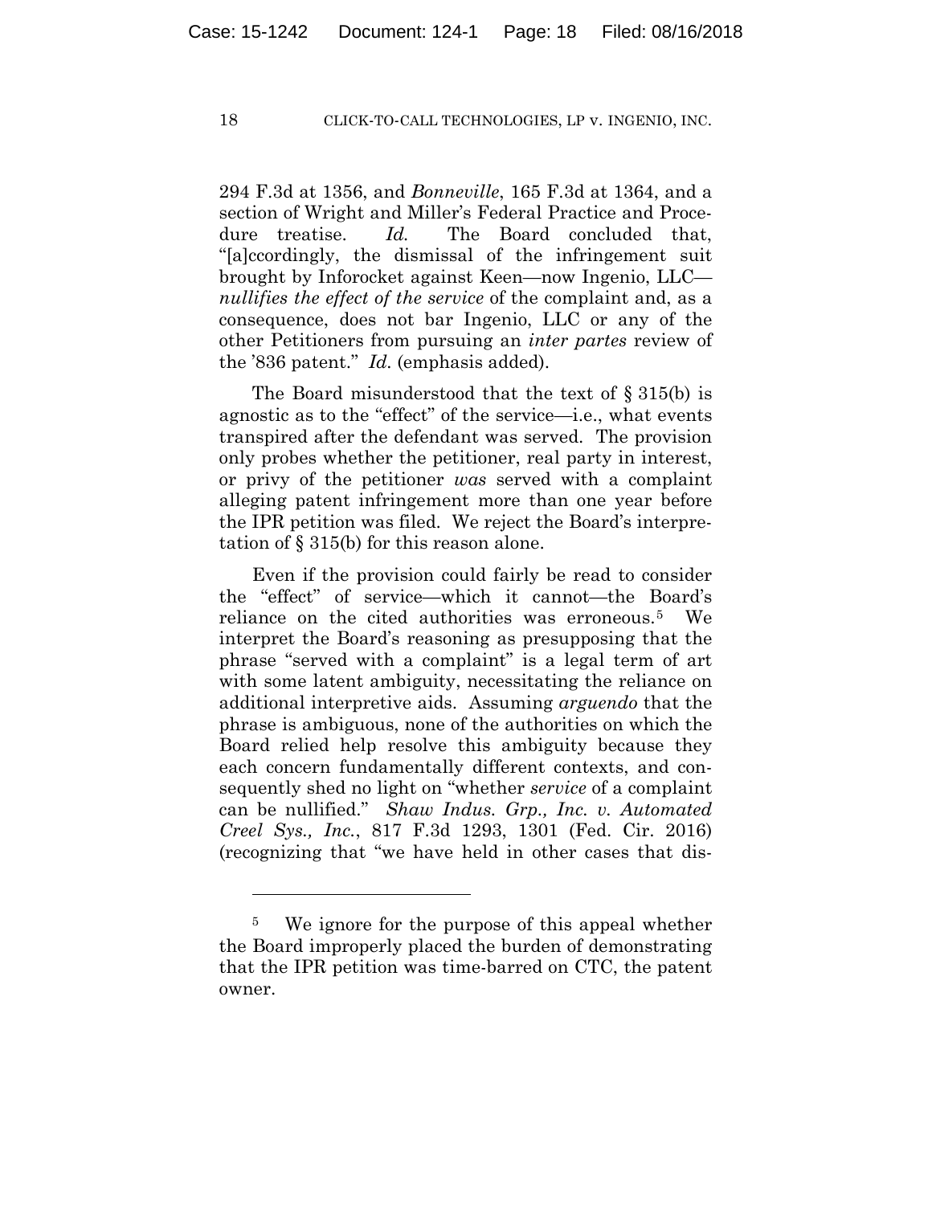294 F.3d at 1356, and *Bonneville*, 165 F.3d at 1364, and a section of Wright and Miller's Federal Practice and Procedure treatise. *Id.* The Board concluded that, "[a]ccordingly, the dismissal of the infringement suit brought by Inforocket against Keen—now Ingenio, LLC—*nullifies the effect of the service* of the complaint and, as a consequence, does not bar Ingenio, LLC or any of the other Petitioners from pursuing an *inter partes* review of the '836 patent." *Id.* (emphasis added).

The Board misunderstood that the text of § 315(b) is agnostic as to the "effect" of the service—i.e., what events transpired after the defendant was served. The provision only probes whether the petitioner, real party in interest, or privy of the petitioner *was* served with a complaint alleging patent infringement more than one year before the IPR petition was filed. We reject the Board's interpretation of § 315(b) for this reason alone.

Even if the provision could fairly be read to consider the "effect" of service—which it cannot—the Board's reliance on the cited authorities was erroneous.[5] We interpret the Board's reasoning as presupposing that the phrase "served with a complaint" is a legal term of art with some latent ambiguity, necessitating the reliance on additional interpretive aids. Assuming *arguendo* that the phrase is ambiguous, none of the authorities on which the Board relied help resolve this ambiguity because they each concern fundamentally different contexts, and consequently shed no light on "whether *service* of a complaint can be nullified." *Shaw Indus. Grp., Inc. v. Automated Creel Sys., Inc.*, 817 F.3d 1293, 1301 (Fed. Cir. 2016) (recognizing that "we have held in other cases that dis-

---

[5] We ignore for the purpose of this appeal whether the Board improperly placed the burden of demonstrating that the IPR petition was time-barred on CTC, the patent owner.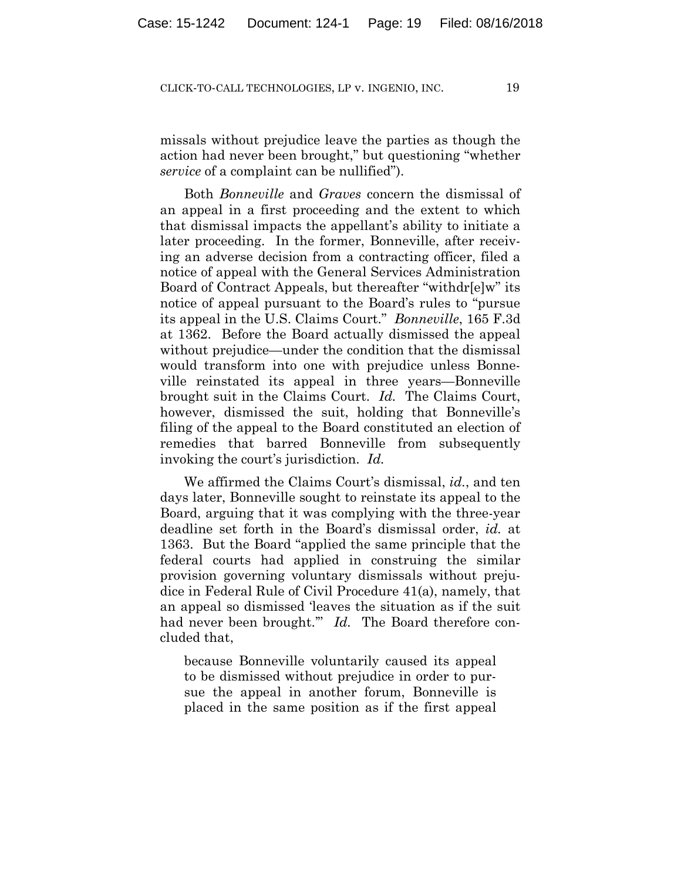missals without prejudice leave the parties as though the action had never been brought," but questioning "whether *service* of a complaint can be nullified").

Both *Bonneville* and *Graves* concern the dismissal of an appeal in a first proceeding and the extent to which that dismissal impacts the appellant's ability to initiate a later proceeding. In the former, Bonneville, after receiving an adverse decision from a contracting officer, filed a notice of appeal with the General Services Administration Board of Contract Appeals, but thereafter "withdr[e]w" its notice of appeal pursuant to the Board's rules to "pursue its appeal in the U.S. Claims Court." *Bonneville*, 165 F.3d at 1362. Before the Board actually dismissed the appeal without prejudice—under the condition that the dismissal would transform into one with prejudice unless Bonneville reinstated its appeal in three years—Bonneville brought suit in the Claims Court. *Id.* The Claims Court, however, dismissed the suit, holding that Bonneville's filing of the appeal to the Board constituted an election of remedies that barred Bonneville from subsequently invoking the court's jurisdiction. *Id.*

We affirmed the Claims Court's dismissal, *id.*, and ten days later, Bonneville sought to reinstate its appeal to the Board, arguing that it was complying with the three-year deadline set forth in the Board's dismissal order, *id.* at 1363. But the Board "applied the same principle that the federal courts had applied in construing the similar provision governing voluntary dismissals without prejudice in Federal Rule of Civil Procedure 41(a), namely, that an appeal so dismissed 'leaves the situation as if the suit had never been brought.'" *Id.* The Board therefore concluded that,

> because Bonneville voluntarily caused its appeal to be dismissed without prejudice in order to pursue the appeal in another forum, Bonneville is placed in the same position as if the first appeal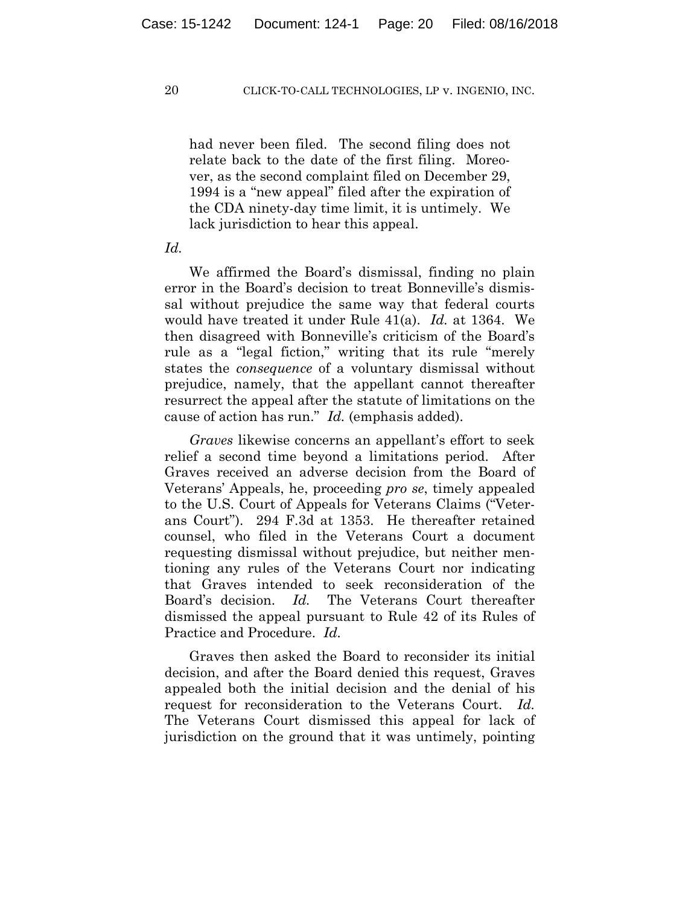> had never been filed. The second filing does not relate back to the date of the first filing. Moreover, as the second complaint filed on December 29, 1994 is a "new appeal" filed after the expiration of the CDA ninety-day time limit, it is untimely. We lack jurisdiction to hear this appeal.

*Id.*

We affirmed the Board's dismissal, finding no plain error in the Board's decision to treat Bonneville's dismissal without prejudice the same way that federal courts would have treated it under Rule 41(a). *Id.* at 1364. We then disagreed with Bonneville's criticism of the Board's rule as a "legal fiction," writing that its rule "merely states the *consequence* of a voluntary dismissal without prejudice, namely, that the appellant cannot thereafter resurrect the appeal after the statute of limitations on the cause of action has run." *Id.* (emphasis added).

*Graves* likewise concerns an appellant's effort to seek relief a second time beyond a limitations period. After Graves received an adverse decision from the Board of Veterans' Appeals, he, proceeding *pro se*, timely appealed to the U.S. Court of Appeals for Veterans Claims ("Veterans Court"). 294 F.3d at 1353. He thereafter retained counsel, who filed in the Veterans Court a document requesting dismissal without prejudice, but neither mentioning any rules of the Veterans Court nor indicating that Graves intended to seek reconsideration of the Board's decision. *Id.* The Veterans Court thereafter dismissed the appeal pursuant to Rule 42 of its Rules of Practice and Procedure. *Id.*

Graves then asked the Board to reconsider its initial decision, and after the Board denied this request, Graves appealed both the initial decision and the denial of his request for reconsideration to the Veterans Court. *Id.* The Veterans Court dismissed this appeal for lack of jurisdiction on the ground that it was untimely, pointing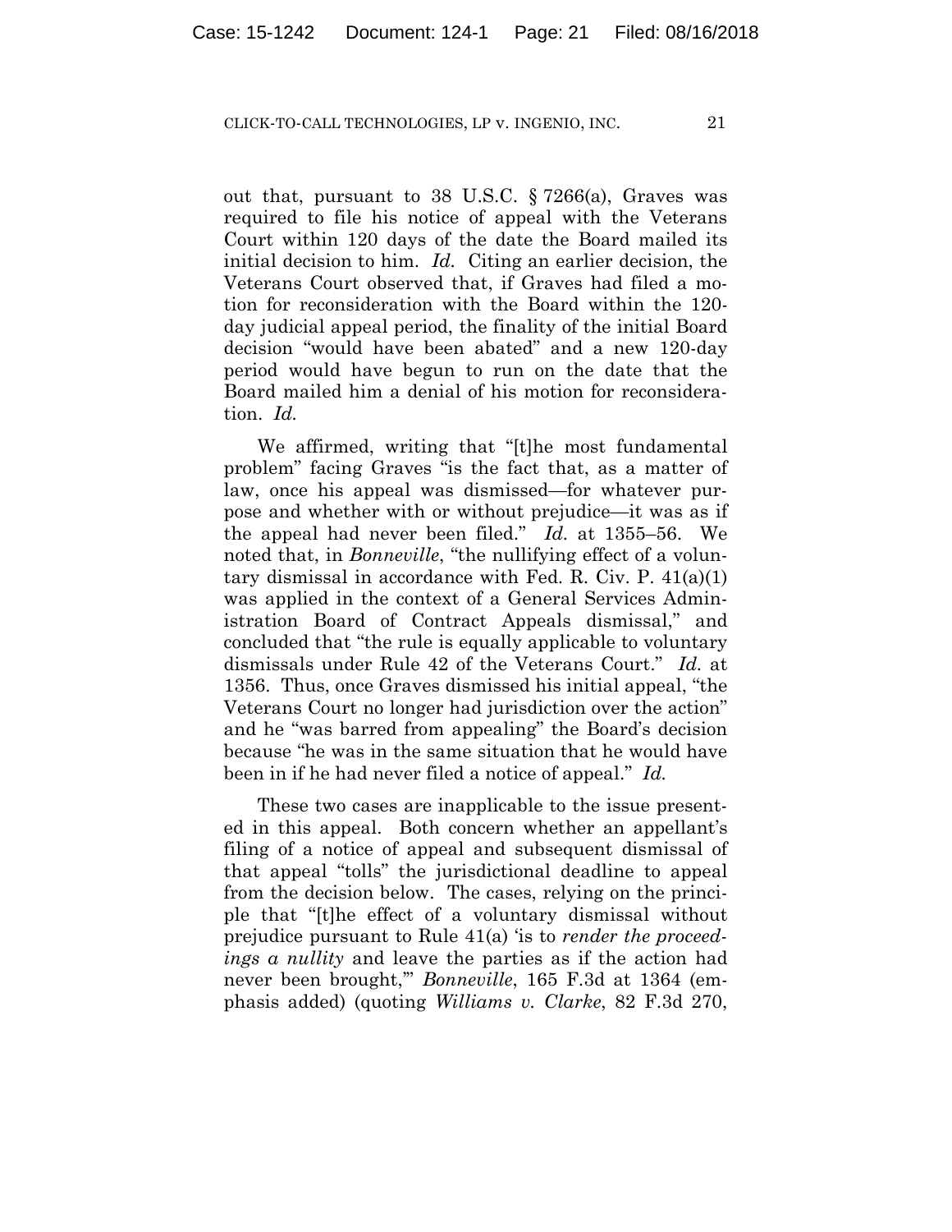out that, pursuant to 38 U.S.C. § 7266(a), Graves was required to file his notice of appeal with the Veterans Court within 120 days of the date the Board mailed its initial decision to him. *Id.* Citing an earlier decision, the Veterans Court observed that, if Graves had filed a motion for reconsideration with the Board within the 120-day judicial appeal period, the finality of the initial Board decision "would have been abated" and a new 120-day period would have begun to run on the date that the Board mailed him a denial of his motion for reconsideration. *Id.*

We affirmed, writing that "[t]he most fundamental problem" facing Graves "is the fact that, as a matter of law, once his appeal was dismissed—for whatever purpose and whether with or without prejudice—it was as if the appeal had never been filed." *Id.* at 1355–56. We noted that, in *Bonneville*, "the nullifying effect of a voluntary dismissal in accordance with Fed. R. Civ. P. 41(a)(1) was applied in the context of a General Services Administration Board of Contract Appeals dismissal," and concluded that "the rule is equally applicable to voluntary dismissals under Rule 42 of the Veterans Court." *Id.* at 1356. Thus, once Graves dismissed his initial appeal, "the Veterans Court no longer had jurisdiction over the action" and he "was barred from appealing" the Board's decision because "he was in the same situation that he would have been in if he had never filed a notice of appeal." *Id.*

These two cases are inapplicable to the issue presented in this appeal. Both concern whether an appellant's filing of a notice of appeal and subsequent dismissal of that appeal "tolls" the jurisdictional deadline to appeal from the decision below. The cases, relying on the principle that "[t]he effect of a voluntary dismissal without prejudice pursuant to Rule 41(a) 'is to *render the proceedings a nullity* and leave the parties as if the action had never been brought,'" *Bonneville*, 165 F.3d at 1364 (emphasis added) (quoting *Williams v. Clarke*, 82 F.3d 270,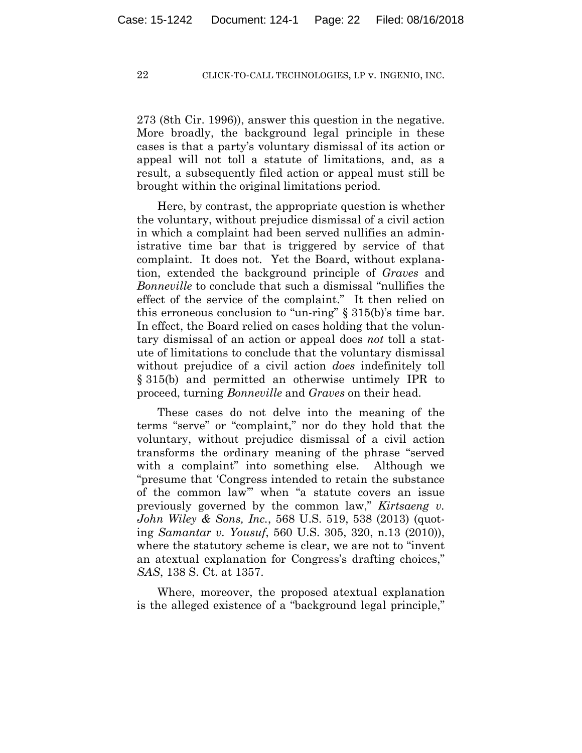273 (8th Cir. 1996)), answer this question in the negative. More broadly, the background legal principle in these cases is that a party's voluntary dismissal of its action or appeal will not toll a statute of limitations, and, as a result, a subsequently filed action or appeal must still be brought within the original limitations period.

Here, by contrast, the appropriate question is whether the voluntary, without prejudice dismissal of a civil action in which a complaint had been served nullifies an administrative time bar that is triggered by service of that complaint. It does not. Yet the Board, without explanation, extended the background principle of *Graves* and *Bonneville* to conclude that such a dismissal "nullifies the effect of the service of the complaint." It then relied on this erroneous conclusion to "un-ring" § 315(b)'s time bar. In effect, the Board relied on cases holding that the voluntary dismissal of an action or appeal does *not* toll a statute of limitations to conclude that the voluntary dismissal without prejudice of a civil action *does* indefinitely toll § 315(b) and permitted an otherwise untimely IPR to proceed, turning *Bonneville* and *Graves* on their head.

These cases do not delve into the meaning of the terms "serve" or "complaint," nor do they hold that the voluntary, without prejudice dismissal of a civil action transforms the ordinary meaning of the phrase "served with a complaint" into something else. Although we "presume that 'Congress intended to retain the substance of the common law'" when "a statute covers an issue previously governed by the common law," *Kirtsaeng v. John Wiley & Sons, Inc.*, 568 U.S. 519, 538 (2013) (quoting *Samantar v. Yousuf*, 560 U.S. 305, 320, n.13 (2010)), where the statutory scheme is clear, we are not to "invent an atextual explanation for Congress's drafting choices," *SAS*, 138 S. Ct. at 1357.

Where, moreover, the proposed atextual explanation is the alleged existence of a "background legal principle,"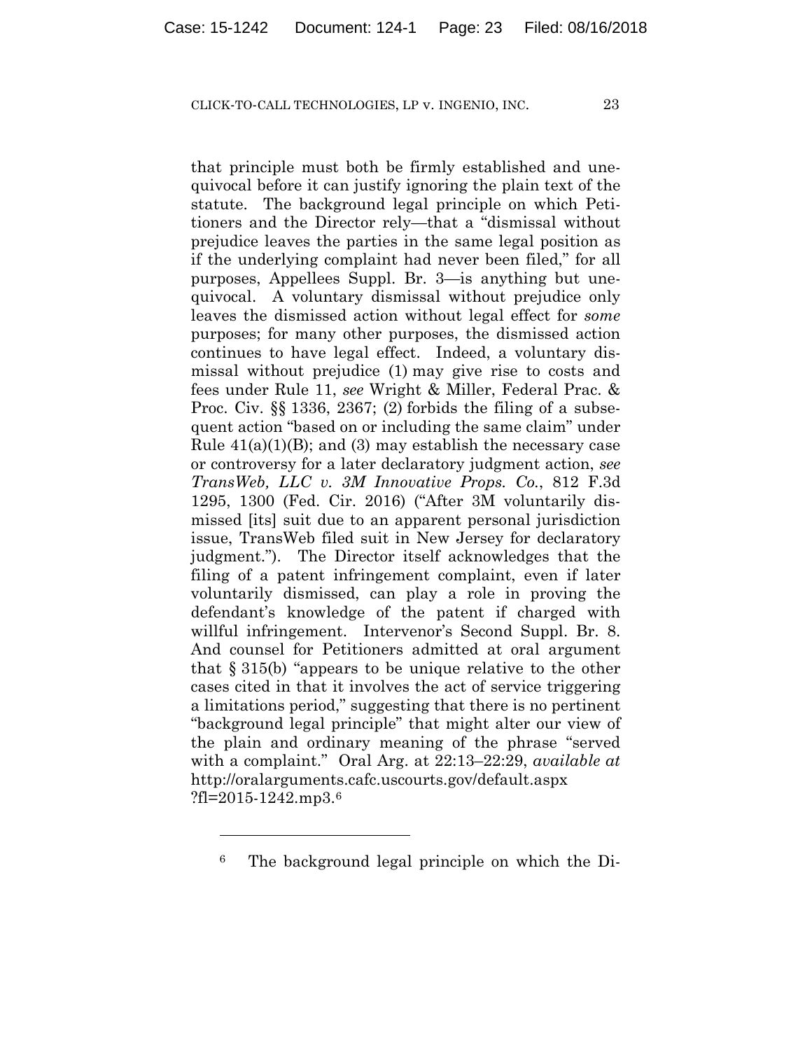that principle must both be firmly established and unequivocal before it can justify ignoring the plain text of the statute. The background legal principle on which Petitioners and the Director rely—that a "dismissal without prejudice leaves the parties in the same legal position as if the underlying complaint had never been filed," for all purposes, Appellees Suppl. Br. 3—is anything but unequivocal. A voluntary dismissal without prejudice only leaves the dismissed action without legal effect for *some* purposes; for many other purposes, the dismissed action continues to have legal effect. Indeed, a voluntary dismissal without prejudice (1) may give rise to costs and fees under Rule 11, *see* Wright & Miller, Federal Prac. & Proc. Civ. §§ 1336, 2367; (2) forbids the filing of a subsequent action "based on or including the same claim" under Rule 41(a)(1)(B); and (3) may establish the necessary case or controversy for a later declaratory judgment action, *see TransWeb, LLC v. 3M Innovative Props. Co.*, 812 F.3d 1295, 1300 (Fed. Cir. 2016) ("After 3M voluntarily dismissed [its] suit due to an apparent personal jurisdiction issue, TransWeb filed suit in New Jersey for declaratory judgment."). The Director itself acknowledges that the filing of a patent infringement complaint, even if later voluntarily dismissed, can play a role in proving the defendant's knowledge of the patent if charged with willful infringement. Intervenor's Second Suppl. Br. 8. And counsel for Petitioners admitted at oral argument that § 315(b) "appears to be unique relative to the other cases cited in that it involves the act of service triggering a limitations period," suggesting that there is no pertinent "background legal principle" that might alter our view of the plain and ordinary meaning of the phrase "served with a complaint." Oral Arg. at 22:13–22:29, *available at* http://oralarguments.cafc.uscourts.gov/default.aspx?fl=2015-1242.mp3.[6]

---

[6] The background legal principle on which the Di-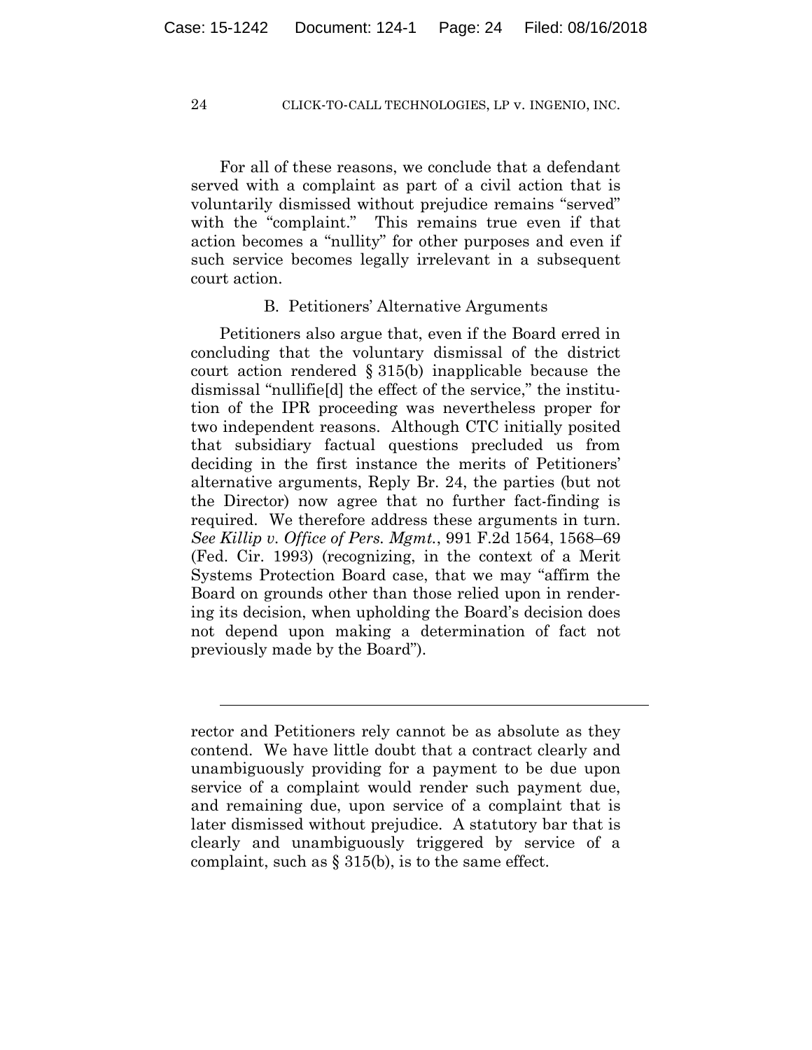For all of these reasons, we conclude that a defendant served with a complaint as part of a civil action that is voluntarily dismissed without prejudice remains "served" with the "complaint." This remains true even if that action becomes a "nullity" for other purposes and even if such service becomes legally irrelevant in a subsequent court action.

### B. Petitioners' Alternative Arguments

Petitioners also argue that, even if the Board erred in concluding that the voluntary dismissal of the district court action rendered § 315(b) inapplicable because the dismissal "nullifie[d] the effect of the service," the institution of the IPR proceeding was nevertheless proper for two independent reasons. Although CTC initially posited that subsidiary factual questions precluded us from deciding in the first instance the merits of Petitioners' alternative arguments, Reply Br. 24, the parties (but not the Director) now agree that no further fact-finding is required. We therefore address these arguments in turn. *See Killip v. Office of Pers. Mgmt.*, 991 F.2d 1564, 1568–69 (Fed. Cir. 1993) (recognizing, in the context of a Merit Systems Protection Board case, that we may "affirm the Board on grounds other than those relied upon in rendering its decision, when upholding the Board's decision does not depend upon making a determination of fact not previously made by the Board").

---

rector and Petitioners rely cannot be as absolute as they contend. We have little doubt that a contract clearly and unambiguously providing for a payment to be due upon service of a complaint would render such payment due, and remaining due, upon service of a complaint that is later dismissed without prejudice. A statutory bar that is clearly and unambiguously triggered by service of a complaint, such as § 315(b), is to the same effect.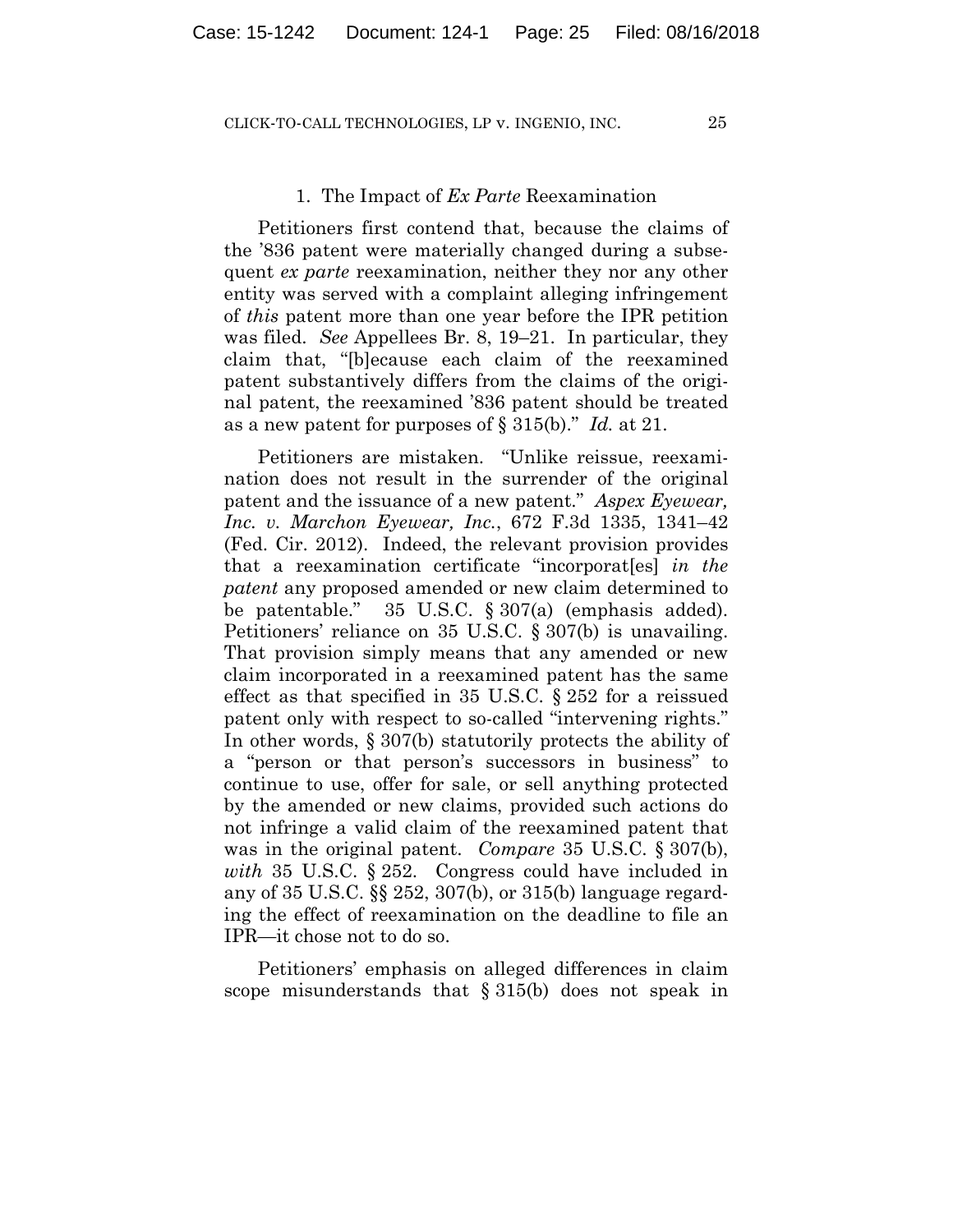### 1. The Impact of *Ex Parte* Reexamination

Petitioners first contend that, because the claims of the '836 patent were materially changed during a subsequent *ex parte* reexamination, neither they nor any other entity was served with a complaint alleging infringement of *this* patent more than one year before the IPR petition was filed. *See* Appellees Br. 8, 19–21. In particular, they claim that, "[b]ecause each claim of the reexamined patent substantively differs from the claims of the original patent, the reexamined '836 patent should be treated as a new patent for purposes of § 315(b)." *Id.* at 21.

Petitioners are mistaken. "Unlike reissue, reexamination does not result in the surrender of the original patent and the issuance of a new patent." *Aspex Eyewear, Inc. v. Marchon Eyewear, Inc.*, 672 F.3d 1335, 1341–42 (Fed. Cir. 2012). Indeed, the relevant provision provides that a reexamination certificate "incorporat[es] *in the patent* any proposed amended or new claim determined to be patentable." 35 U.S.C. § 307(a) (emphasis added). Petitioners' reliance on 35 U.S.C. § 307(b) is unavailing. That provision simply means that any amended or new claim incorporated in a reexamined patent has the same effect as that specified in 35 U.S.C. § 252 for a reissued patent only with respect to so-called "intervening rights." In other words, § 307(b) statutorily protects the ability of a "person or that person's successors in business" to continue to use, offer for sale, or sell anything protected by the amended or new claims, provided such actions do not infringe a valid claim of the reexamined patent that was in the original patent. *Compare* 35 U.S.C. § 307(b), *with* 35 U.S.C. § 252. Congress could have included in any of 35 U.S.C. §§ 252, 307(b), or 315(b) language regarding the effect of reexamination on the deadline to file an IPR—it chose not to do so.

Petitioners' emphasis on alleged differences in claim scope misunderstands that § 315(b) does not speak in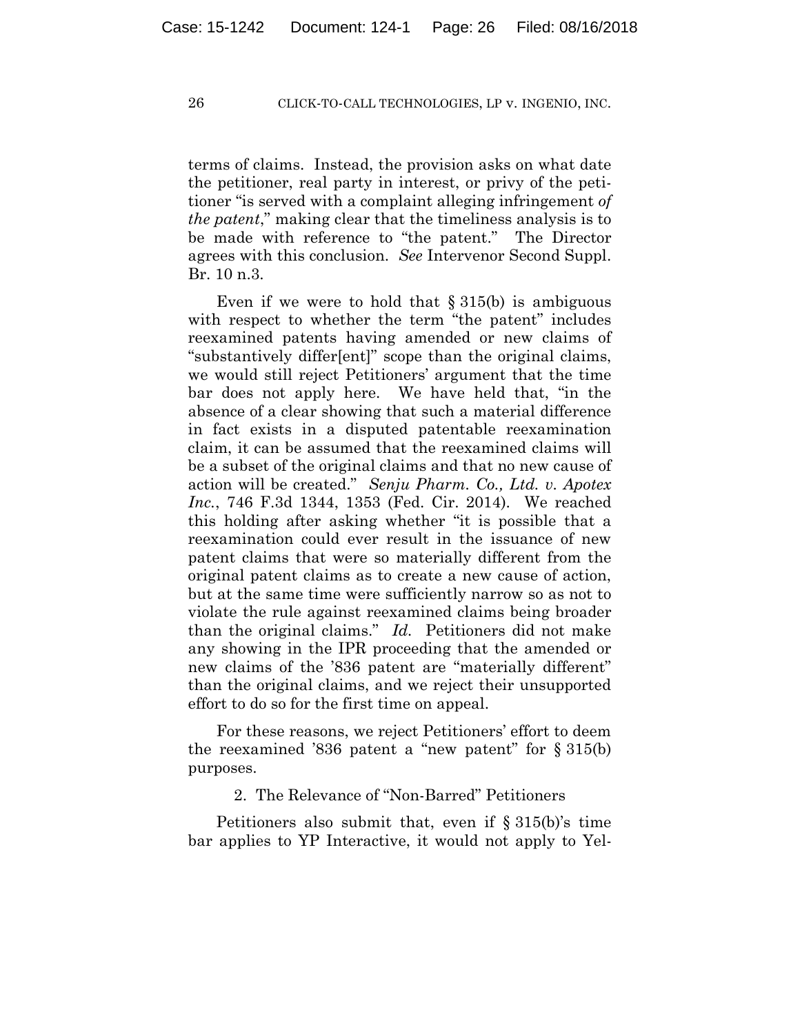terms of claims. Instead, the provision asks on what date the petitioner, real party in interest, or privy of the petitioner "is served with a complaint alleging infringement *of the patent*," making clear that the timeliness analysis is to be made with reference to "the patent." The Director agrees with this conclusion. *See* Intervenor Second Suppl. Br. 10 n.3.

Even if we were to hold that § 315(b) is ambiguous with respect to whether the term "the patent" includes reexamined patents having amended or new claims of "substantively differ[ent]" scope than the original claims, we would still reject Petitioners' argument that the time bar does not apply here. We have held that, "in the absence of a clear showing that such a material difference in fact exists in a disputed patentable reexamination claim, it can be assumed that the reexamined claims will be a subset of the original claims and that no new cause of action will be created." *Senju Pharm. Co., Ltd. v. Apotex Inc.*, 746 F.3d 1344, 1353 (Fed. Cir. 2014). We reached this holding after asking whether "it is possible that a reexamination could ever result in the issuance of new patent claims that were so materially different from the original patent claims as to create a new cause of action, but at the same time were sufficiently narrow so as not to violate the rule against reexamined claims being broader than the original claims." *Id.* Petitioners did not make any showing in the IPR proceeding that the amended or new claims of the '836 patent are "materially different" than the original claims, and we reject their unsupported effort to do so for the first time on appeal.

For these reasons, we reject Petitioners' effort to deem the reexamined '836 patent a "new patent" for § 315(b) purposes.

2. The Relevance of "Non-Barred" Petitioners

Petitioners also submit that, even if § 315(b)'s time bar applies to YP Interactive, it would not apply to Yel-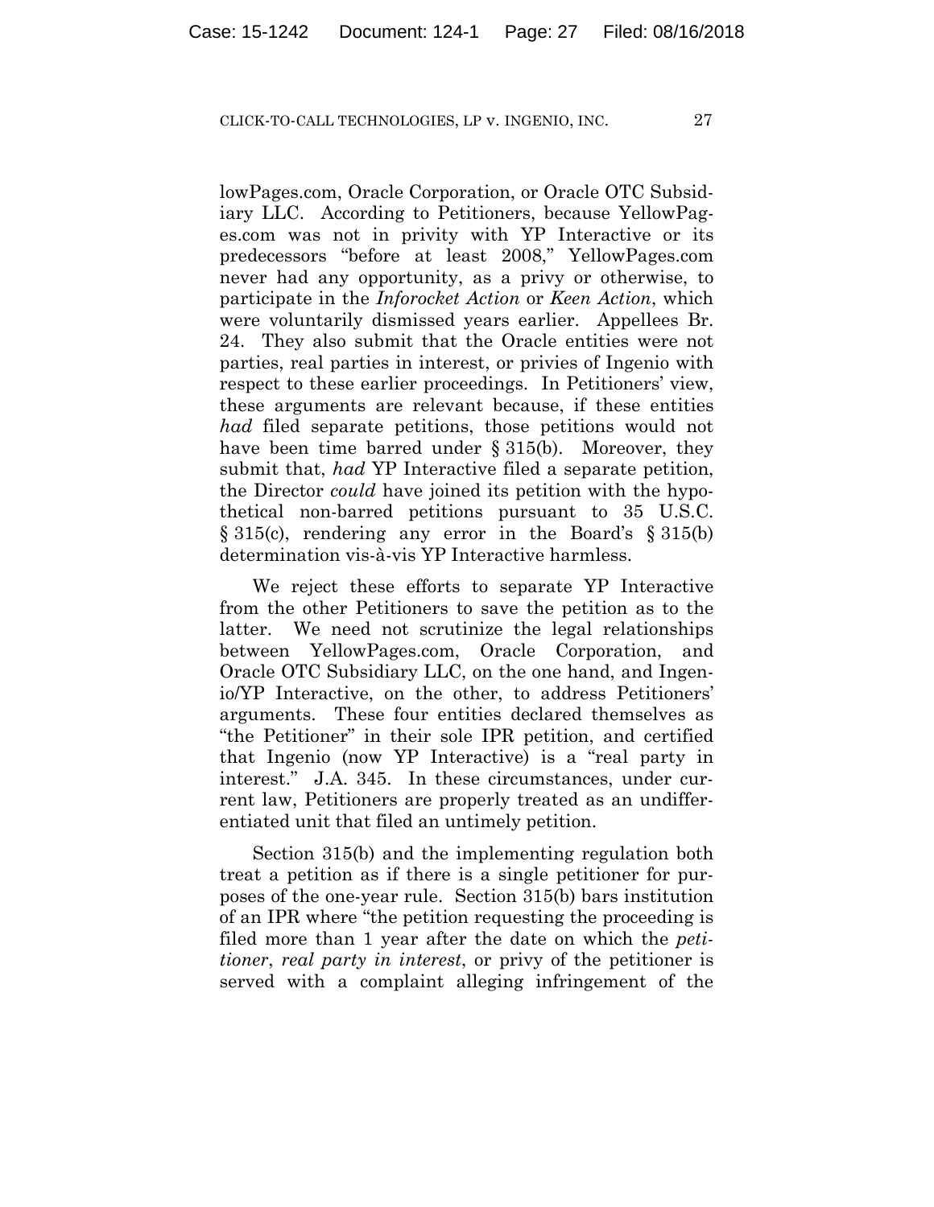lowPages.com, Oracle Corporation, or Oracle OTC Subsidiary LLC. According to Petitioners, because YellowPages.com was not in privity with YP Interactive or its predecessors "before at least 2008," YellowPages.com never had any opportunity, as a privy or otherwise, to participate in the *Inforocket Action* or *Keen Action*, which were voluntarily dismissed years earlier. Appellees Br. 24. They also submit that the Oracle entities were not parties, real parties in interest, or privies of Ingenio with respect to these earlier proceedings. In Petitioners' view, these arguments are relevant because, if these entities *had* filed separate petitions, those petitions would not have been time barred under § 315(b). Moreover, they submit that, *had* YP Interactive filed a separate petition, the Director *could* have joined its petition with the hypothetical non-barred petitions pursuant to 35 U.S.C. § 315(c), rendering any error in the Board's § 315(b) determination vis-à-vis YP Interactive harmless.

We reject these efforts to separate YP Interactive from the other Petitioners to save the petition as to the latter. We need not scrutinize the legal relationships between YellowPages.com, Oracle Corporation, and Oracle OTC Subsidiary LLC, on the one hand, and Ingenio/YP Interactive, on the other, to address Petitioners' arguments. These four entities declared themselves as "the Petitioner" in their sole IPR petition, and certified that Ingenio (now YP Interactive) is a "real party in interest." J.A. 345. In these circumstances, under current law, Petitioners are properly treated as an undifferentiated unit that filed an untimely petition.

Section 315(b) and the implementing regulation both treat a petition as if there is a single petitioner for purposes of the one-year rule. Section 315(b) bars institution of an IPR where "the petition requesting the proceeding is filed more than 1 year after the date on which the *petitioner*, *real party in interest*, or privy of the petitioner is served with a complaint alleging infringement of the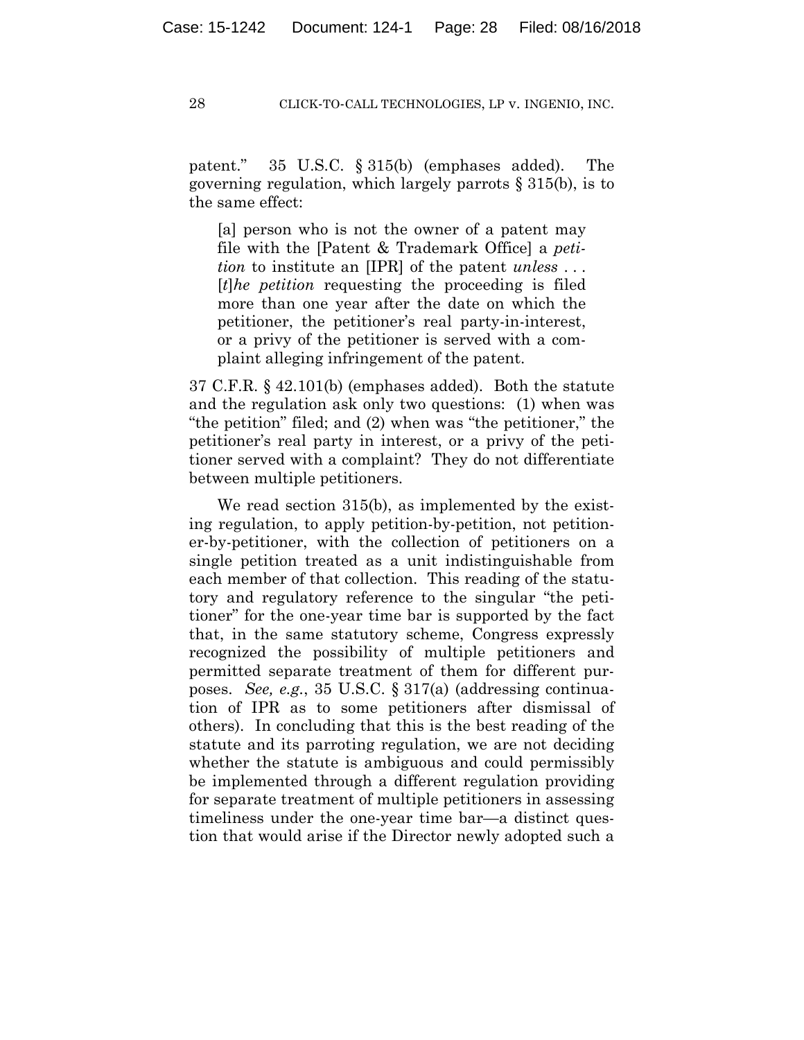patent." 35 U.S.C. § 315(b) (emphases added). The governing regulation, which largely parrots § 315(b), is to the same effect:

> [a] person who is not the owner of a patent may file with the [Patent & Trademark Office] a *petition* to institute an [IPR] of the patent *unless* . . . [*t*]*he petition* requesting the proceeding is filed more than one year after the date on which the petitioner, the petitioner's real party-in-interest, or a privy of the petitioner is served with a complaint alleging infringement of the patent.

37 C.F.R. § 42.101(b) (emphases added). Both the statute and the regulation ask only two questions: (1) when was "the petition" filed; and (2) when was "the petitioner," the petitioner's real party in interest, or a privy of the petitioner served with a complaint? They do not differentiate between multiple petitioners.

We read section 315(b), as implemented by the existing regulation, to apply petition-by-petition, not petitioner-by-petitioner, with the collection of petitioners on a single petition treated as a unit indistinguishable from each member of that collection. This reading of the statutory and regulatory reference to the singular "the petitioner" for the one-year time bar is supported by the fact that, in the same statutory scheme, Congress expressly recognized the possibility of multiple petitioners and permitted separate treatment of them for different purposes. *See, e.g.*, 35 U.S.C. § 317(a) (addressing continuation of IPR as to some petitioners after dismissal of others). In concluding that this is the best reading of the statute and its parroting regulation, we are not deciding whether the statute is ambiguous and could permissibly be implemented through a different regulation providing for separate treatment of multiple petitioners in assessing timeliness under the one-year time bar—a distinct question that would arise if the Director newly adopted such a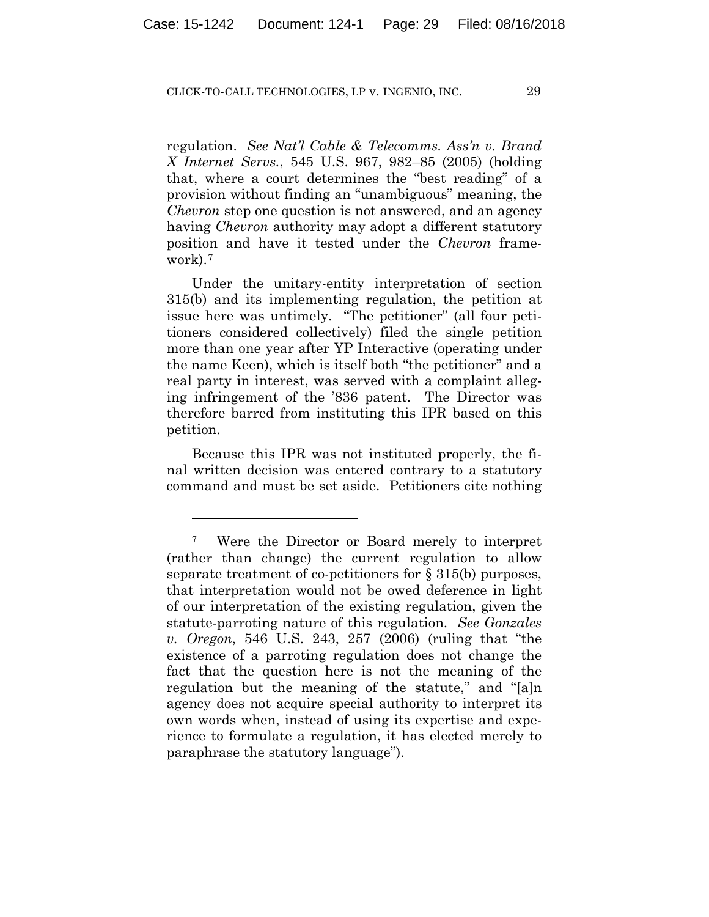regulation. *See Nat'l Cable & Telecomms. Ass'n v. Brand X Internet Servs.*, 545 U.S. 967, 982–85 (2005) (holding that, where a court determines the "best reading" of a provision without finding an "unambiguous" meaning, the *Chevron* step one question is not answered, and an agency having *Chevron* authority may adopt a different statutory position and have it tested under the *Chevron* framework).[7]

Under the unitary-entity interpretation of section 315(b) and its implementing regulation, the petition at issue here was untimely. "The petitioner" (all four petitioners considered collectively) filed the single petition more than one year after YP Interactive (operating under the name Keen), which is itself both "the petitioner" and a real party in interest, was served with a complaint alleging infringement of the '836 patent. The Director was therefore barred from instituting this IPR based on this petition.

Because this IPR was not instituted properly, the final written decision was entered contrary to a statutory command and must be set aside. Petitioners cite nothing

---

[7] Were the Director or Board merely to interpret (rather than change) the current regulation to allow separate treatment of co-petitioners for § 315(b) purposes, that interpretation would not be owed deference in light of our interpretation of the existing regulation, given the statute-parroting nature of this regulation. *See Gonzales v. Oregon*, 546 U.S. 243, 257 (2006) (ruling that "the existence of a parroting regulation does not change the fact that the question here is not the meaning of the regulation but the meaning of the statute," and "[a]n agency does not acquire special authority to interpret its own words when, instead of using its expertise and experience to formulate a regulation, it has elected merely to paraphrase the statutory language").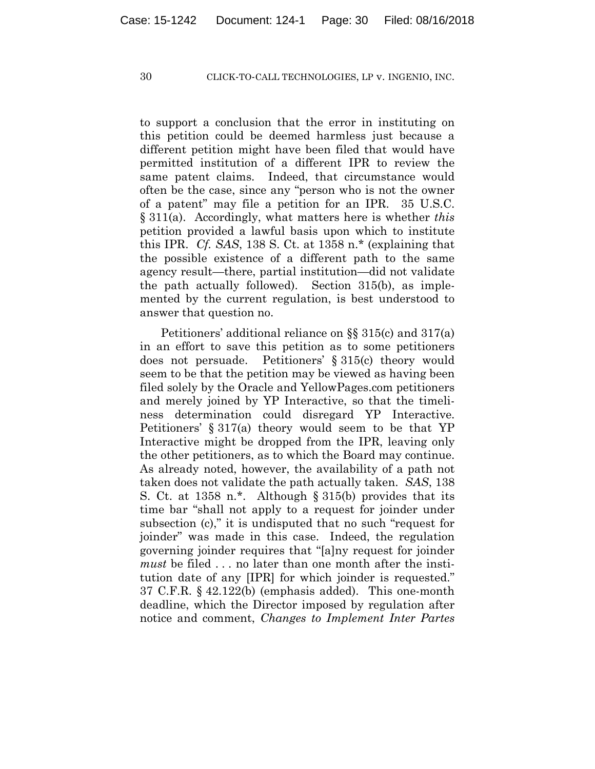to support a conclusion that the error in instituting on this petition could be deemed harmless just because a different petition might have been filed that would have permitted institution of a different IPR to review the same patent claims. Indeed, that circumstance would often be the case, since any "person who is not the owner of a patent" may file a petition for an IPR. 35 U.S.C. § 311(a). Accordingly, what matters here is whether *this* petition provided a lawful basis upon which to institute this IPR. *Cf. SAS*, 138 S. Ct. at 1358 n.* (explaining that the possible existence of a different path to the same agency result—there, partial institution—did not validate the path actually followed). Section 315(b), as implemented by the current regulation, is best understood to answer that question no.

Petitioners' additional reliance on §§ 315(c) and 317(a) in an effort to save this petition as to some petitioners does not persuade. Petitioners' § 315(c) theory would seem to be that the petition may be viewed as having been filed solely by the Oracle and YellowPages.com petitioners and merely joined by YP Interactive, so that the timeliness determination could disregard YP Interactive. Petitioners' § 317(a) theory would seem to be that YP Interactive might be dropped from the IPR, leaving only the other petitioners, as to which the Board may continue. As already noted, however, the availability of a path not taken does not validate the path actually taken. *SAS*, 138 S. Ct. at 1358 n.*. Although § 315(b) provides that its time bar "shall not apply to a request for joinder under subsection (c)," it is undisputed that no such "request for joinder" was made in this case. Indeed, the regulation governing joinder requires that "[a]ny request for joinder *must* be filed . . . no later than one month after the institution date of any [IPR] for which joinder is requested." 37 C.F.R. § 42.122(b) (emphasis added). This one-month deadline, which the Director imposed by regulation after notice and comment, *Changes to Implement Inter Partes*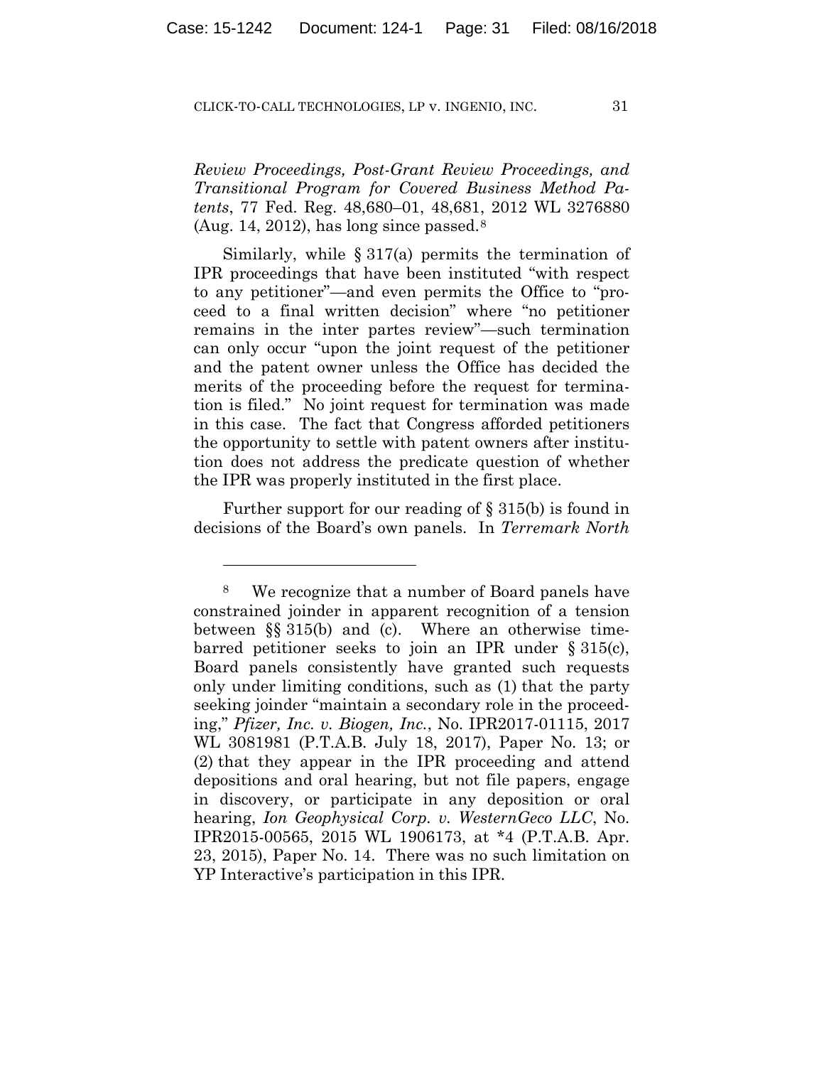*Review Proceedings, Post-Grant Review Proceedings, and Transitional Program for Covered Business Method Patents*, 77 Fed. Reg. 48,680–01, 48,681, 2012 WL 3276880 (Aug. 14, 2012), has long since passed.[8]

Similarly, while § 317(a) permits the termination of IPR proceedings that have been instituted "with respect to any petitioner"—and even permits the Office to "proceed to a final written decision" where "no petitioner remains in the inter partes review"—such termination can only occur "upon the joint request of the petitioner and the patent owner unless the Office has decided the merits of the proceeding before the request for termination is filed." No joint request for termination was made in this case. The fact that Congress afforded petitioners the opportunity to settle with patent owners after institution does not address the predicate question of whether the IPR was properly instituted in the first place.

Further support for our reading of § 315(b) is found in decisions of the Board's own panels. In *Terremark North*

---

[8] We recognize that a number of Board panels have constrained joinder in apparent recognition of a tension between §§ 315(b) and (c). Where an otherwise time-barred petitioner seeks to join an IPR under § 315(c), Board panels consistently have granted such requests only under limiting conditions, such as (1) that the party seeking joinder "maintain a secondary role in the proceeding," *Pfizer, Inc. v. Biogen, Inc.*, No. IPR2017-01115, 2017 WL 3081981 (P.T.A.B. July 18, 2017), Paper No. 13; or (2) that they appear in the IPR proceeding and attend depositions and oral hearing, but not file papers, engage in discovery, or participate in any deposition or oral hearing, *Ion Geophysical Corp. v. WesternGeco LLC*, No. IPR2015-00565, 2015 WL 1906173, at *4 (P.T.A.B. Apr. 23, 2015), Paper No. 14. There was no such limitation on YP Interactive's participation in this IPR.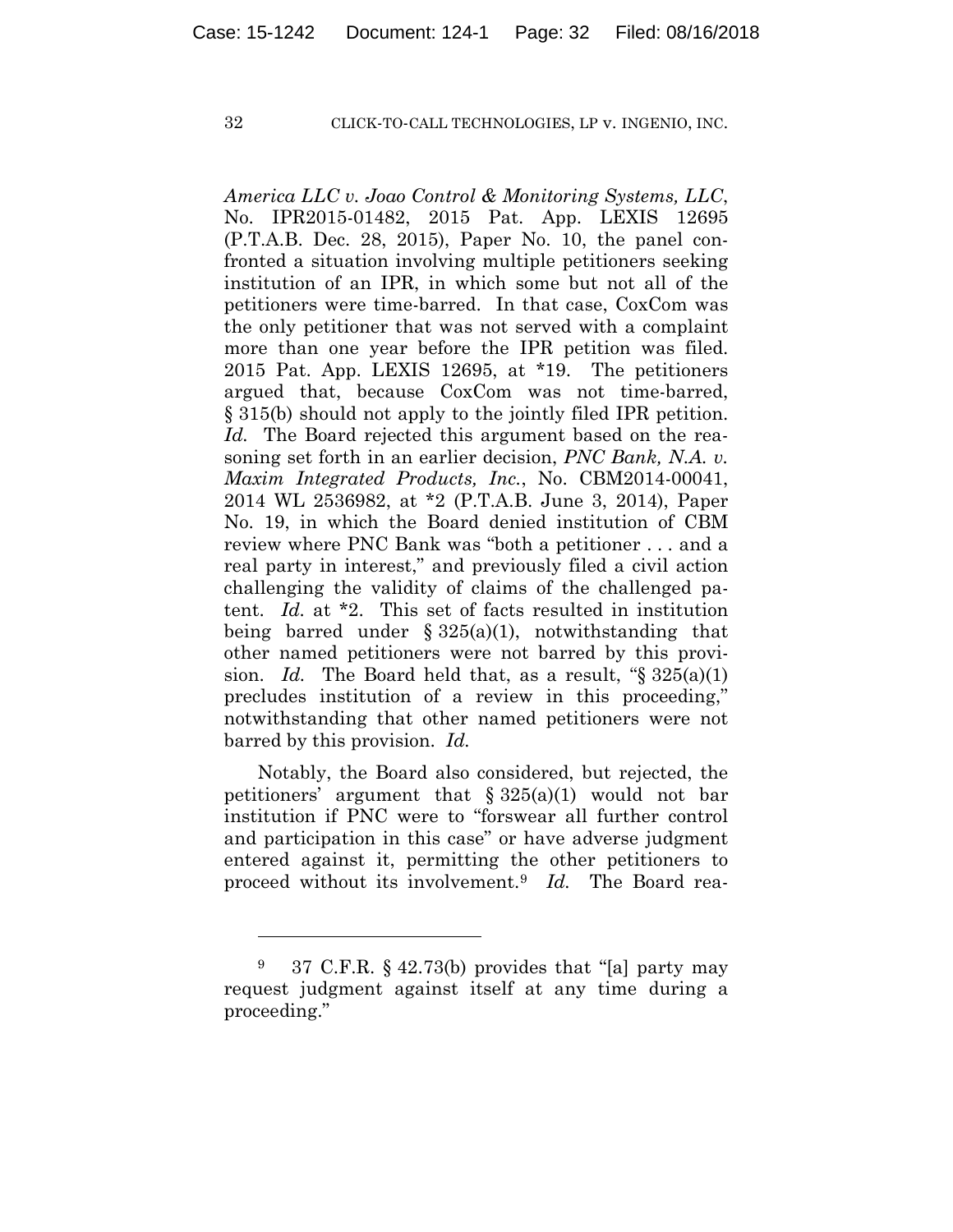*America LLC v. Joao Control & Monitoring Systems, LLC*, No. IPR2015-01482, 2015 Pat. App. LEXIS 12695 (P.T.A.B. Dec. 28, 2015), Paper No. 10, the panel confronted a situation involving multiple petitioners seeking institution of an IPR, in which some but not all of the petitioners were time-barred. In that case, CoxCom was the only petitioner that was not served with a complaint more than one year before the IPR petition was filed. 2015 Pat. App. LEXIS 12695, at *19. The petitioners argued that, because CoxCom was not time-barred, § 315(b) should not apply to the jointly filed IPR petition. *Id.* The Board rejected this argument based on the reasoning set forth in an earlier decision, *PNC Bank, N.A. v. Maxim Integrated Products, Inc.*, No. CBM2014-00041, 2014 WL 2536982, at *2 (P.T.A.B. June 3, 2014), Paper No. 19, in which the Board denied institution of CBM review where PNC Bank was "both a petitioner . . . and a real party in interest," and previously filed a civil action challenging the validity of claims of the challenged patent. *Id.* at *2. This set of facts resulted in institution being barred under § 325(a)(1), notwithstanding that other named petitioners were not barred by this provision. *Id.* The Board held that, as a result, "§ 325(a)(1) precludes institution of a review in this proceeding," notwithstanding that other named petitioners were not barred by this provision. *Id.*

Notably, the Board also considered, but rejected, the petitioners' argument that § 325(a)(1) would not bar institution if PNC were to "forswear all further control and participation in this case" or have adverse judgment entered against it, permitting the other petitioners to proceed without its involvement.[9] *Id.* The Board rea-

---

[9] 37 C.F.R. § 42.73(b) provides that "[a] party may request judgment against itself at any time during a proceeding."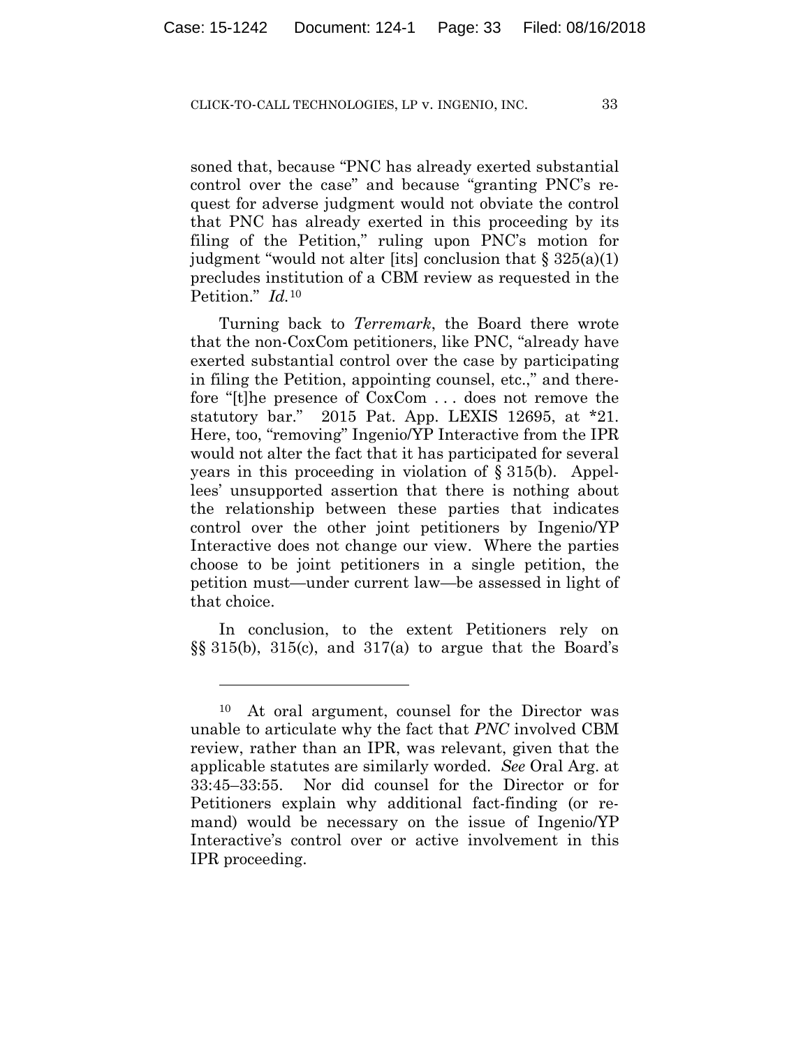soned that, because "PNC has already exerted substantial control over the case" and because "granting PNC's request for adverse judgment would not obviate the control that PNC has already exerted in this proceeding by its filing of the Petition," ruling upon PNC's motion for judgment "would not alter [its] conclusion that § 325(a)(1) precludes institution of a CBM review as requested in the Petition." *Id.*[10]

Turning back to *Terremark*, the Board there wrote that the non-CoxCom petitioners, like PNC, "already have exerted substantial control over the case by participating in filing the Petition, appointing counsel, etc.," and therefore "[t]he presence of CoxCom . . . does not remove the statutory bar." 2015 Pat. App. LEXIS 12695, at *21. Here, too, "removing" Ingenio/YP Interactive from the IPR would not alter the fact that it has participated for several years in this proceeding in violation of § 315(b). Appellees' unsupported assertion that there is nothing about the relationship between these parties that indicates control over the other joint petitioners by Ingenio/YP Interactive does not change our view. Where the parties choose to be joint petitioners in a single petition, the petition must—under current law—be assessed in light of that choice.

In conclusion, to the extent Petitioners rely on §§ 315(b), 315(c), and 317(a) to argue that the Board's

---

[10] At oral argument, counsel for the Director was unable to articulate why the fact that *PNC* involved CBM review, rather than an IPR, was relevant, given that the applicable statutes are similarly worded. *See* Oral Arg. at 33:45–33:55. Nor did counsel for the Director or for Petitioners explain why additional fact-finding (or remand) would be necessary on the issue of Ingenio/YP Interactive's control over or active involvement in this IPR proceeding.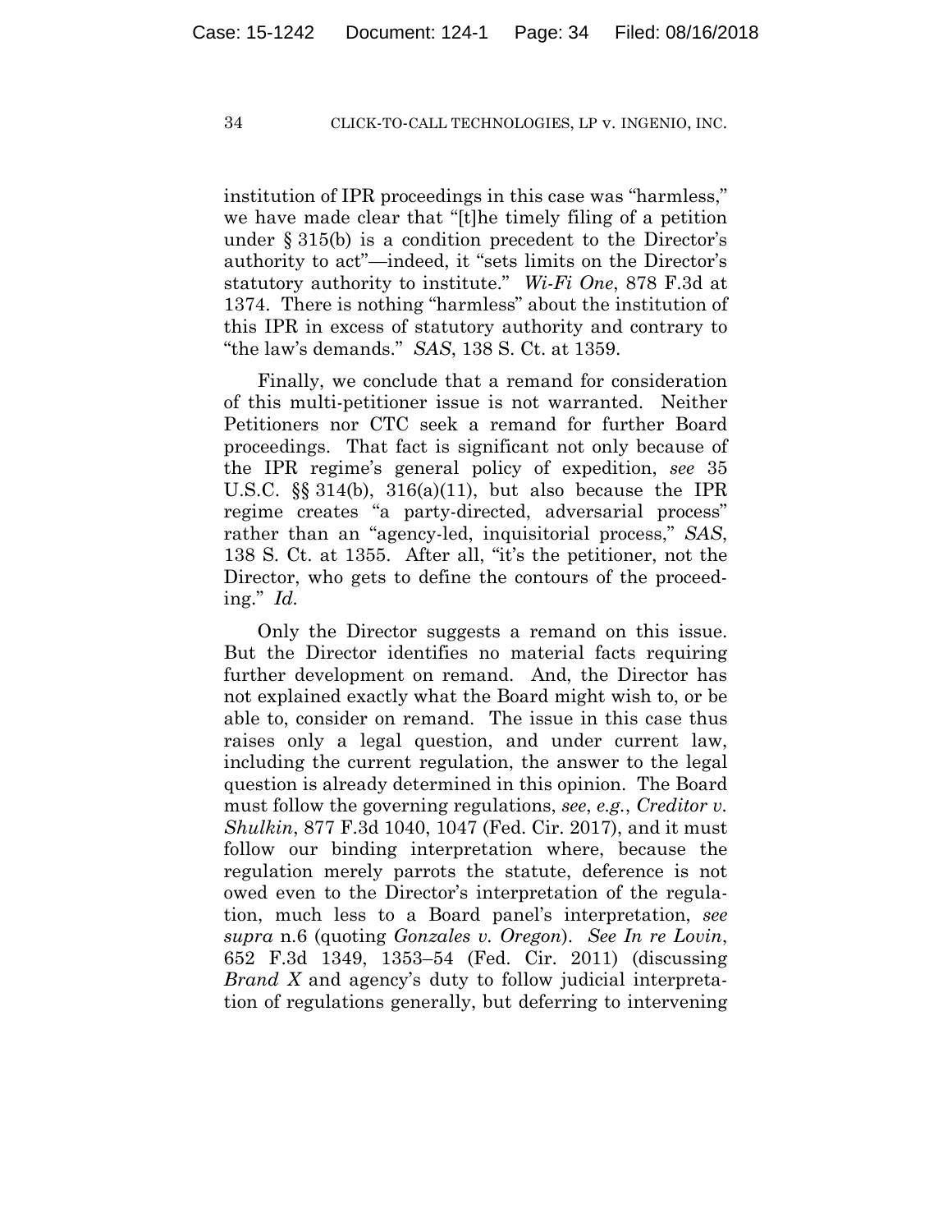institution of IPR proceedings in this case was "harmless," we have made clear that "[t]he timely filing of a petition under § 315(b) is a condition precedent to the Director's authority to act"—indeed, it "sets limits on the Director's statutory authority to institute." *Wi-Fi One*, 878 F.3d at 1374. There is nothing "harmless" about the institution of this IPR in excess of statutory authority and contrary to "the law's demands." *SAS*, 138 S. Ct. at 1359.

Finally, we conclude that a remand for consideration of this multi-petitioner issue is not warranted. Neither Petitioners nor CTC seek a remand for further Board proceedings. That fact is significant not only because of the IPR regime's general policy of expedition, *see* 35 U.S.C. §§ 314(b), 316(a)(11), but also because the IPR regime creates "a party-directed, adversarial process" rather than an "agency-led, inquisitorial process," *SAS*, 138 S. Ct. at 1355. After all, "it's the petitioner, not the Director, who gets to define the contours of the proceeding." *Id.*

Only the Director suggests a remand on this issue. But the Director identifies no material facts requiring further development on remand. And, the Director has not explained exactly what the Board might wish to, or be able to, consider on remand. The issue in this case thus raises only a legal question, and under current law, including the current regulation, the answer to the legal question is already determined in this opinion. The Board must follow the governing regulations, *see*, *e.g.*, *Creditor v. Shulkin*, 877 F.3d 1040, 1047 (Fed. Cir. 2017), and it must follow our binding interpretation where, because the regulation merely parrots the statute, deference is not owed even to the Director's interpretation of the regulation, much less to a Board panel's interpretation, *see supra* n.6 (quoting *Gonzales v. Oregon*). *See In re Lovin*, 652 F.3d 1349, 1353–54 (Fed. Cir. 2011) (discussing *Brand X* and agency's duty to follow judicial interpretation of regulations generally, but deferring to intervening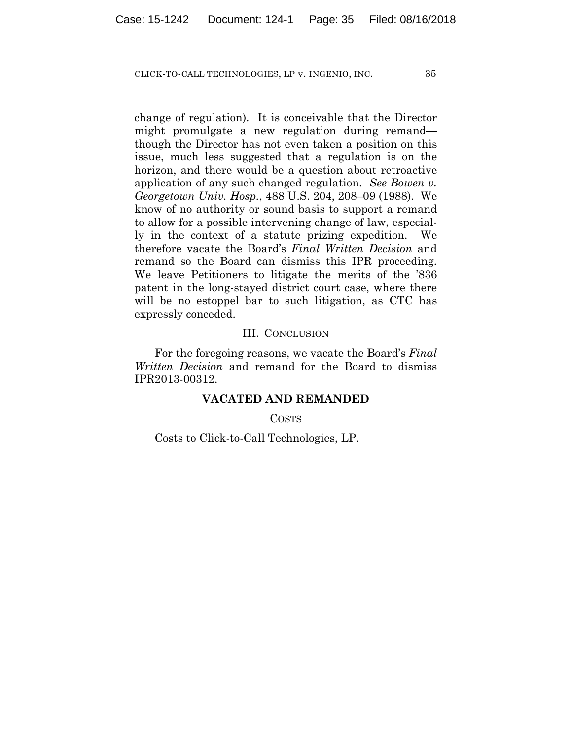change of regulation). It is conceivable that the Director might promulgate a new regulation during remand—though the Director has not even taken a position on this issue, much less suggested that a regulation is on the horizon, and there would be a question about retroactive application of any such changed regulation. *See Bowen v. Georgetown Univ. Hosp.*, 488 U.S. 204, 208–09 (1988). We know of no authority or sound basis to support a remand to allow for a possible intervening change of law, especially in the context of a statute prizing expedition. We therefore vacate the Board's *Final Written Decision* and remand so the Board can dismiss this IPR proceeding. We leave Petitioners to litigate the merits of the '836 patent in the long-stayed district court case, where there will be no estoppel bar to such litigation, as CTC has expressly conceded.

## III. CONCLUSION

For the foregoing reasons, we vacate the Board's *Final Written Decision* and remand for the Board to dismiss IPR2013-00312.

**VACATED AND REMANDED**

COSTS

Costs to Click-to-Call Technologies, LP.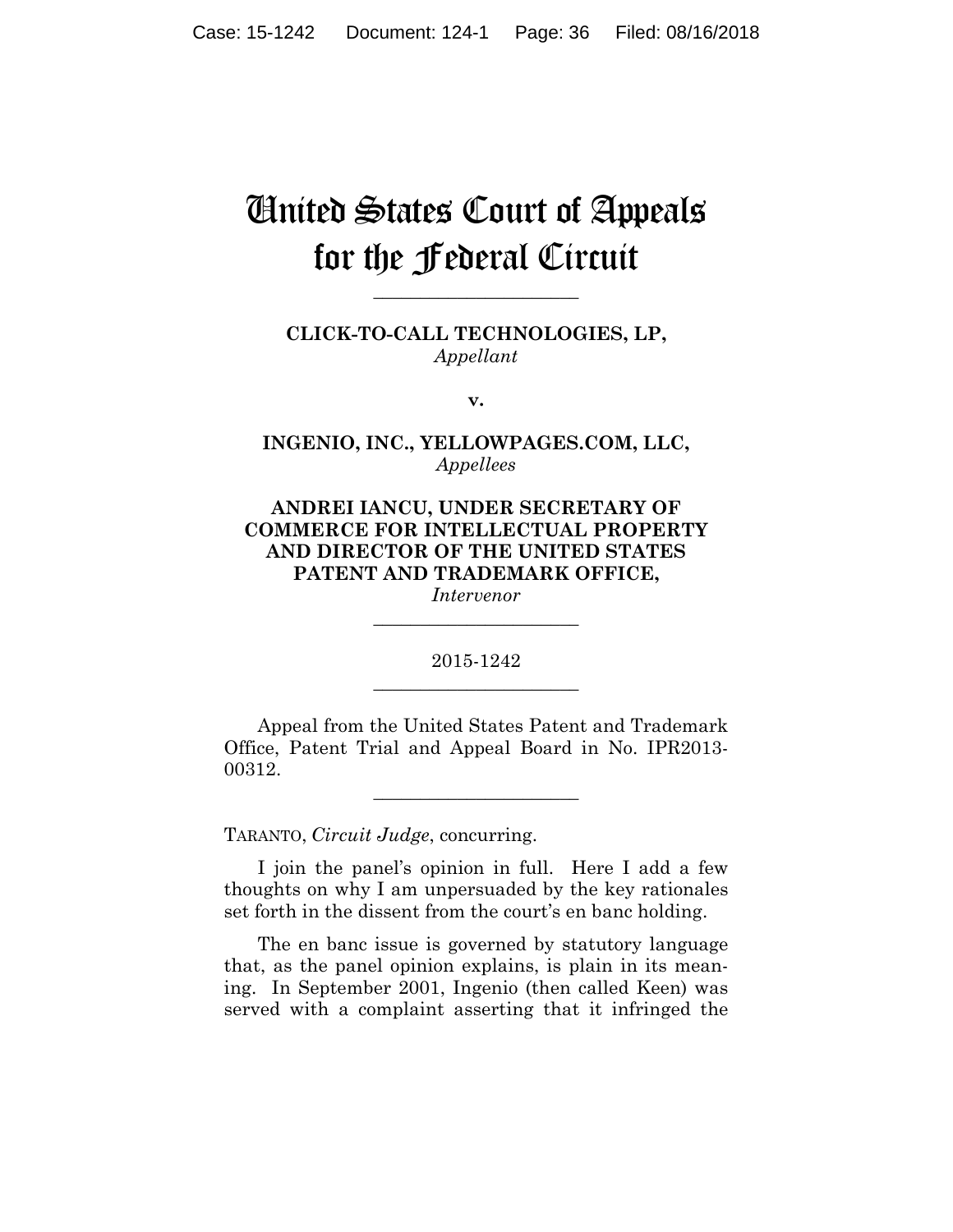# United States Court of Appeals for the Federal Circuit

---

**CLICK-TO-CALL TECHNOLOGIES, LP,**
*Appellant*

**v.**

**INGENIO, INC., YELLOWPAGES.COM, LLC,**
*Appellees*

**ANDREI IANCU, UNDER SECRETARY OF COMMERCE FOR INTELLECTUAL PROPERTY AND DIRECTOR OF THE UNITED STATES PATENT AND TRADEMARK OFFICE,**
*Intervenor*

---

2015-1242

---

Appeal from the United States Patent and Trademark Office, Patent Trial and Appeal Board in No. IPR2013-00312.

---

TARANTO, *Circuit Judge*, concurring.

I join the panel's opinion in full. Here I add a few thoughts on why I am unpersuaded by the key rationales set forth in the dissent from the court's en banc holding.

The en banc issue is governed by statutory language that, as the panel opinion explains, is plain in its meaning. In September 2001, Ingenio (then called Keen) was served with a complaint asserting that it infringed the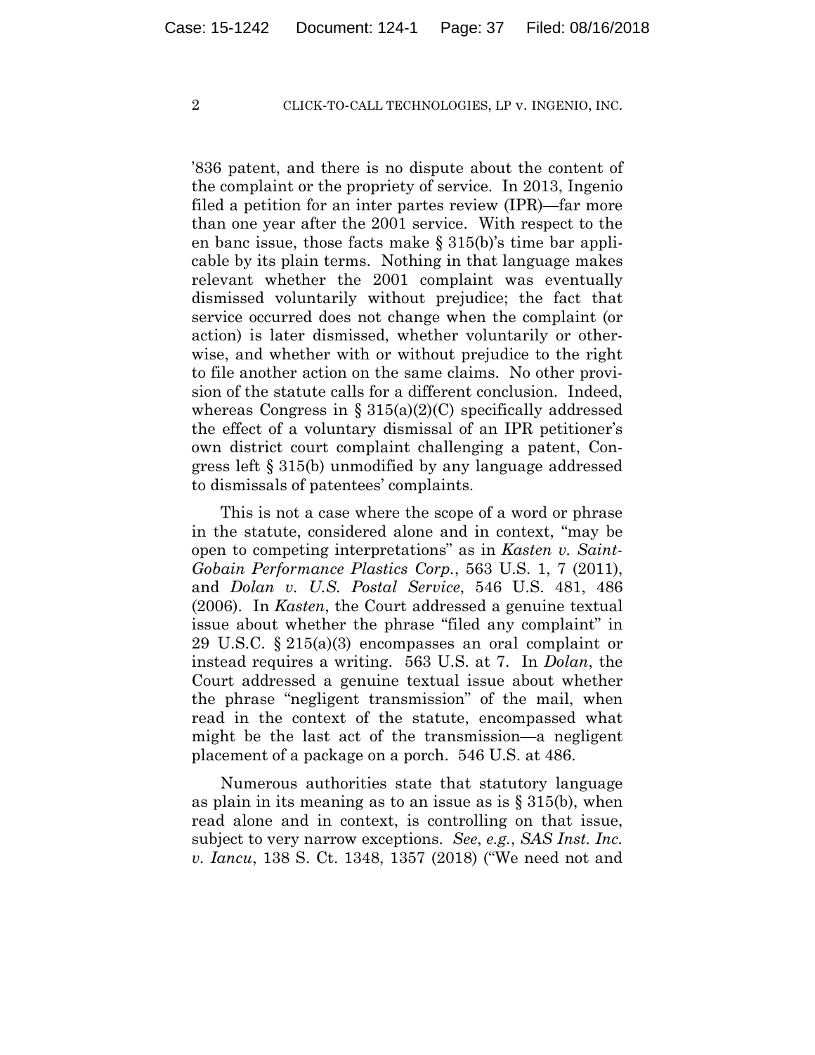’836 patent, and there is no dispute about the content of the complaint or the propriety of service. In 2013, Ingenio filed a petition for an inter partes review (IPR)—far more than one year after the 2001 service. With respect to the en banc issue, those facts make § 315(b)’s time bar applicable by its plain terms. Nothing in that language makes relevant whether the 2001 complaint was eventually dismissed voluntarily without prejudice; the fact that service occurred does not change when the complaint (or action) is later dismissed, whether voluntarily or otherwise, and whether with or without prejudice to the right to file another action on the same claims. No other provision of the statute calls for a different conclusion. Indeed, whereas Congress in § 315(a)(2)(C) specifically addressed the effect of a voluntary dismissal of an IPR petitioner’s own district court complaint challenging a patent, Congress left § 315(b) unmodified by any language addressed to dismissals of patentees’ complaints.

This is not a case where the scope of a word or phrase in the statute, considered alone and in context, “may be open to competing interpretations” as in *Kasten v. Saint-Gobain Performance Plastics Corp.*, 563 U.S. 1, 7 (2011), and *Dolan v. U.S. Postal Service*, 546 U.S. 481, 486 (2006). In *Kasten*, the Court addressed a genuine textual issue about whether the phrase “filed any complaint” in 29 U.S.C. § 215(a)(3) encompasses an oral complaint or instead requires a writing. 563 U.S. at 7. In *Dolan*, the Court addressed a genuine textual issue about whether the phrase “negligent transmission” of the mail, when read in the context of the statute, encompassed what might be the last act of the transmission—a negligent placement of a package on a porch. 546 U.S. at 486.

Numerous authorities state that statutory language as plain in its meaning as to an issue as is § 315(b), when read alone and in context, is controlling on that issue, subject to very narrow exceptions. *See*, *e.g.*, *SAS Inst. Inc. v. Iancu*, 138 S. Ct. 1348, 1357 (2018) (“We need not and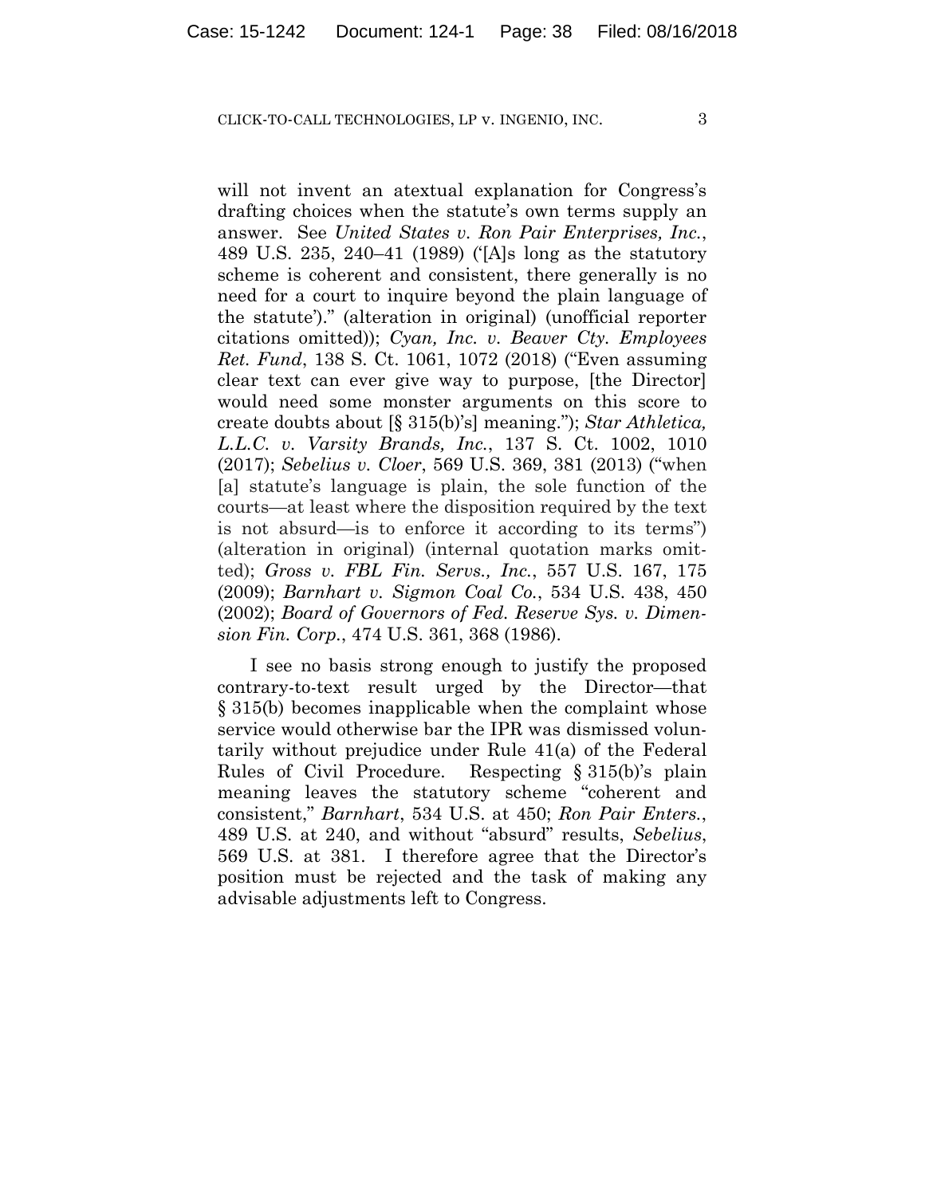will not invent an atextual explanation for Congress's drafting choices when the statute's own terms supply an answer. See *United States v. Ron Pair Enterprises, Inc.*, 489 U.S. 235, 240–41 (1989) ('[A]s long as the statutory scheme is coherent and consistent, there generally is no need for a court to inquire beyond the plain language of the statute')." (alteration in original) (unofficial reporter citations omitted)); *Cyan, Inc. v. Beaver Cty. Employees Ret. Fund*, 138 S. Ct. 1061, 1072 (2018) ("Even assuming clear text can ever give way to purpose, [the Director] would need some monster arguments on this score to create doubts about [§ 315(b)'s] meaning."); *Star Athletica, L.L.C. v. Varsity Brands, Inc.*, 137 S. Ct. 1002, 1010 (2017); *Sebelius v. Cloer*, 569 U.S. 369, 381 (2013) ("when [a] statute's language is plain, the sole function of the courts—at least where the disposition required by the text is not absurd—is to enforce it according to its terms") (alteration in original) (internal quotation marks omitted); *Gross v. FBL Fin. Servs., Inc.*, 557 U.S. 167, 175 (2009); *Barnhart v. Sigmon Coal Co.*, 534 U.S. 438, 450 (2002); *Board of Governors of Fed. Reserve Sys. v. Dimension Fin. Corp.*, 474 U.S. 361, 368 (1986).

I see no basis strong enough to justify the proposed contrary-to-text result urged by the Director—that § 315(b) becomes inapplicable when the complaint whose service would otherwise bar the IPR was dismissed voluntarily without prejudice under Rule 41(a) of the Federal Rules of Civil Procedure. Respecting § 315(b)'s plain meaning leaves the statutory scheme "coherent and consistent," *Barnhart*, 534 U.S. at 450; *Ron Pair Enters.*, 489 U.S. at 240, and without "absurd" results, *Sebelius*, 569 U.S. at 381. I therefore agree that the Director's position must be rejected and the task of making any advisable adjustments left to Congress.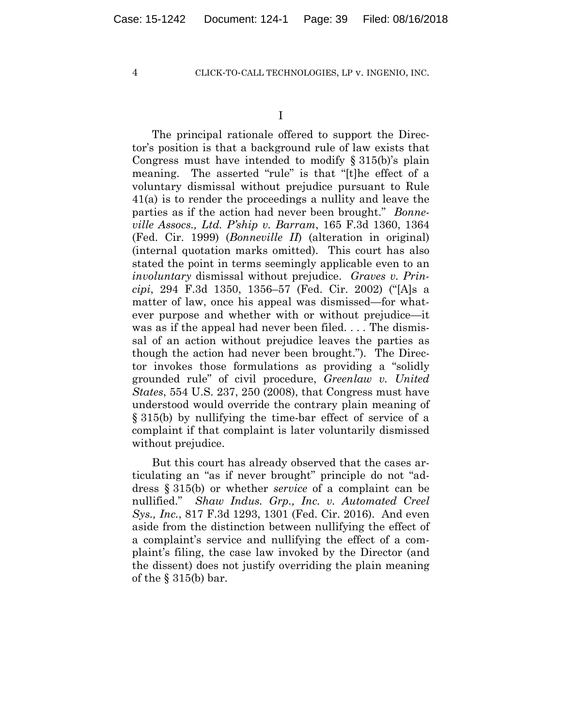I

The principal rationale offered to support the Director's position is that a background rule of law exists that Congress must have intended to modify § 315(b)'s plain meaning. The asserted "rule" is that "[t]he effect of a voluntary dismissal without prejudice pursuant to Rule 41(a) is to render the proceedings a nullity and leave the parties as if the action had never been brought." *Bonneville Assocs., Ltd. P'ship v. Barram*, 165 F.3d 1360, 1364 (Fed. Cir. 1999) (*Bonneville II*) (alteration in original) (internal quotation marks omitted). This court has also stated the point in terms seemingly applicable even to an *involuntary* dismissal without prejudice. *Graves v. Principi*, 294 F.3d 1350, 1356–57 (Fed. Cir. 2002) ("[A]s a matter of law, once his appeal was dismissed—for whatever purpose and whether with or without prejudice—it was as if the appeal had never been filed. . . . The dismissal of an action without prejudice leaves the parties as though the action had never been brought."). The Director invokes those formulations as providing a "solidly grounded rule" of civil procedure, *Greenlaw v. United States*, 554 U.S. 237, 250 (2008), that Congress must have understood would override the contrary plain meaning of § 315(b) by nullifying the time-bar effect of service of a complaint if that complaint is later voluntarily dismissed without prejudice.

But this court has already observed that the cases articulating an "as if never brought" principle do not "address § 315(b) or whether *service* of a complaint can be nullified." *Shaw Indus. Grp., Inc. v. Automated Creel Sys., Inc.*, 817 F.3d 1293, 1301 (Fed. Cir. 2016). And even aside from the distinction between nullifying the effect of a complaint's service and nullifying the effect of a complaint's filing, the case law invoked by the Director (and the dissent) does not justify overriding the plain meaning of the § 315(b) bar.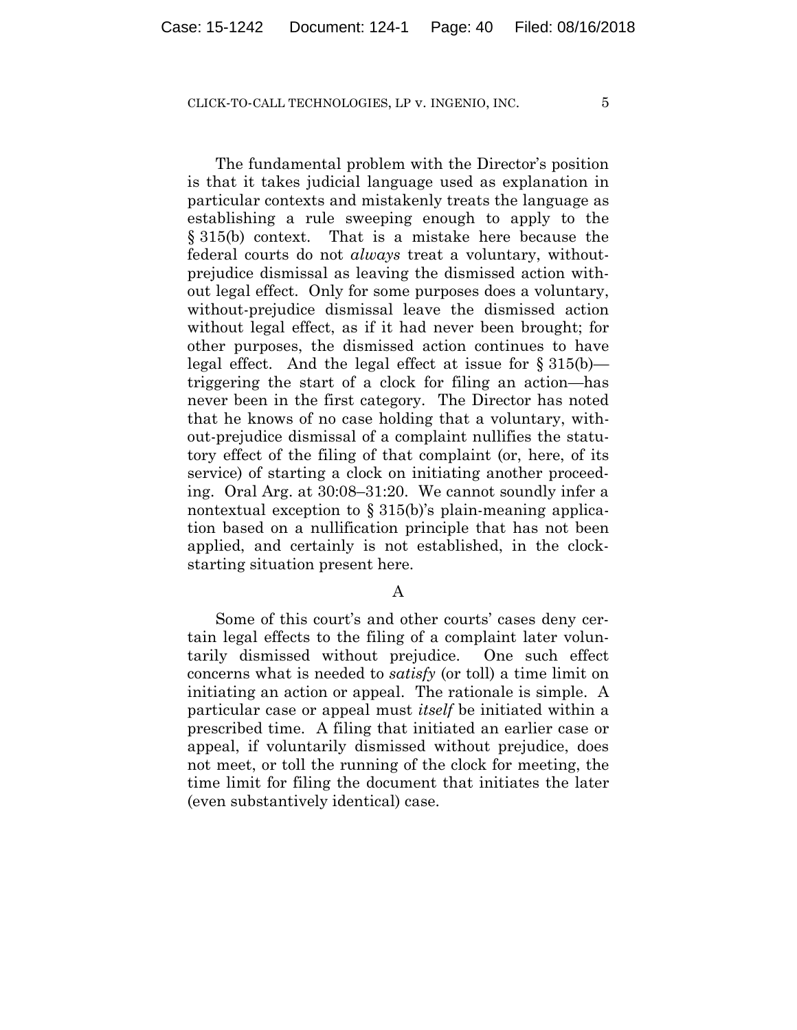The fundamental problem with the Director's position is that it takes judicial language used as explanation in particular contexts and mistakenly treats the language as establishing a rule sweeping enough to apply to the § 315(b) context. That is a mistake here because the federal courts do not *always* treat a voluntary, without-prejudice dismissal as leaving the dismissed action without legal effect. Only for some purposes does a voluntary, without-prejudice dismissal leave the dismissed action without legal effect, as if it had never been brought; for other purposes, the dismissed action continues to have legal effect. And the legal effect at issue for § 315(b)—triggering the start of a clock for filing an action—has never been in the first category. The Director has noted that he knows of no case holding that a voluntary, without-prejudice dismissal of a complaint nullifies the statutory effect of the filing of that complaint (or, here, of its service) of starting a clock on initiating another proceeding. Oral Arg. at 30:08–31:20. We cannot soundly infer a nontextual exception to § 315(b)'s plain-meaning application based on a nullification principle that has not been applied, and certainly is not established, in the clock-starting situation present here.

## A

Some of this court's and other courts' cases deny certain legal effects to the filing of a complaint later voluntarily dismissed without prejudice. One such effect concerns what is needed to *satisfy* (or toll) a time limit on initiating an action or appeal. The rationale is simple. A particular case or appeal must *itself* be initiated within a prescribed time. A filing that initiated an earlier case or appeal, if voluntarily dismissed without prejudice, does not meet, or toll the running of the clock for meeting, the time limit for filing the document that initiates the later (even substantively identical) case.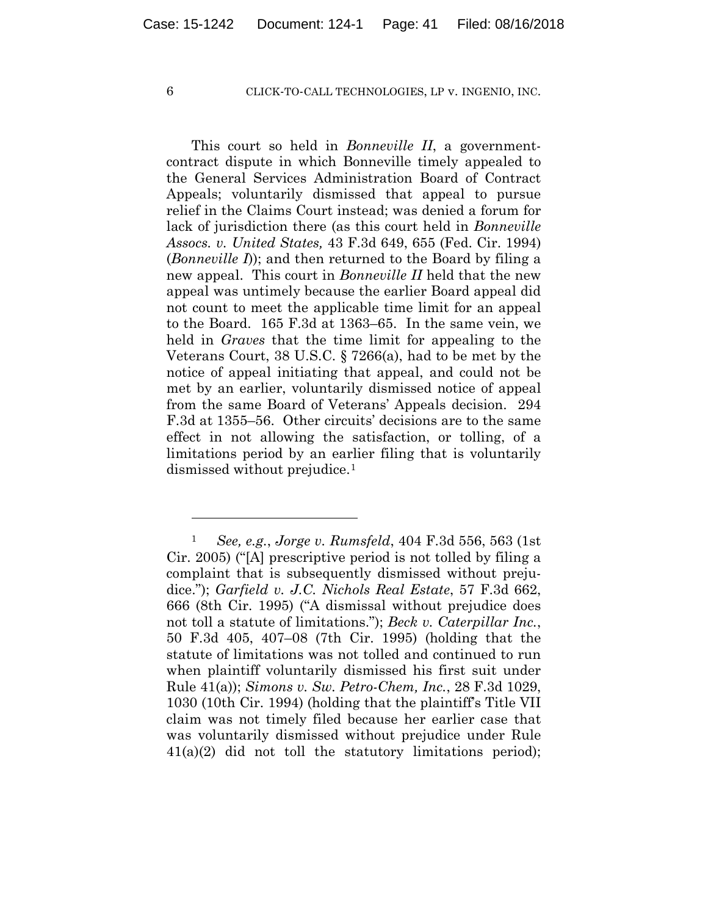This court so held in *Bonneville II*, a government-contract dispute in which Bonneville timely appealed to the General Services Administration Board of Contract Appeals; voluntarily dismissed that appeal to pursue relief in the Claims Court instead; was denied a forum for lack of jurisdiction there (as this court held in *Bonneville Assocs. v. United States,* 43 F.3d 649, 655 (Fed. Cir. 1994) (*Bonneville I*)); and then returned to the Board by filing a new appeal. This court in *Bonneville II* held that the new appeal was untimely because the earlier Board appeal did not count to meet the applicable time limit for an appeal to the Board. 165 F.3d at 1363–65. In the same vein, we held in *Graves* that the time limit for appealing to the Veterans Court, 38 U.S.C. § 7266(a), had to be met by the notice of appeal initiating that appeal, and could not be met by an earlier, voluntarily dismissed notice of appeal from the same Board of Veterans' Appeals decision. 294 F.3d at 1355–56. Other circuits' decisions are to the same effect in not allowing the satisfaction, or tolling, of a limitations period by an earlier filing that is voluntarily dismissed without prejudice.[1]

[1] *See, e.g.*, *Jorge v. Rumsfeld*, 404 F.3d 556, 563 (1st Cir. 2005) ("[A] prescriptive period is not tolled by filing a complaint that is subsequently dismissed without prejudice."); *Garfield v. J.C. Nichols Real Estate*, 57 F.3d 662, 666 (8th Cir. 1995) ("A dismissal without prejudice does not toll a statute of limitations."); *Beck v. Caterpillar Inc.*, 50 F.3d 405, 407–08 (7th Cir. 1995) (holding that the statute of limitations was not tolled and continued to run when plaintiff voluntarily dismissed his first suit under Rule 41(a)); *Simons v. Sw. Petro-Chem, Inc.*, 28 F.3d 1029, 1030 (10th Cir. 1994) (holding that the plaintiff's Title VII claim was not timely filed because her earlier case that was voluntarily dismissed without prejudice under Rule 41(a)(2) did not toll the statutory limitations period);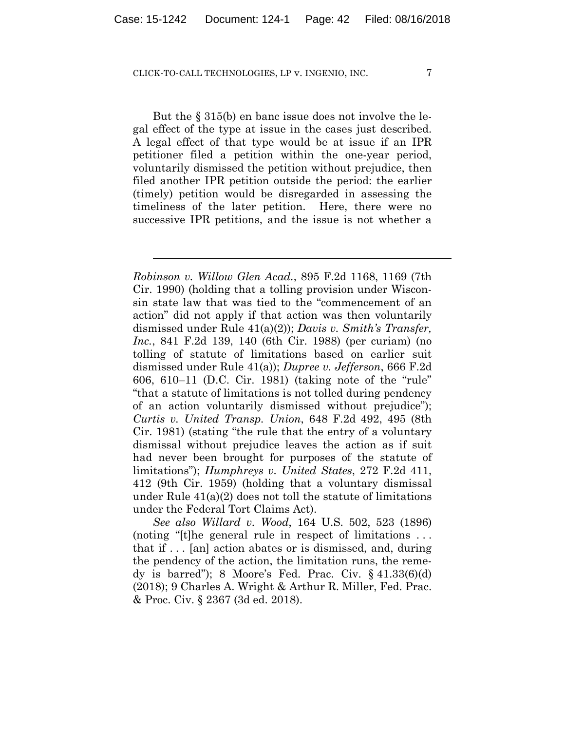But the § 315(b) en banc issue does not involve the legal effect of the type at issue in the cases just described. A legal effect of that type would be at issue if an IPR petitioner filed a petition within the one-year period, voluntarily dismissed the petition without prejudice, then filed another IPR petition outside the period: the earlier (timely) petition would be disregarded in assessing the timeliness of the later petition. Here, there were no successive IPR petitions, and the issue is not whether a

---

*Robinson v. Willow Glen Acad.*, 895 F.2d 1168, 1169 (7th Cir. 1990) (holding that a tolling provision under Wisconsin state law that was tied to the "commencement of an action" did not apply if that action was then voluntarily dismissed under Rule 41(a)(2)); *Davis v. Smith's Transfer, Inc.*, 841 F.2d 139, 140 (6th Cir. 1988) (per curiam) (no tolling of statute of limitations based on earlier suit dismissed under Rule 41(a)); *Dupree v. Jefferson*, 666 F.2d 606, 610–11 (D.C. Cir. 1981) (taking note of the "rule" "that a statute of limitations is not tolled during pendency of an action voluntarily dismissed without prejudice"); *Curtis v. United Transp. Union*, 648 F.2d 492, 495 (8th Cir. 1981) (stating "the rule that the entry of a voluntary dismissal without prejudice leaves the action as if suit had never been brought for purposes of the statute of limitations"); *Humphreys v. United States*, 272 F.2d 411, 412 (9th Cir. 1959) (holding that a voluntary dismissal under Rule 41(a)(2) does not toll the statute of limitations under the Federal Tort Claims Act).

*See also Willard v. Wood*, 164 U.S. 502, 523 (1896) (noting "[t]he general rule in respect of limitations . . . that if . . . [an] action abates or is dismissed, and, during the pendency of the action, the limitation runs, the remedy is barred"); 8 Moore's Fed. Prac. Civ. § 41.33(6)(d) (2018); 9 Charles A. Wright & Arthur R. Miller, Fed. Prac. & Proc. Civ. § 2367 (3d ed. 2018).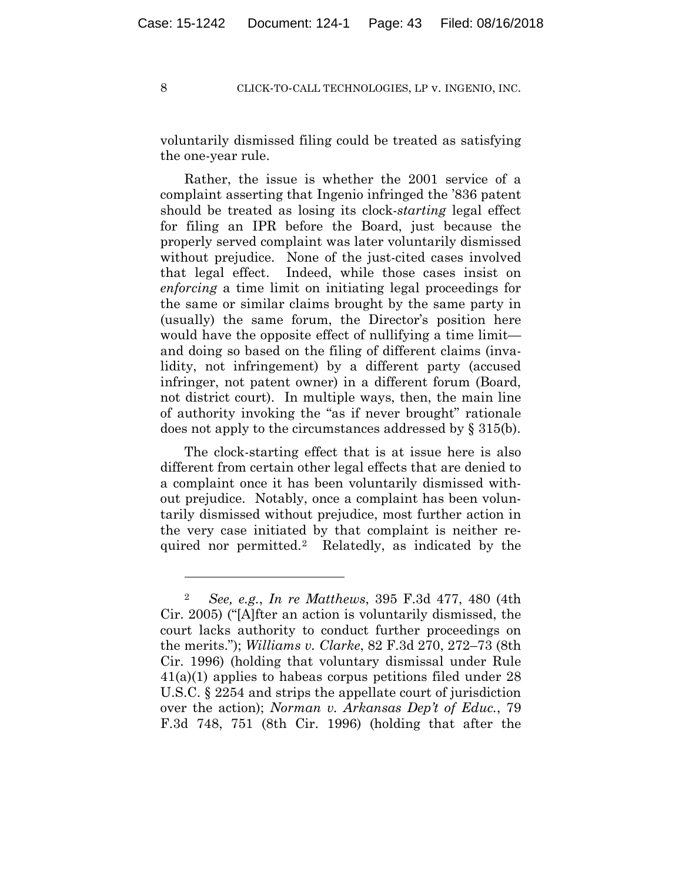voluntarily dismissed filing could be treated as satisfying the one-year rule.

Rather, the issue is whether the 2001 service of a complaint asserting that Ingenio infringed the '836 patent should be treated as losing its clock-*starting* legal effect for filing an IPR before the Board, just because the properly served complaint was later voluntarily dismissed without prejudice. None of the just-cited cases involved that legal effect. Indeed, while those cases insist on *enforcing* a time limit on initiating legal proceedings for the same or similar claims brought by the same party in (usually) the same forum, the Director's position here would have the opposite effect of nullifying a time limit—and doing so based on the filing of different claims (invalidity, not infringement) by a different party (accused infringer, not patent owner) in a different forum (Board, not district court). In multiple ways, then, the main line of authority invoking the "as if never brought" rationale does not apply to the circumstances addressed by § 315(b).

The clock-starting effect that is at issue here is also different from certain other legal effects that are denied to a complaint once it has been voluntarily dismissed without prejudice. Notably, once a complaint has been voluntarily dismissed without prejudice, most further action in the very case initiated by that complaint is neither required nor permitted.[2] Relatedly, as indicated by the

---

[2] *See, e.g.*, *In re Matthews*, 395 F.3d 477, 480 (4th Cir. 2005) ("[A]fter an action is voluntarily dismissed, the court lacks authority to conduct further proceedings on the merits."); *Williams v. Clarke*, 82 F.3d 270, 272–73 (8th Cir. 1996) (holding that voluntary dismissal under Rule 41(a)(1) applies to habeas corpus petitions filed under 28 U.S.C. § 2254 and strips the appellate court of jurisdiction over the action); *Norman v. Arkansas Dep't of Educ.*, 79 F.3d 748, 751 (8th Cir. 1996) (holding that after the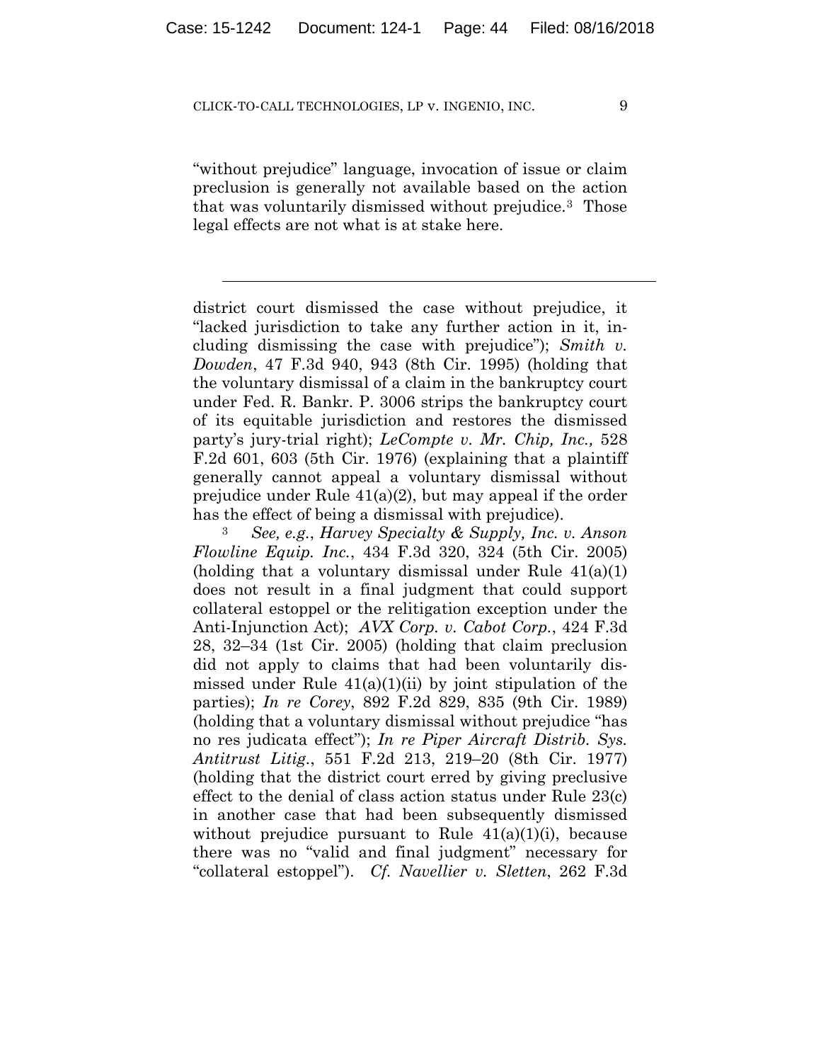"without prejudice" language, invocation of issue or claim preclusion is generally not available based on the action that was voluntarily dismissed without prejudice.[3] Those legal effects are not what is at stake here.

---

district court dismissed the case without prejudice, it "lacked jurisdiction to take any further action in it, including dismissing the case with prejudice"); *Smith v. Dowden*, 47 F.3d 940, 943 (8th Cir. 1995) (holding that the voluntary dismissal of a claim in the bankruptcy court under Fed. R. Bankr. P. 3006 strips the bankruptcy court of its equitable jurisdiction and restores the dismissed party's jury-trial right); *LeCompte v. Mr. Chip, Inc.,* 528 F.2d 601, 603 (5th Cir. 1976) (explaining that a plaintiff generally cannot appeal a voluntary dismissal without prejudice under Rule 41(a)(2), but may appeal if the order has the effect of being a dismissal with prejudice).

[3] *See, e.g.*, *Harvey Specialty & Supply, Inc. v. Anson Flowline Equip. Inc.*, 434 F.3d 320, 324 (5th Cir. 2005) (holding that a voluntary dismissal under Rule 41(a)(1) does not result in a final judgment that could support collateral estoppel or the relitigation exception under the Anti-Injunction Act); *AVX Corp. v. Cabot Corp.*, 424 F.3d 28, 32–34 (1st Cir. 2005) (holding that claim preclusion did not apply to claims that had been voluntarily dismissed under Rule 41(a)(1)(ii) by joint stipulation of the parties); *In re Corey*, 892 F.2d 829, 835 (9th Cir. 1989) (holding that a voluntary dismissal without prejudice "has no res judicata effect"); *In re Piper Aircraft Distrib. Sys. Antitrust Litig.*, 551 F.2d 213, 219–20 (8th Cir. 1977) (holding that the district court erred by giving preclusive effect to the denial of class action status under Rule 23(c) in another case that had been subsequently dismissed without prejudice pursuant to Rule 41(a)(1)(i), because there was no "valid and final judgment" necessary for "collateral estoppel"). *Cf. Navellier v. Sletten*, 262 F.3d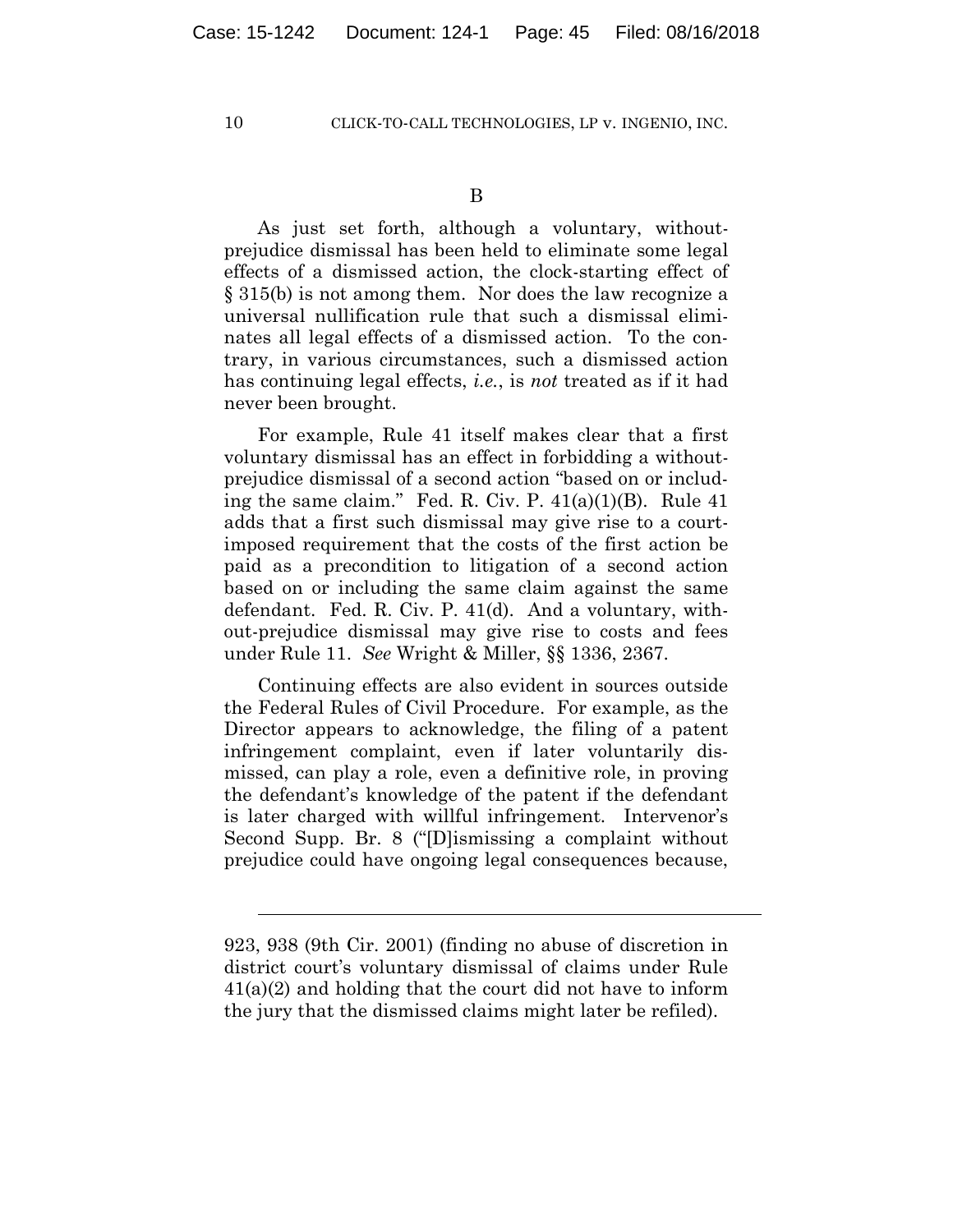B

As just set forth, although a voluntary, without-prejudice dismissal has been held to eliminate some legal effects of a dismissed action, the clock-starting effect of § 315(b) is not among them. Nor does the law recognize a universal nullification rule that such a dismissal eliminates all legal effects of a dismissed action. To the contrary, in various circumstances, such a dismissed action has continuing legal effects, *i.e.*, is *not* treated as if it had never been brought.

For example, Rule 41 itself makes clear that a first voluntary dismissal has an effect in forbidding a without-prejudice dismissal of a second action "based on or including the same claim." Fed. R. Civ. P. 41(a)(1)(B). Rule 41 adds that a first such dismissal may give rise to a court-imposed requirement that the costs of the first action be paid as a precondition to litigation of a second action based on or including the same claim against the same defendant. Fed. R. Civ. P. 41(d). And a voluntary, without-prejudice dismissal may give rise to costs and fees under Rule 11. *See* Wright & Miller, §§ 1336, 2367.

Continuing effects are also evident in sources outside the Federal Rules of Civil Procedure. For example, as the Director appears to acknowledge, the filing of a patent infringement complaint, even if later voluntarily dismissed, can play a role, even a definitive role, in proving the defendant's knowledge of the patent if the defendant is later charged with willful infringement. Intervenor's Second Supp. Br. 8 ("[D]ismissing a complaint without prejudice could have ongoing legal consequences because,

---

923, 938 (9th Cir. 2001) (finding no abuse of discretion in district court's voluntary dismissal of claims under Rule 41(a)(2) and holding that the court did not have to inform the jury that the dismissed claims might later be refiled).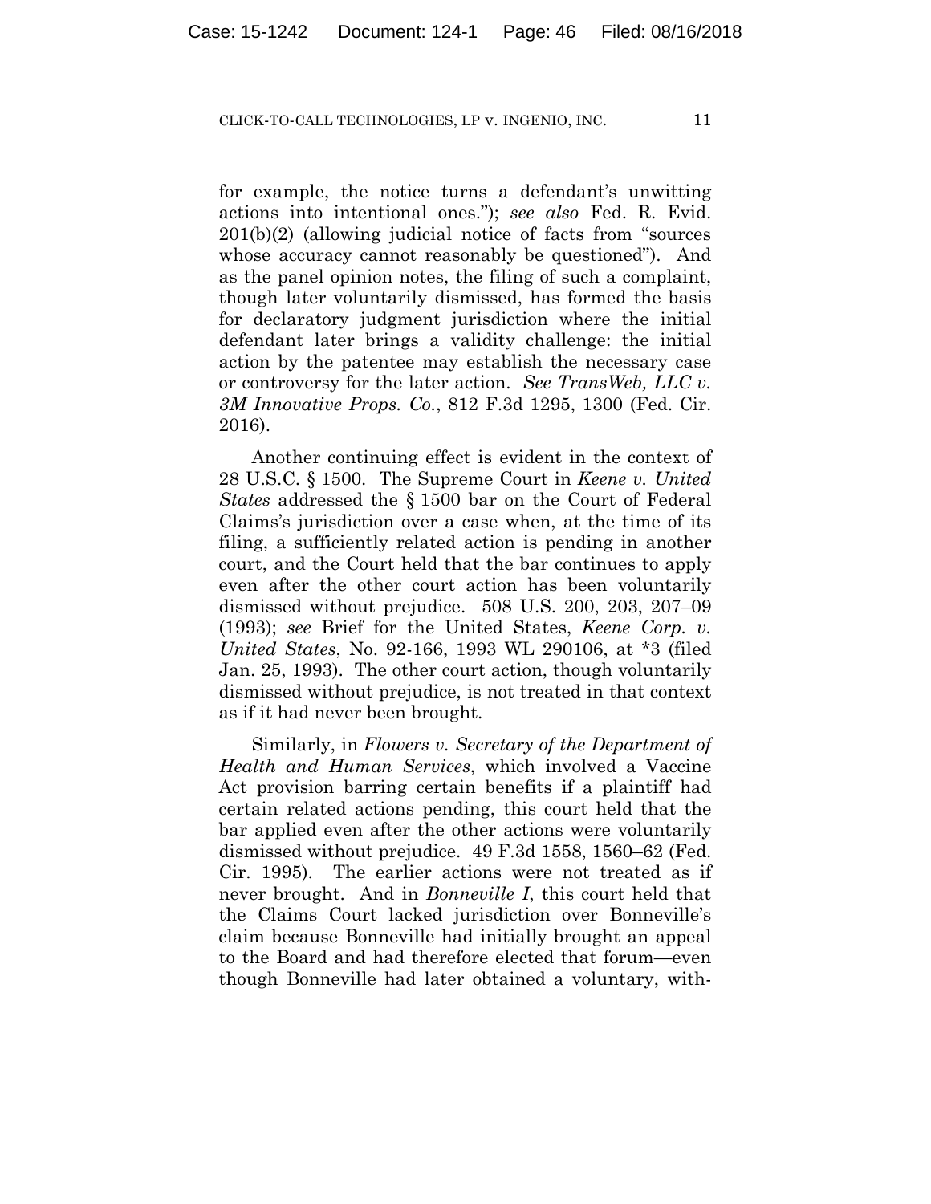for example, the notice turns a defendant's unwitting actions into intentional ones."); *see also* Fed. R. Evid. 201(b)(2) (allowing judicial notice of facts from "sources whose accuracy cannot reasonably be questioned"). And as the panel opinion notes, the filing of such a complaint, though later voluntarily dismissed, has formed the basis for declaratory judgment jurisdiction where the initial defendant later brings a validity challenge: the initial action by the patentee may establish the necessary case or controversy for the later action. *See TransWeb, LLC v. 3M Innovative Props. Co.*, 812 F.3d 1295, 1300 (Fed. Cir. 2016).

Another continuing effect is evident in the context of 28 U.S.C. § 1500. The Supreme Court in *Keene v. United States* addressed the § 1500 bar on the Court of Federal Claims's jurisdiction over a case when, at the time of its filing, a sufficiently related action is pending in another court, and the Court held that the bar continues to apply even after the other court action has been voluntarily dismissed without prejudice. 508 U.S. 200, 203, 207–09 (1993); *see* Brief for the United States, *Keene Corp. v. United States*, No. 92-166, 1993 WL 290106, at *3 (filed Jan. 25, 1993). The other court action, though voluntarily dismissed without prejudice, is not treated in that context as if it had never been brought.

Similarly, in *Flowers v. Secretary of the Department of Health and Human Services*, which involved a Vaccine Act provision barring certain benefits if a plaintiff had certain related actions pending, this court held that the bar applied even after the other actions were voluntarily dismissed without prejudice. 49 F.3d 1558, 1560–62 (Fed. Cir. 1995). The earlier actions were not treated as if never brought. And in *Bonneville I*, this court held that the Claims Court lacked jurisdiction over Bonneville's claim because Bonneville had initially brought an appeal to the Board and had therefore elected that forum—even though Bonneville had later obtained a voluntary, with-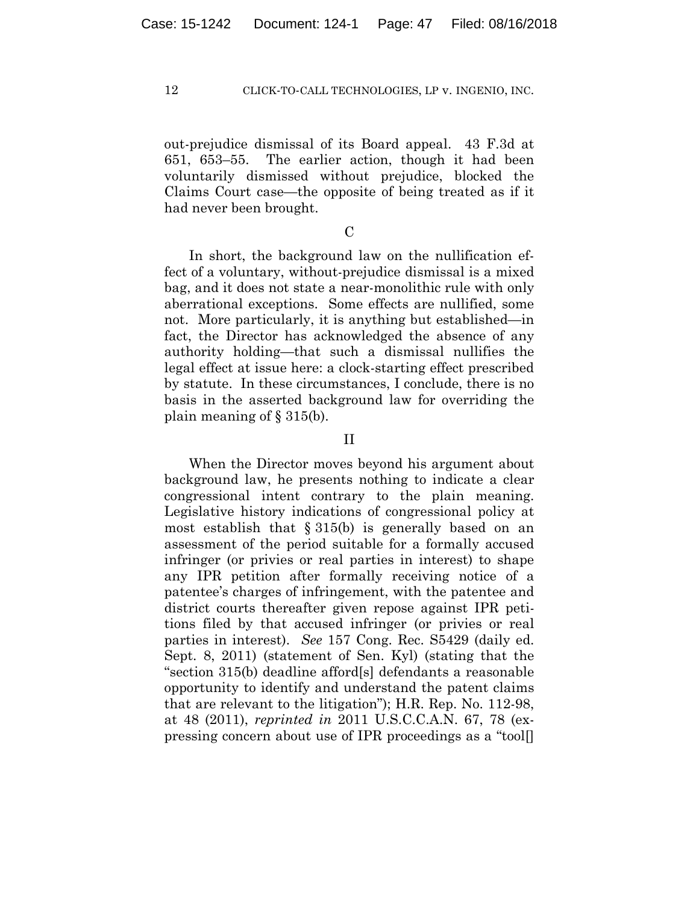out-prejudice dismissal of its Board appeal. 43 F.3d at 651, 653–55. The earlier action, though it had been voluntarily dismissed without prejudice, blocked the Claims Court case—the opposite of being treated as if it had never been brought.

C

In short, the background law on the nullification effect of a voluntary, without-prejudice dismissal is a mixed bag, and it does not state a near-monolithic rule with only aberrational exceptions. Some effects are nullified, some not. More particularly, it is anything but established—in fact, the Director has acknowledged the absence of any authority holding—that such a dismissal nullifies the legal effect at issue here: a clock-starting effect prescribed by statute. In these circumstances, I conclude, there is no basis in the asserted background law for overriding the plain meaning of § 315(b).

II

When the Director moves beyond his argument about background law, he presents nothing to indicate a clear congressional intent contrary to the plain meaning. Legislative history indications of congressional policy at most establish that § 315(b) is generally based on an assessment of the period suitable for a formally accused infringer (or privies or real parties in interest) to shape any IPR petition after formally receiving notice of a patentee's charges of infringement, with the patentee and district courts thereafter given repose against IPR petitions filed by that accused infringer (or privies or real parties in interest). *See* 157 Cong. Rec. S5429 (daily ed. Sept. 8, 2011) (statement of Sen. Kyl) (stating that the "section 315(b) deadline afford[s] defendants a reasonable opportunity to identify and understand the patent claims that are relevant to the litigation"); H.R. Rep. No. 112-98, at 48 (2011), *reprinted in* 2011 U.S.C.C.A.N. 67, 78 (expressing concern about use of IPR proceedings as a "tool[]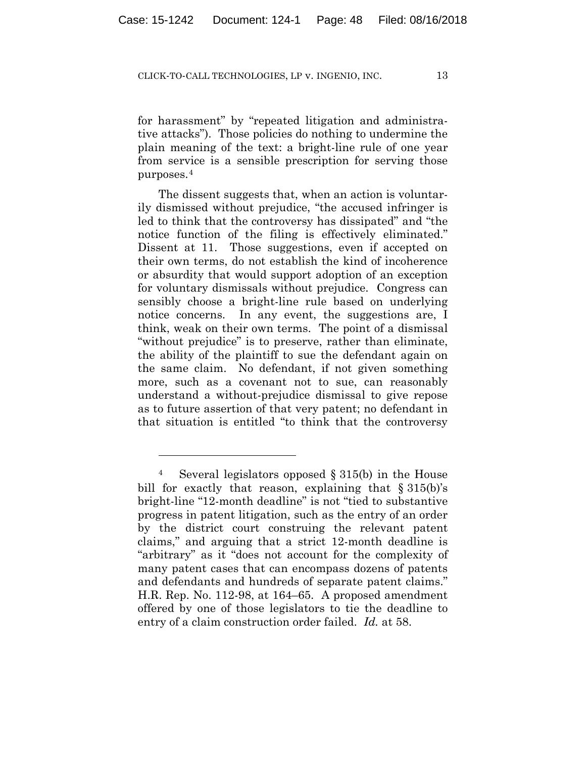for harassment" by "repeated litigation and administrative attacks"). Those policies do nothing to undermine the plain meaning of the text: a bright-line rule of one year from service is a sensible prescription for serving those purposes.[4]

The dissent suggests that, when an action is voluntarily dismissed without prejudice, "the accused infringer is led to think that the controversy has dissipated" and "the notice function of the filing is effectively eliminated." Dissent at 11. Those suggestions, even if accepted on their own terms, do not establish the kind of incoherence or absurdity that would support adoption of an exception for voluntary dismissals without prejudice. Congress can sensibly choose a bright-line rule based on underlying notice concerns. In any event, the suggestions are, I think, weak on their own terms. The point of a dismissal "without prejudice" is to preserve, rather than eliminate, the ability of the plaintiff to sue the defendant again on the same claim. No defendant, if not given something more, such as a covenant not to sue, can reasonably understand a without-prejudice dismissal to give repose as to future assertion of that very patent; no defendant in that situation is entitled "to think that the controversy

---

[4] Several legislators opposed § 315(b) in the House bill for exactly that reason, explaining that § 315(b)'s bright-line "12-month deadline" is not "tied to substantive progress in patent litigation, such as the entry of an order by the district court construing the relevant patent claims," and arguing that a strict 12-month deadline is "arbitrary" as it "does not account for the complexity of many patent cases that can encompass dozens of patents and defendants and hundreds of separate patent claims." H.R. Rep. No. 112-98, at 164–65. A proposed amendment offered by one of those legislators to tie the deadline to entry of a claim construction order failed. *Id.* at 58.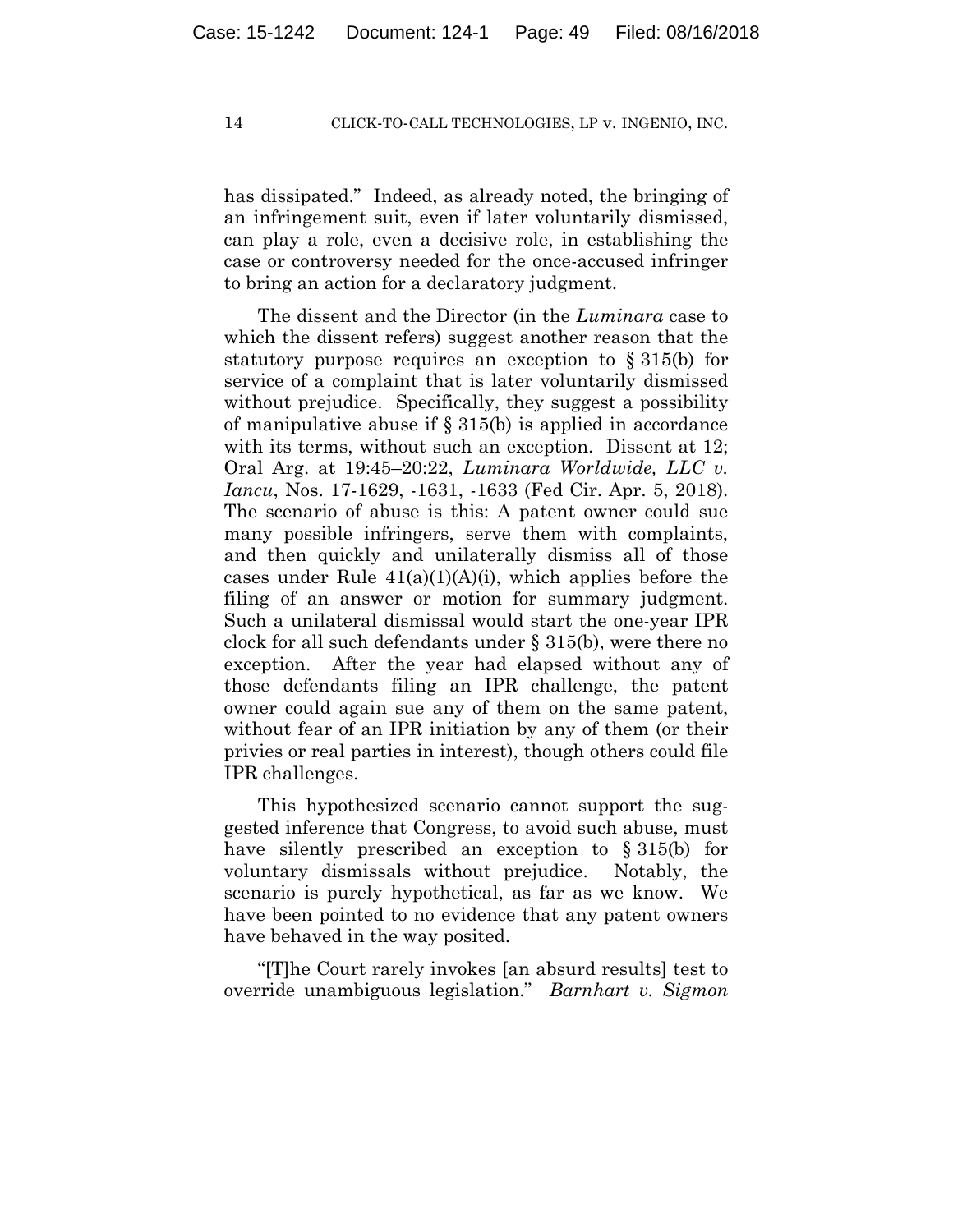has dissipated." Indeed, as already noted, the bringing of an infringement suit, even if later voluntarily dismissed, can play a role, even a decisive role, in establishing the case or controversy needed for the once-accused infringer to bring an action for a declaratory judgment.

The dissent and the Director (in the *Luminara* case to which the dissent refers) suggest another reason that the statutory purpose requires an exception to § 315(b) for service of a complaint that is later voluntarily dismissed without prejudice. Specifically, they suggest a possibility of manipulative abuse if § 315(b) is applied in accordance with its terms, without such an exception. Dissent at 12; Oral Arg. at 19:45–20:22, *Luminara Worldwide, LLC v. Iancu*, Nos. 17-1629, -1631, -1633 (Fed Cir. Apr. 5, 2018). The scenario of abuse is this: A patent owner could sue many possible infringers, serve them with complaints, and then quickly and unilaterally dismiss all of those cases under Rule 41(a)(1)(A)(i), which applies before the filing of an answer or motion for summary judgment. Such a unilateral dismissal would start the one-year IPR clock for all such defendants under § 315(b), were there no exception. After the year had elapsed without any of those defendants filing an IPR challenge, the patent owner could again sue any of them on the same patent, without fear of an IPR initiation by any of them (or their privies or real parties in interest), though others could file IPR challenges.

This hypothesized scenario cannot support the suggested inference that Congress, to avoid such abuse, must have silently prescribed an exception to § 315(b) for voluntary dismissals without prejudice. Notably, the scenario is purely hypothetical, as far as we know. We have been pointed to no evidence that any patent owners have behaved in the way posited.

"[T]he Court rarely invokes [an absurd results] test to override unambiguous legislation." *Barnhart v. Sigmon*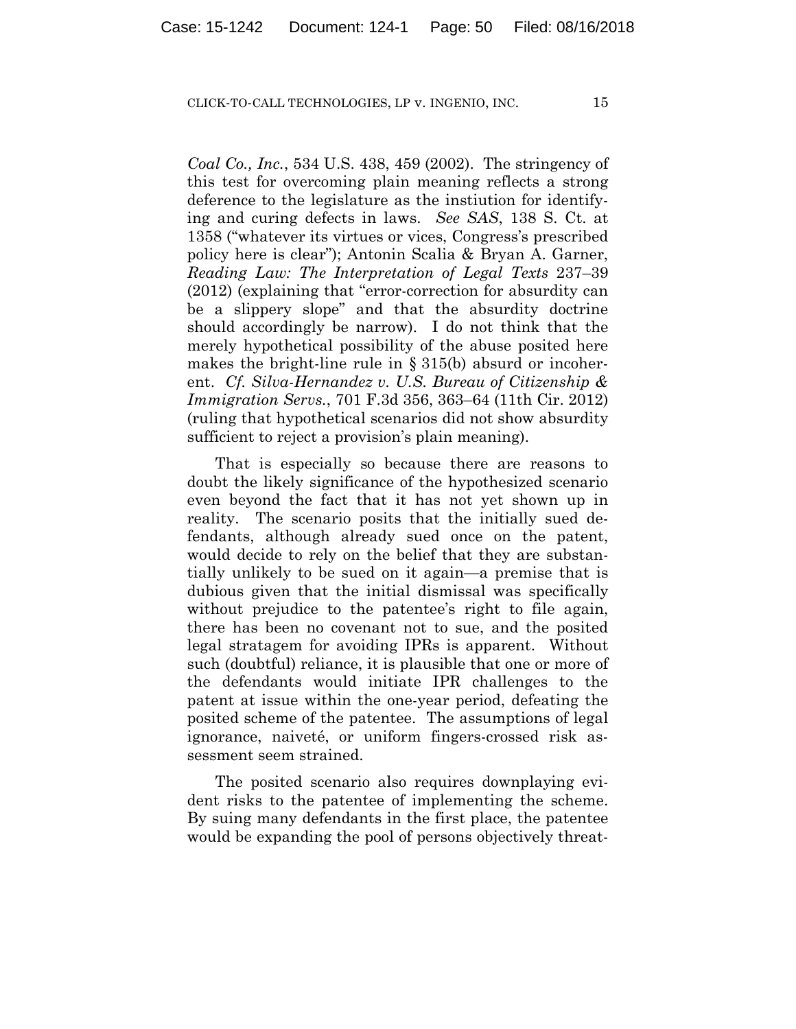*Coal Co., Inc.*, 534 U.S. 438, 459 (2002). The stringency of this test for overcoming plain meaning reflects a strong deference to the legislature as the instiution for identifying and curing defects in laws. *See SAS*, 138 S. Ct. at 1358 ("whatever its virtues or vices, Congress's prescribed policy here is clear"); Antonin Scalia & Bryan A. Garner, *Reading Law: The Interpretation of Legal Texts* 237–39 (2012) (explaining that "error-correction for absurdity can be a slippery slope" and that the absurdity doctrine should accordingly be narrow). I do not think that the merely hypothetical possibility of the abuse posited here makes the bright-line rule in § 315(b) absurd or incoherent. *Cf. Silva-Hernandez v. U.S. Bureau of Citizenship & Immigration Servs.*, 701 F.3d 356, 363–64 (11th Cir. 2012) (ruling that hypothetical scenarios did not show absurdity sufficient to reject a provision's plain meaning).

That is especially so because there are reasons to doubt the likely significance of the hypothesized scenario even beyond the fact that it has not yet shown up in reality. The scenario posits that the initially sued defendants, although already sued once on the patent, would decide to rely on the belief that they are substantially unlikely to be sued on it again—a premise that is dubious given that the initial dismissal was specifically without prejudice to the patentee's right to file again, there has been no covenant not to sue, and the posited legal stratagem for avoiding IPRs is apparent. Without such (doubtful) reliance, it is plausible that one or more of the defendants would initiate IPR challenges to the patent at issue within the one-year period, defeating the posited scheme of the patentee. The assumptions of legal ignorance, naiveté, or uniform fingers-crossed risk assessment seem strained.

The posited scenario also requires downplaying evident risks to the patentee of implementing the scheme. By suing many defendants in the first place, the patentee would be expanding the pool of persons objectively threat-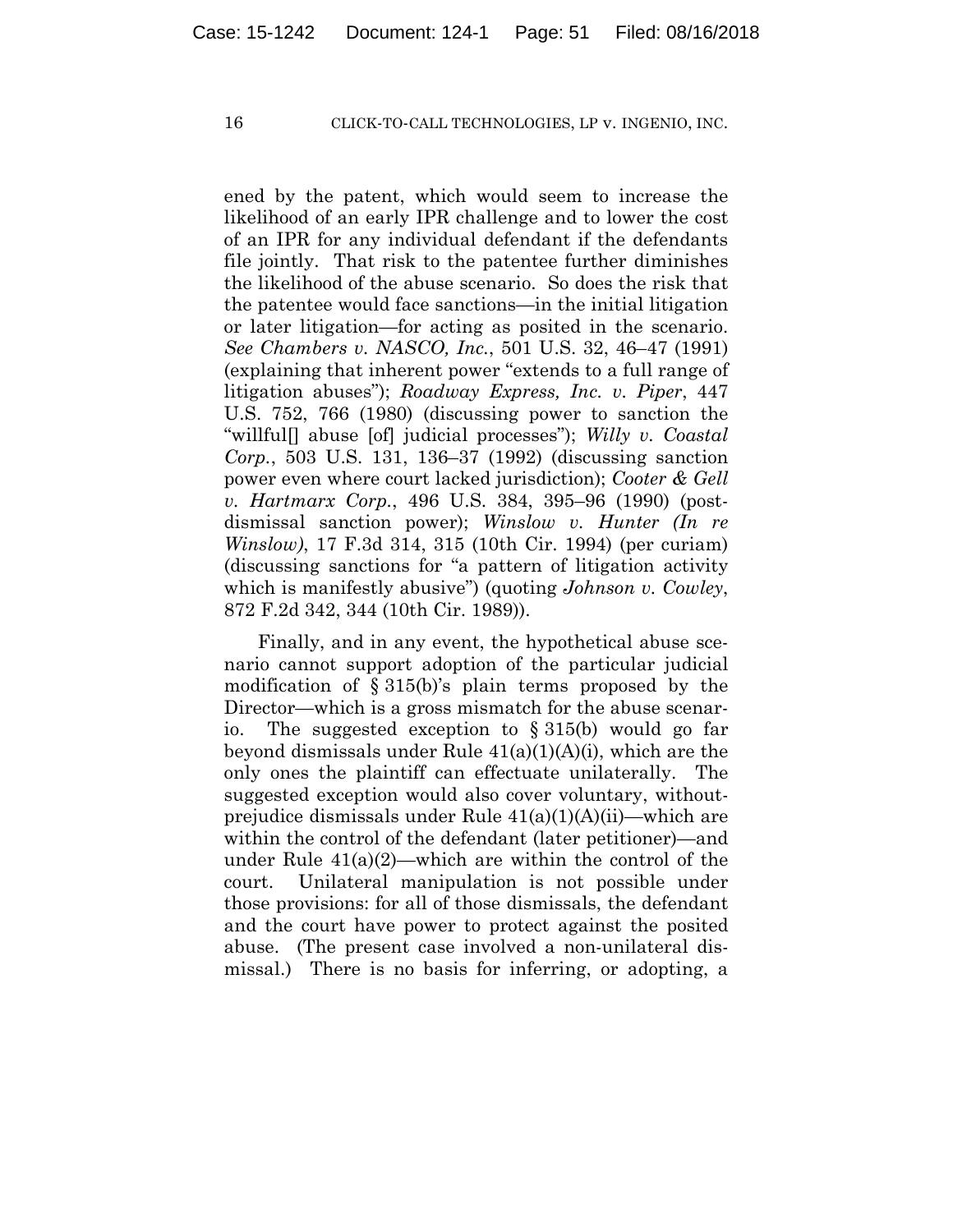ened by the patent, which would seem to increase the likelihood of an early IPR challenge and to lower the cost of an IPR for any individual defendant if the defendants file jointly. That risk to the patentee further diminishes the likelihood of the abuse scenario. So does the risk that the patentee would face sanctions—in the initial litigation or later litigation—for acting as posited in the scenario. *See Chambers v. NASCO, Inc.*, 501 U.S. 32, 46–47 (1991) (explaining that inherent power "extends to a full range of litigation abuses"); *Roadway Express, Inc. v. Piper*, 447 U.S. 752, 766 (1980) (discussing power to sanction the "willful[] abuse [of] judicial processes"); *Willy v. Coastal Corp.*, 503 U.S. 131, 136–37 (1992) (discussing sanction power even where court lacked jurisdiction); *Cooter & Gell v. Hartmarx Corp.*, 496 U.S. 384, 395–96 (1990) (post-dismissal sanction power); *Winslow v. Hunter (In re Winslow)*, 17 F.3d 314, 315 (10th Cir. 1994) (per curiam) (discussing sanctions for "a pattern of litigation activity which is manifestly abusive") (quoting *Johnson v. Cowley*, 872 F.2d 342, 344 (10th Cir. 1989)).

Finally, and in any event, the hypothetical abuse scenario cannot support adoption of the particular judicial modification of § 315(b)'s plain terms proposed by the Director—which is a gross mismatch for the abuse scenario. The suggested exception to § 315(b) would go far beyond dismissals under Rule 41(a)(1)(A)(i), which are the only ones the plaintiff can effectuate unilaterally. The suggested exception would also cover voluntary, without-prejudice dismissals under Rule 41(a)(1)(A)(ii)—which are within the control of the defendant (later petitioner)—and under Rule 41(a)(2)—which are within the control of the court. Unilateral manipulation is not possible under those provisions: for all of those dismissals, the defendant and the court have power to protect against the posited abuse. (The present case involved a non-unilateral dismissal.) There is no basis for inferring, or adopting, a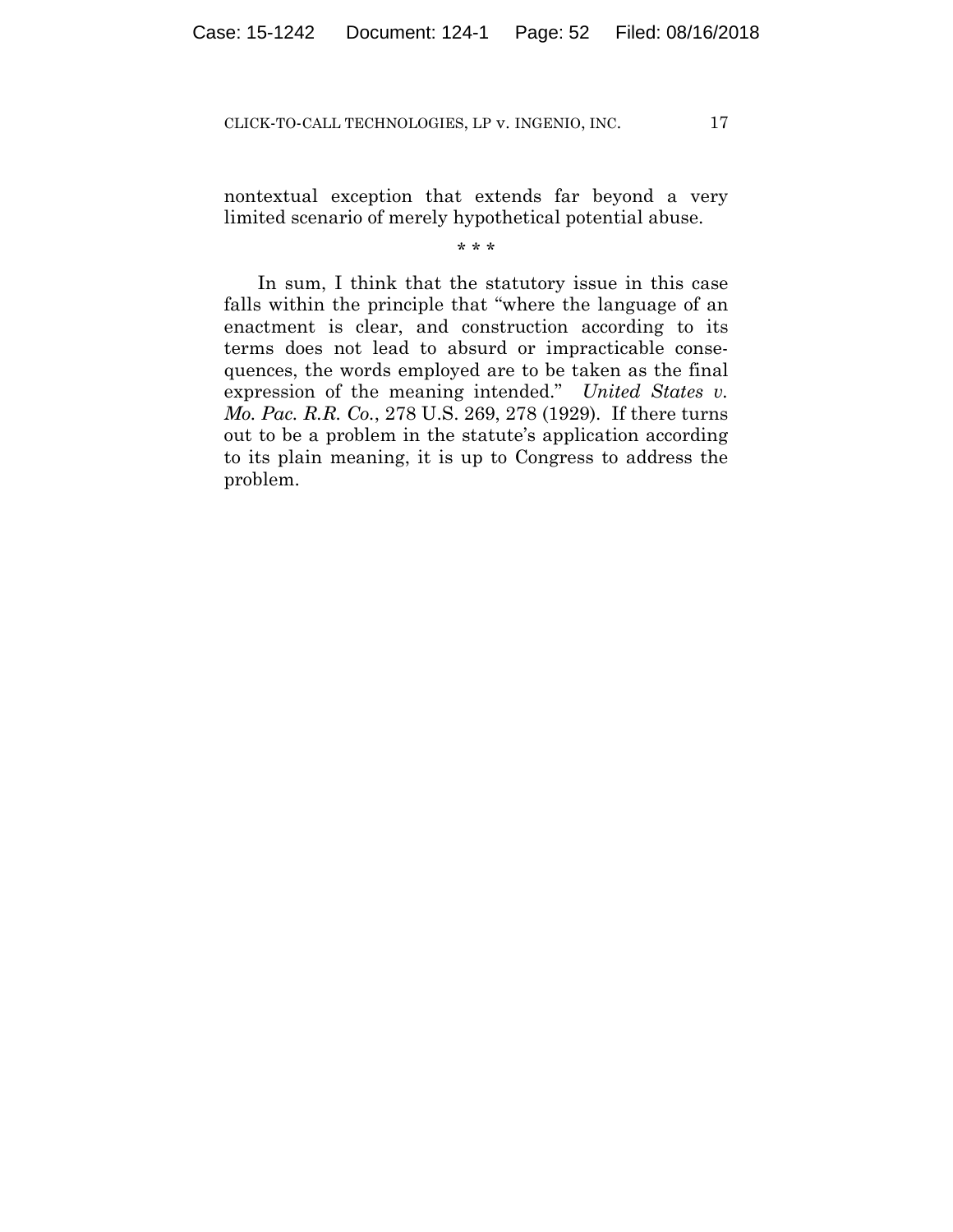nontextual exception that extends far beyond a very limited scenario of merely hypothetical potential abuse.

\* \* \*

In sum, I think that the statutory issue in this case falls within the principle that "where the language of an enactment is clear, and construction according to its terms does not lead to absurd or impracticable consequences, the words employed are to be taken as the final expression of the meaning intended." *United States v. Mo. Pac. R.R. Co.*, 278 U.S. 269, 278 (1929). If there turns out to be a problem in the statute's application according to its plain meaning, it is up to Congress to address the problem.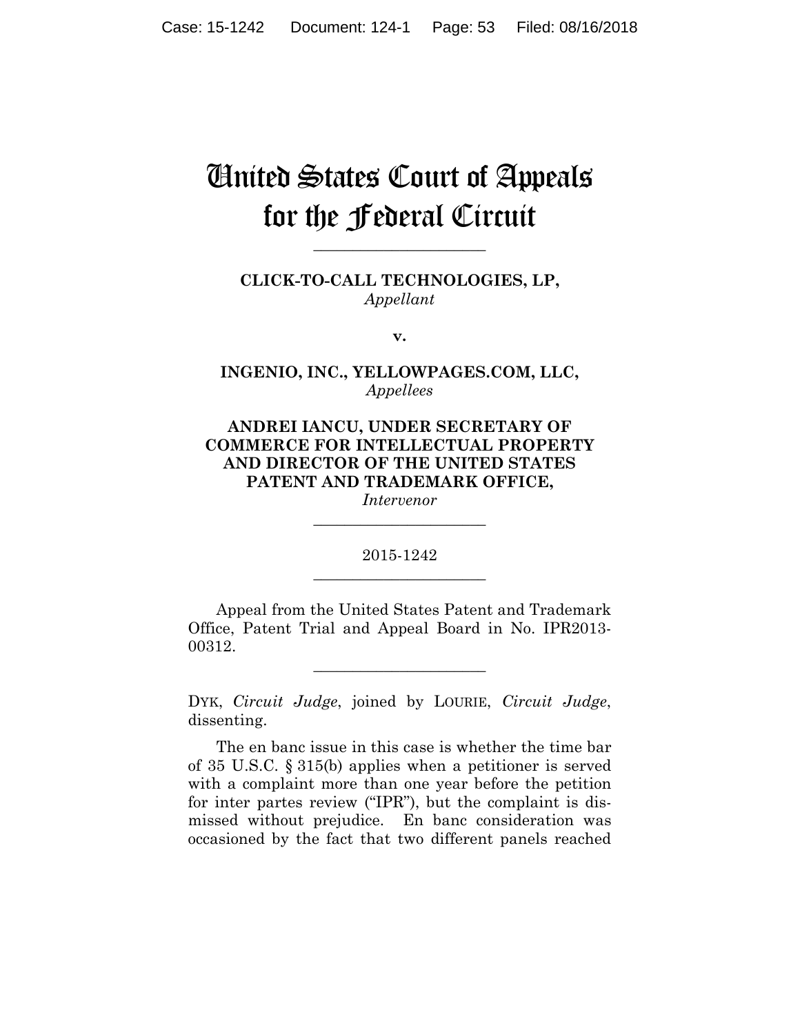# United States Court of Appeals for the Federal Circuit

---

**CLICK-TO-CALL TECHNOLOGIES, LP,**
*Appellant*

**v.**

**INGENIO, INC., YELLOWPAGES.COM, LLC,**
*Appellees*

**ANDREI IANCU, UNDER SECRETARY OF COMMERCE FOR INTELLECTUAL PROPERTY AND DIRECTOR OF THE UNITED STATES PATENT AND TRADEMARK OFFICE,**
*Intervenor*

---

2015-1242

---

Appeal from the United States Patent and Trademark Office, Patent Trial and Appeal Board in No. IPR2013-00312.

---

DYK, *Circuit Judge*, joined by LOURIE, *Circuit Judge*, dissenting.

The en banc issue in this case is whether the time bar of 35 U.S.C. § 315(b) applies when a petitioner is served with a complaint more than one year before the petition for inter partes review ("IPR"), but the complaint is dismissed without prejudice. En banc consideration was occasioned by the fact that two different panels reached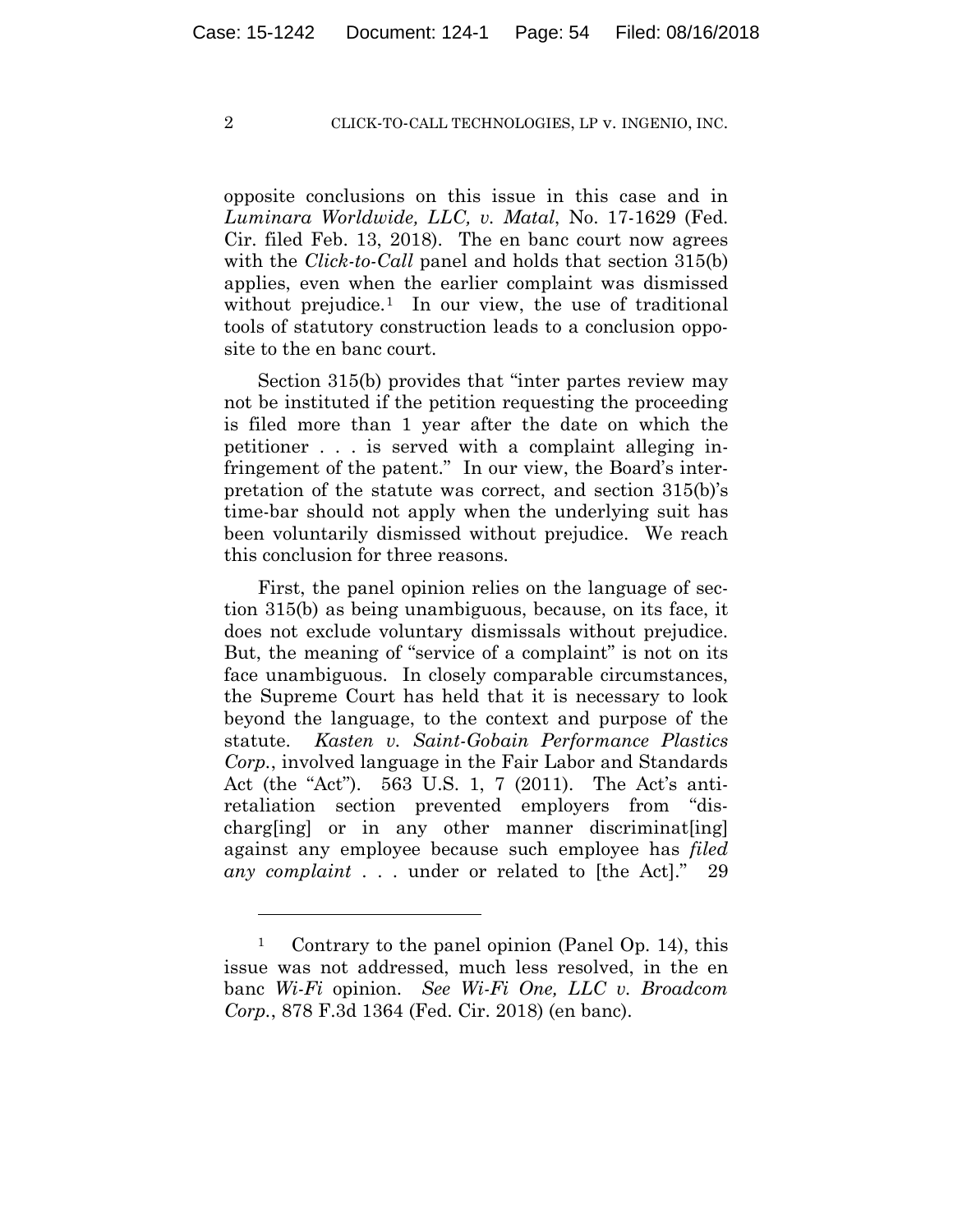opposite conclusions on this issue in this case and in *Luminara Worldwide, LLC, v. Matal*, No. 17-1629 (Fed. Cir. filed Feb. 13, 2018). The en banc court now agrees with the *Click-to-Call* panel and holds that section 315(b) applies, even when the earlier complaint was dismissed without prejudice.[1] In our view, the use of traditional tools of statutory construction leads to a conclusion opposite to the en banc court.

Section 315(b) provides that "inter partes review may not be instituted if the petition requesting the proceeding is filed more than 1 year after the date on which the petitioner . . . is served with a complaint alleging infringement of the patent." In our view, the Board's interpretation of the statute was correct, and section 315(b)'s time-bar should not apply when the underlying suit has been voluntarily dismissed without prejudice. We reach this conclusion for three reasons.

First, the panel opinion relies on the language of section 315(b) as being unambiguous, because, on its face, it does not exclude voluntary dismissals without prejudice. But, the meaning of "service of a complaint" is not on its face unambiguous. In closely comparable circumstances, the Supreme Court has held that it is necessary to look beyond the language, to the context and purpose of the statute. *Kasten v. Saint-Gobain Performance Plastics Corp.*, involved language in the Fair Labor and Standards Act (the "Act"). 563 U.S. 1, 7 (2011). The Act's anti-retaliation section prevented employers from "discharg[ing] or in any other manner discriminat[ing] against any employee because such employee has *filed any complaint* . . . under or related to [the Act]." 29

---

[1] Contrary to the panel opinion (Panel Op. 14), this issue was not addressed, much less resolved, in the en banc *Wi-Fi* opinion. *See Wi-Fi One, LLC v. Broadcom Corp.*, 878 F.3d 1364 (Fed. Cir. 2018) (en banc).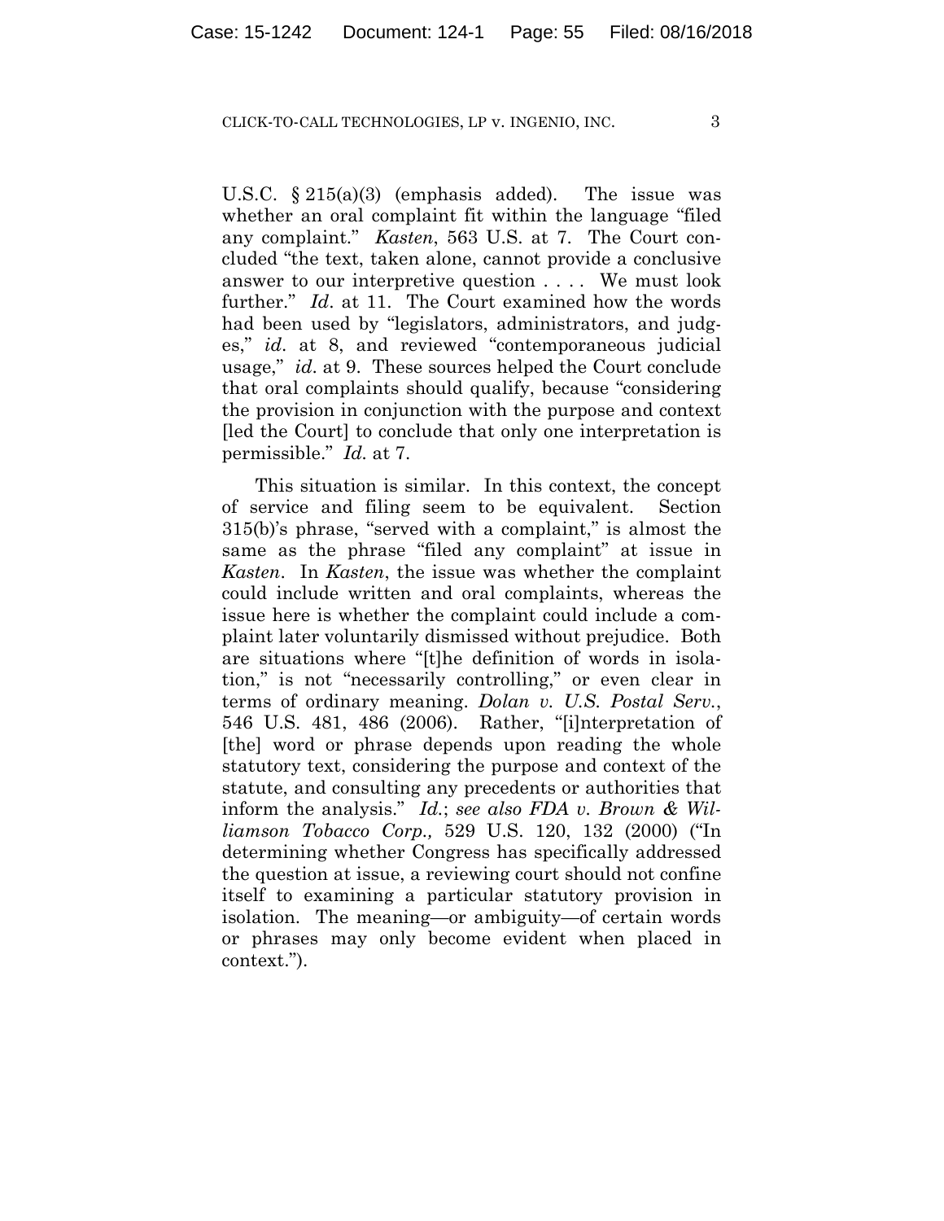U.S.C. § 215(a)(3) (emphasis added). The issue was whether an oral complaint fit within the language "filed any complaint." *Kasten*, 563 U.S. at 7. The Court concluded "the text, taken alone, cannot provide a conclusive answer to our interpretive question . . . . We must look further." *Id*. at 11. The Court examined how the words had been used by "legislators, administrators, and judges," *id*. at 8, and reviewed "contemporaneous judicial usage," *id*. at 9. These sources helped the Court conclude that oral complaints should qualify, because "considering the provision in conjunction with the purpose and context [led the Court] to conclude that only one interpretation is permissible." *Id.* at 7.

This situation is similar. In this context, the concept of service and filing seem to be equivalent. Section 315(b)'s phrase, "served with a complaint," is almost the same as the phrase "filed any complaint" at issue in *Kasten*. In *Kasten*, the issue was whether the complaint could include written and oral complaints, whereas the issue here is whether the complaint could include a complaint later voluntarily dismissed without prejudice. Both are situations where "[t]he definition of words in isolation," is not "necessarily controlling," or even clear in terms of ordinary meaning. *Dolan v. U.S. Postal Serv.*, 546 U.S. 481, 486 (2006). Rather, "[i]nterpretation of [the] word or phrase depends upon reading the whole statutory text, considering the purpose and context of the statute, and consulting any precedents or authorities that inform the analysis." *Id.*; *see also FDA v. Brown & Williamson Tobacco Corp.,* 529 U.S. 120, 132 (2000) ("In determining whether Congress has specifically addressed the question at issue, a reviewing court should not confine itself to examining a particular statutory provision in isolation. The meaning—or ambiguity—of certain words or phrases may only become evident when placed in context.").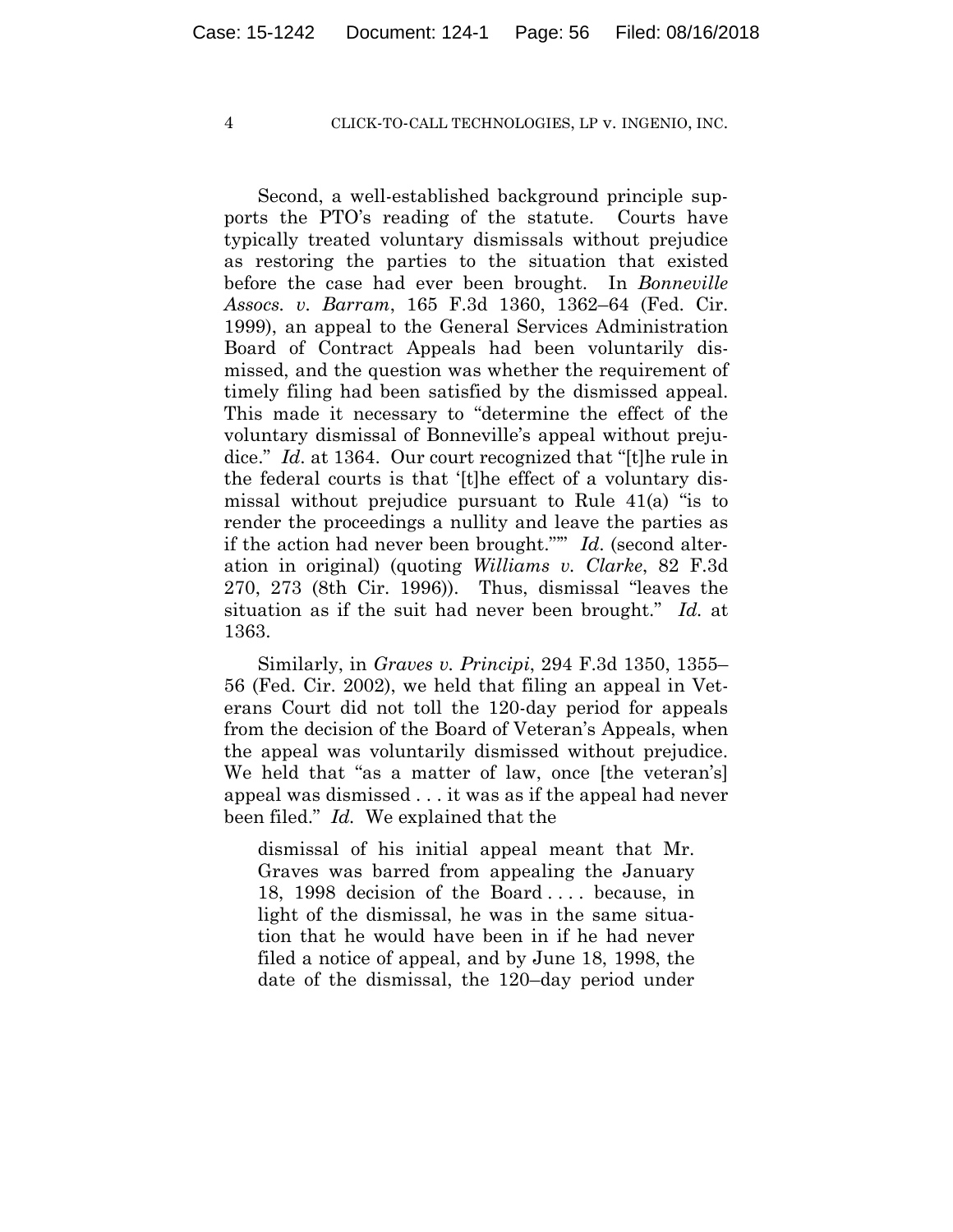Second, a well-established background principle supports the PTO's reading of the statute. Courts have typically treated voluntary dismissals without prejudice as restoring the parties to the situation that existed before the case had ever been brought. In *Bonneville Assocs. v. Barram*, 165 F.3d 1360, 1362–64 (Fed. Cir. 1999), an appeal to the General Services Administration Board of Contract Appeals had been voluntarily dismissed, and the question was whether the requirement of timely filing had been satisfied by the dismissed appeal. This made it necessary to "determine the effect of the voluntary dismissal of Bonneville's appeal without prejudice." *Id*. at 1364. Our court recognized that "[t]he rule in the federal courts is that '[t]he effect of a voluntary dismissal without prejudice pursuant to Rule 41(a) "is to render the proceedings a nullity and leave the parties as if the action had never been brought."'" *Id*. (second alteration in original) (quoting *Williams v. Clarke*, 82 F.3d 270, 273 (8th Cir. 1996)). Thus, dismissal "leaves the situation as if the suit had never been brought." *Id.* at 1363.

Similarly, in *Graves v. Principi*, 294 F.3d 1350, 1355–56 (Fed. Cir. 2002), we held that filing an appeal in Veterans Court did not toll the 120-day period for appeals from the decision of the Board of Veteran's Appeals, when the appeal was voluntarily dismissed without prejudice. We held that "as a matter of law, once [the veteran's] appeal was dismissed . . . it was as if the appeal had never been filed." *Id.* We explained that the

> dismissal of his initial appeal meant that Mr. Graves was barred from appealing the January 18, 1998 decision of the Board . . . . because, in light of the dismissal, he was in the same situation that he would have been in if he had never filed a notice of appeal, and by June 18, 1998, the date of the dismissal, the 120–day period under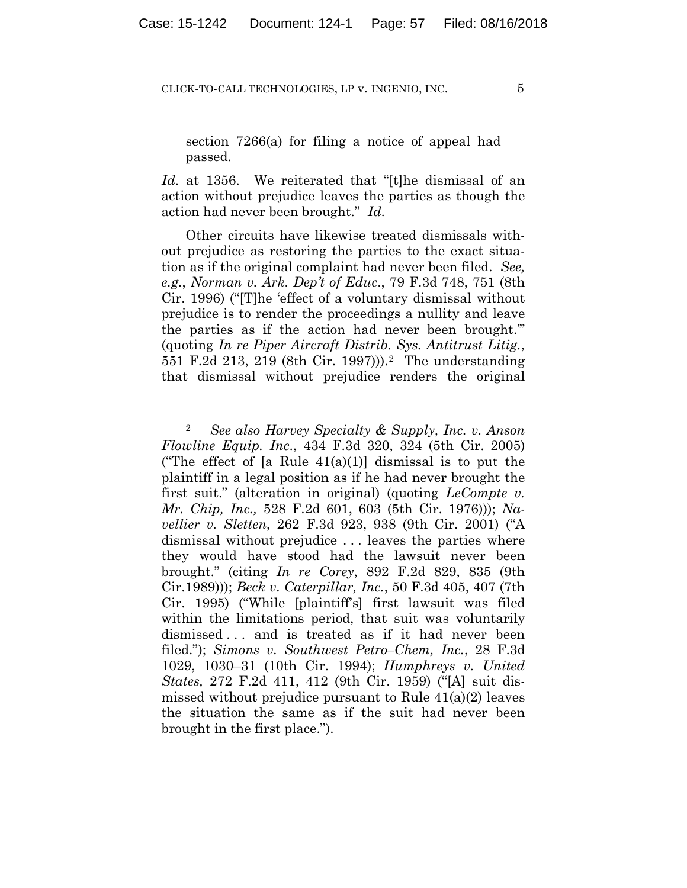section 7266(a) for filing a notice of appeal had passed.

*Id*. at 1356. We reiterated that "[t]he dismissal of an action without prejudice leaves the parties as though the action had never been brought." *Id*.

Other circuits have likewise treated dismissals without prejudice as restoring the parties to the exact situation as if the original complaint had never been filed. *See, e.g.*, *Norman v. Ark. Dep't of Educ*., 79 F.3d 748, 751 (8th Cir. 1996) ("[T]he 'effect of a voluntary dismissal without prejudice is to render the proceedings a nullity and leave the parties as if the action had never been brought.'" (quoting *In re Piper Aircraft Distrib. Sys. Antitrust Litig.*, 551 F.2d 213, 219 (8th Cir. 1997))).[2] The understanding that dismissal without prejudice renders the original

---

[2] *See also Harvey Specialty & Supply, Inc. v. Anson Flowline Equip. Inc*., 434 F.3d 320, 324 (5th Cir. 2005) ("The effect of [a Rule 41(a)(1)] dismissal is to put the plaintiff in a legal position as if he had never brought the first suit." (alteration in original) (quoting *LeCompte v. Mr. Chip, Inc.,* 528 F.2d 601, 603 (5th Cir. 1976))); *Navellier v. Sletten*, 262 F.3d 923, 938 (9th Cir. 2001) ("A dismissal without prejudice . . . leaves the parties where they would have stood had the lawsuit never been brought." (citing *In re Corey*, 892 F.2d 829, 835 (9th Cir.1989))); *Beck v. Caterpillar, Inc.*, 50 F.3d 405, 407 (7th Cir. 1995) ("While [plaintiff's] first lawsuit was filed within the limitations period, that suit was voluntarily dismissed . . . and is treated as if it had never been filed."); *Simons v. Southwest Petro–Chem, Inc.*, 28 F.3d 1029, 1030–31 (10th Cir. 1994); *Humphreys v. United States,* 272 F.2d 411, 412 (9th Cir. 1959) ("[A] suit dismissed without prejudice pursuant to Rule 41(a)(2) leaves the situation the same as if the suit had never been brought in the first place.").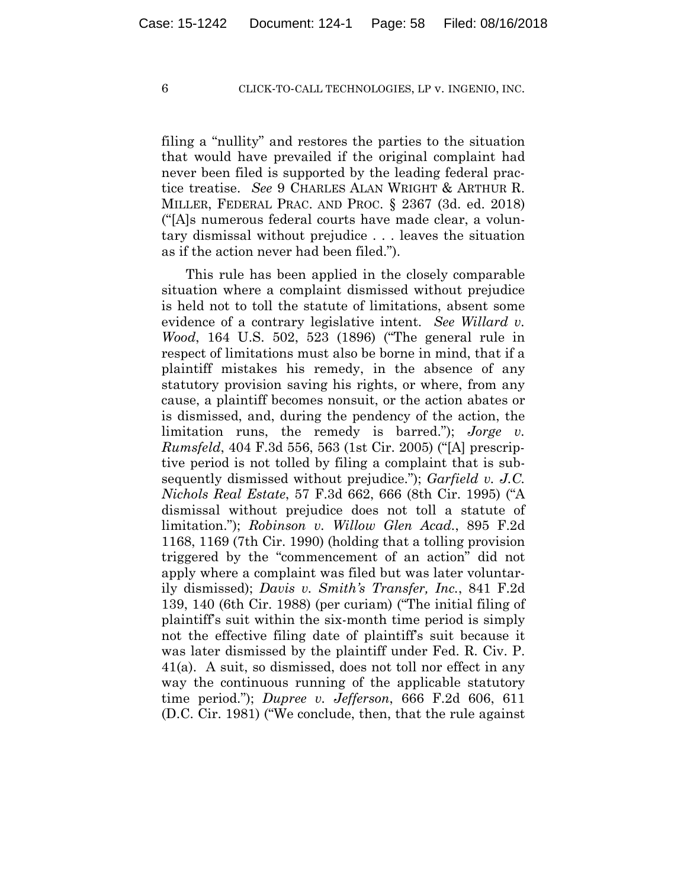filing a "nullity" and restores the parties to the situation that would have prevailed if the original complaint had never been filed is supported by the leading federal practice treatise. *See* 9 CHARLES ALAN WRIGHT & ARTHUR R. MILLER, FEDERAL PRAC. AND PROC. § 2367 (3d. ed. 2018) ("[A]s numerous federal courts have made clear, a voluntary dismissal without prejudice . . . leaves the situation as if the action never had been filed.").

This rule has been applied in the closely comparable situation where a complaint dismissed without prejudice is held not to toll the statute of limitations, absent some evidence of a contrary legislative intent. *See Willard v. Wood*, 164 U.S. 502, 523 (1896) ("The general rule in respect of limitations must also be borne in mind, that if a plaintiff mistakes his remedy, in the absence of any statutory provision saving his rights, or where, from any cause, a plaintiff becomes nonsuit, or the action abates or is dismissed, and, during the pendency of the action, the limitation runs, the remedy is barred."); *Jorge v. Rumsfeld*, 404 F.3d 556, 563 (1st Cir. 2005) ("[A] prescriptive period is not tolled by filing a complaint that is subsequently dismissed without prejudice."); *Garfield v. J.C. Nichols Real Estate*, 57 F.3d 662, 666 (8th Cir. 1995) ("A dismissal without prejudice does not toll a statute of limitation."); *Robinson v. Willow Glen Acad.*, 895 F.2d 1168, 1169 (7th Cir. 1990) (holding that a tolling provision triggered by the "commencement of an action" did not apply where a complaint was filed but was later voluntarily dismissed); *Davis v. Smith's Transfer, Inc.*, 841 F.2d 139, 140 (6th Cir. 1988) (per curiam) ("The initial filing of plaintiff's suit within the six-month time period is simply not the effective filing date of plaintiff's suit because it was later dismissed by the plaintiff under Fed. R. Civ. P. 41(a). A suit, so dismissed, does not toll nor effect in any way the continuous running of the applicable statutory time period."); *Dupree v. Jefferson*, 666 F.2d 606, 611 (D.C. Cir. 1981) ("We conclude, then, that the rule against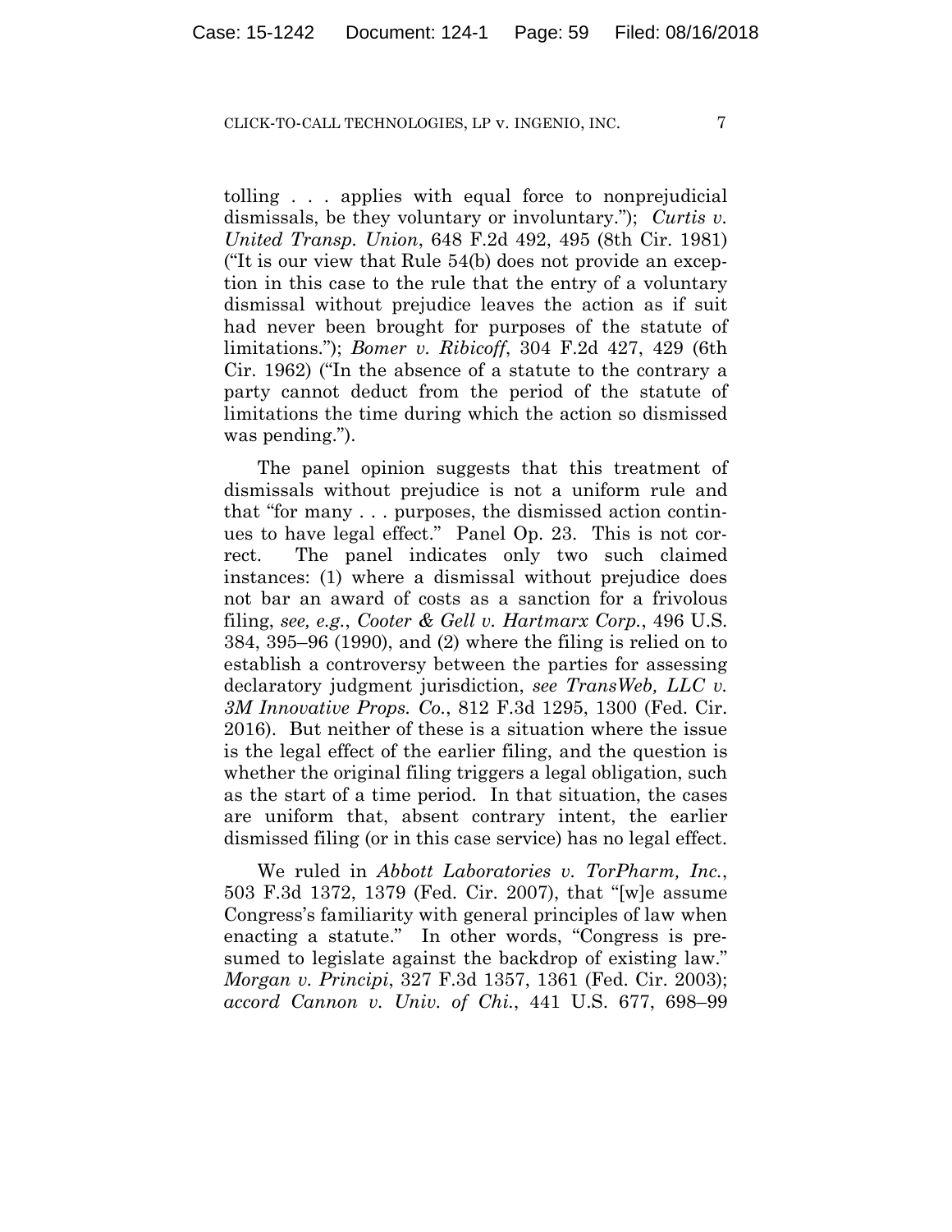tolling . . . applies with equal force to nonprejudicial dismissals, be they voluntary or involuntary."); *Curtis v. United Transp. Union*, 648 F.2d 492, 495 (8th Cir. 1981) ("It is our view that Rule 54(b) does not provide an exception in this case to the rule that the entry of a voluntary dismissal without prejudice leaves the action as if suit had never been brought for purposes of the statute of limitations."); *Bomer v. Ribicoff*, 304 F.2d 427, 429 (6th Cir. 1962) ("In the absence of a statute to the contrary a party cannot deduct from the period of the statute of limitations the time during which the action so dismissed was pending.").

The panel opinion suggests that this treatment of dismissals without prejudice is not a uniform rule and that "for many . . . purposes, the dismissed action continues to have legal effect." Panel Op. 23. This is not correct. The panel indicates only two such claimed instances: (1) where a dismissal without prejudice does not bar an award of costs as a sanction for a frivolous filing, *see, e.g.*, *Cooter & Gell v. Hartmarx Corp.*, 496 U.S. 384, 395–96 (1990), and (2) where the filing is relied on to establish a controversy between the parties for assessing declaratory judgment jurisdiction, *see TransWeb, LLC v. 3M Innovative Props. Co.*, 812 F.3d 1295, 1300 (Fed. Cir. 2016). But neither of these is a situation where the issue is the legal effect of the earlier filing, and the question is whether the original filing triggers a legal obligation, such as the start of a time period. In that situation, the cases are uniform that, absent contrary intent, the earlier dismissed filing (or in this case service) has no legal effect.

We ruled in *Abbott Laboratories v. TorPharm, Inc.*, 503 F.3d 1372, 1379 (Fed. Cir. 2007), that "[w]e assume Congress's familiarity with general principles of law when enacting a statute." In other words, "Congress is presumed to legislate against the backdrop of existing law." *Morgan v. Principi*, 327 F.3d 1357, 1361 (Fed. Cir. 2003); *accord Cannon v. Univ. of Chi.*, 441 U.S. 677, 698–99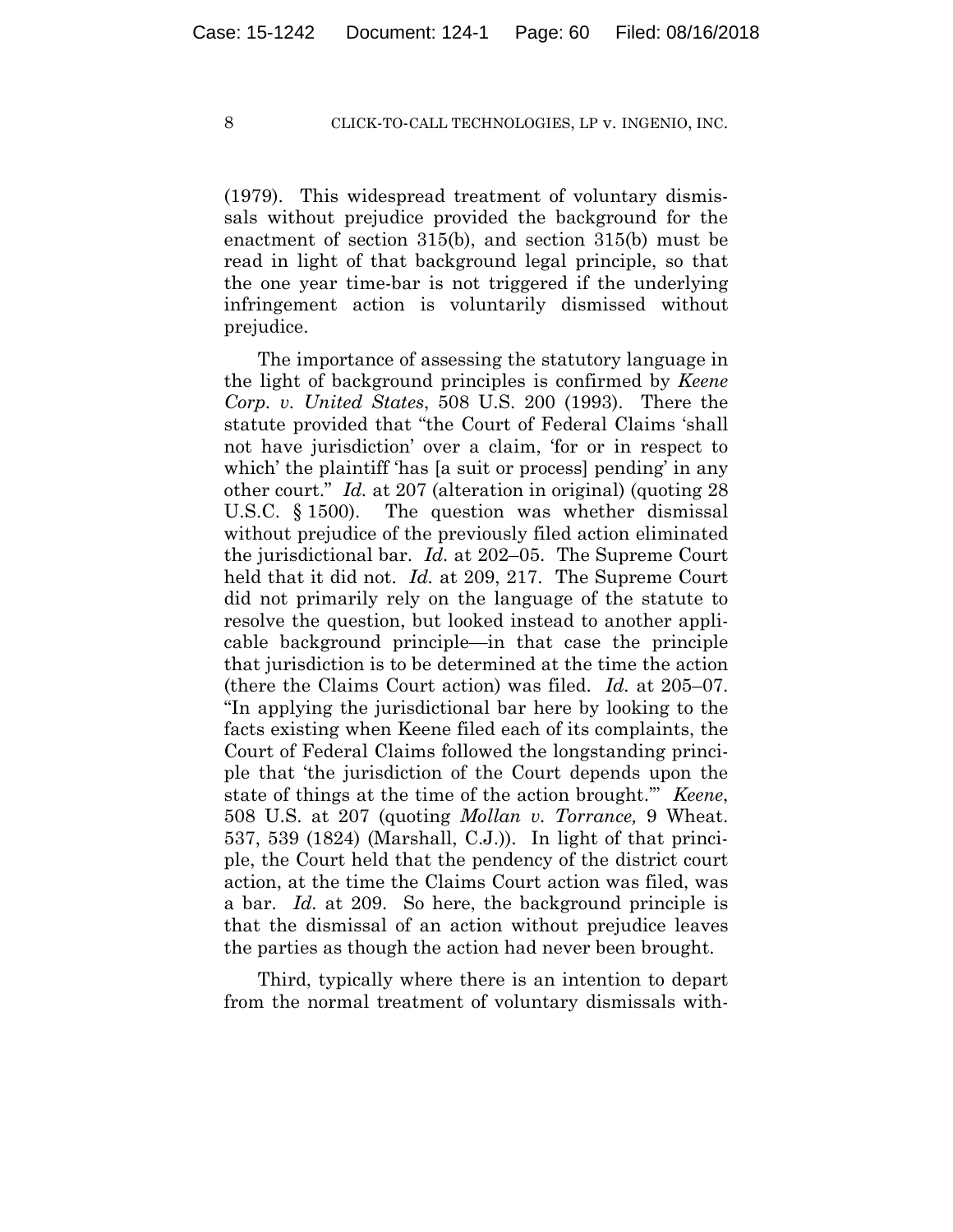(1979). This widespread treatment of voluntary dismissals without prejudice provided the background for the enactment of section 315(b), and section 315(b) must be read in light of that background legal principle, so that the one year time-bar is not triggered if the underlying infringement action is voluntarily dismissed without prejudice.

The importance of assessing the statutory language in the light of background principles is confirmed by *Keene Corp. v. United States*, 508 U.S. 200 (1993). There the statute provided that "the Court of Federal Claims 'shall not have jurisdiction' over a claim, 'for or in respect to which' the plaintiff 'has [a suit or process] pending' in any other court." *Id.* at 207 (alteration in original) (quoting 28 U.S.C. § 1500). The question was whether dismissal without prejudice of the previously filed action eliminated the jurisdictional bar. *Id.* at 202–05. The Supreme Court held that it did not. *Id.* at 209, 217. The Supreme Court did not primarily rely on the language of the statute to resolve the question, but looked instead to another applicable background principle—in that case the principle that jurisdiction is to be determined at the time the action (there the Claims Court action) was filed. *Id.* at 205–07. "In applying the jurisdictional bar here by looking to the facts existing when Keene filed each of its complaints, the Court of Federal Claims followed the longstanding principle that 'the jurisdiction of the Court depends upon the state of things at the time of the action brought.'" *Keene*, 508 U.S. at 207 (quoting *Mollan v. Torrance,* 9 Wheat. 537, 539 (1824) (Marshall, C.J.)). In light of that principle, the Court held that the pendency of the district court action, at the time the Claims Court action was filed, was a bar. *Id.* at 209. So here, the background principle is that the dismissal of an action without prejudice leaves the parties as though the action had never been brought.

Third, typically where there is an intention to depart from the normal treatment of voluntary dismissals with-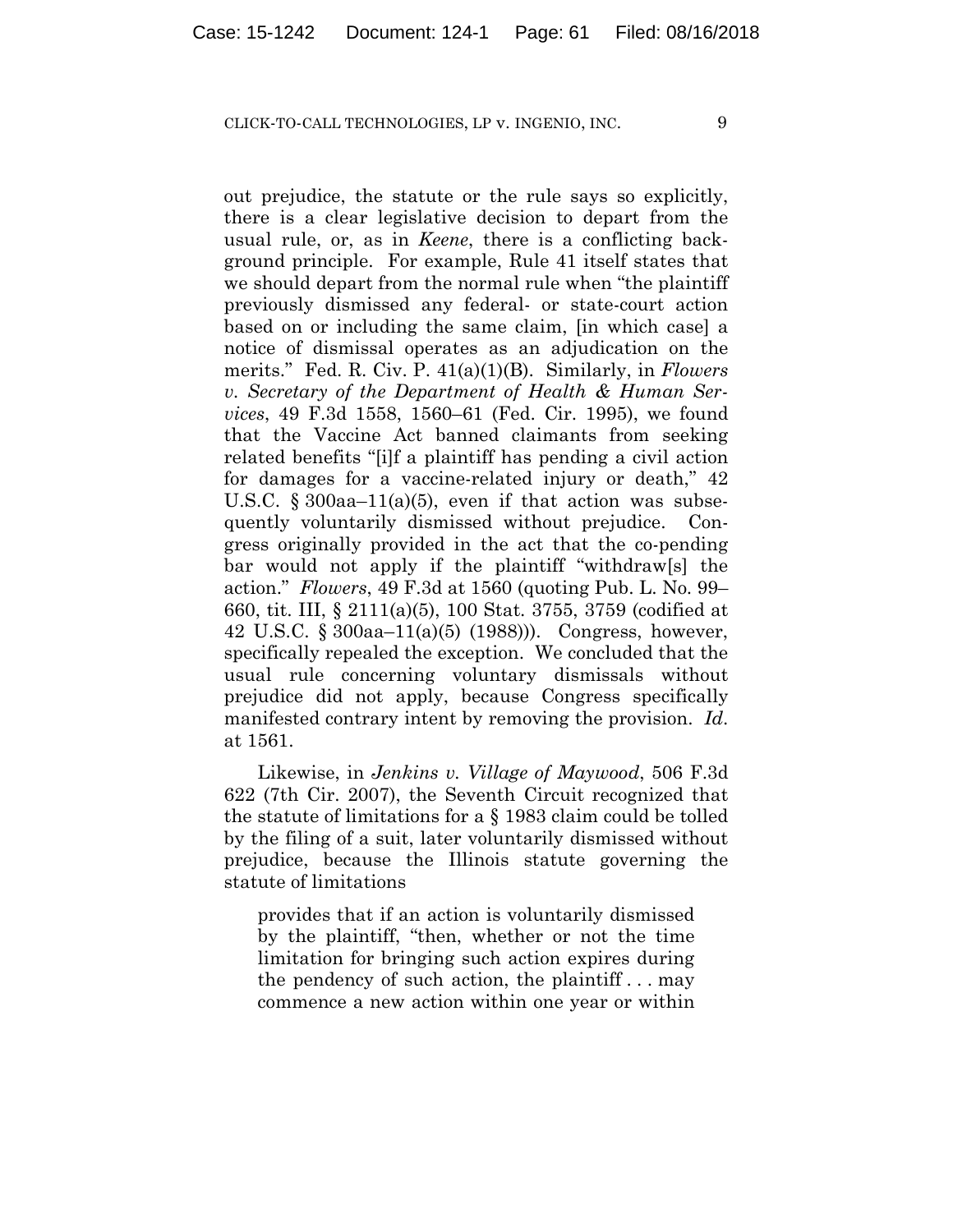out prejudice, the statute or the rule says so explicitly, there is a clear legislative decision to depart from the usual rule, or, as in *Keene*, there is a conflicting background principle. For example, Rule 41 itself states that we should depart from the normal rule when "the plaintiff previously dismissed any federal- or state-court action based on or including the same claim, [in which case] a notice of dismissal operates as an adjudication on the merits." Fed. R. Civ. P. 41(a)(1)(B). Similarly, in *Flowers v. Secretary of the Department of Health & Human Services*, 49 F.3d 1558, 1560–61 (Fed. Cir. 1995), we found that the Vaccine Act banned claimants from seeking related benefits "[i]f a plaintiff has pending a civil action for damages for a vaccine-related injury or death," 42 U.S.C. § 300aa–11(a)(5), even if that action was subsequently voluntarily dismissed without prejudice. Congress originally provided in the act that the co-pending bar would not apply if the plaintiff "withdraw[s] the action." *Flowers*, 49 F.3d at 1560 (quoting Pub. L. No. 99–660, tit. III, § 2111(a)(5), 100 Stat. 3755, 3759 (codified at 42 U.S.C. § 300aa–11(a)(5) (1988))). Congress, however, specifically repealed the exception. We concluded that the usual rule concerning voluntary dismissals without prejudice did not apply, because Congress specifically manifested contrary intent by removing the provision. *Id.* at 1561.

Likewise, in *Jenkins v. Village of Maywood*, 506 F.3d 622 (7th Cir. 2007), the Seventh Circuit recognized that the statute of limitations for a § 1983 claim could be tolled by the filing of a suit, later voluntarily dismissed without prejudice, because the Illinois statute governing the statute of limitations

> provides that if an action is voluntarily dismissed by the plaintiff, "then, whether or not the time limitation for bringing such action expires during the pendency of such action, the plaintiff . . . may commence a new action within one year or within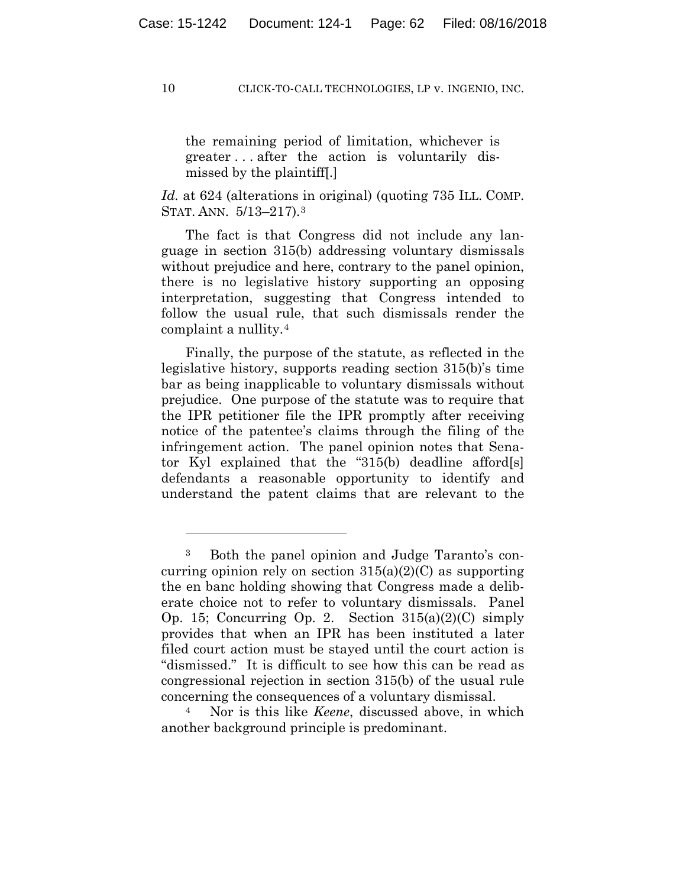> the remaining period of limitation, whichever is greater . . . after the action is voluntarily dismissed by the plaintiff[.]

*Id.* at 624 (alterations in original) (quoting 735 ILL. COMP. STAT. ANN. 5/13–217).[3]

The fact is that Congress did not include any language in section 315(b) addressing voluntary dismissals without prejudice and here, contrary to the panel opinion, there is no legislative history supporting an opposing interpretation, suggesting that Congress intended to follow the usual rule, that such dismissals render the complaint a nullity.[4]

Finally, the purpose of the statute, as reflected in the legislative history, supports reading section 315(b)'s time bar as being inapplicable to voluntary dismissals without prejudice. One purpose of the statute was to require that the IPR petitioner file the IPR promptly after receiving notice of the patentee's claims through the filing of the infringement action. The panel opinion notes that Senator Kyl explained that the "315(b) deadline afford[s] defendants a reasonable opportunity to identify and understand the patent claims that are relevant to the

---

[3] Both the panel opinion and Judge Taranto's concurring opinion rely on section 315(a)(2)(C) as supporting the en banc holding showing that Congress made a deliberate choice not to refer to voluntary dismissals. Panel Op. 15; Concurring Op. 2. Section 315(a)(2)(C) simply provides that when an IPR has been instituted a later filed court action must be stayed until the court action is "dismissed." It is difficult to see how this can be read as congressional rejection in section 315(b) of the usual rule concerning the consequences of a voluntary dismissal.

[4] Nor is this like *Keene*, discussed above, in which another background principle is predominant.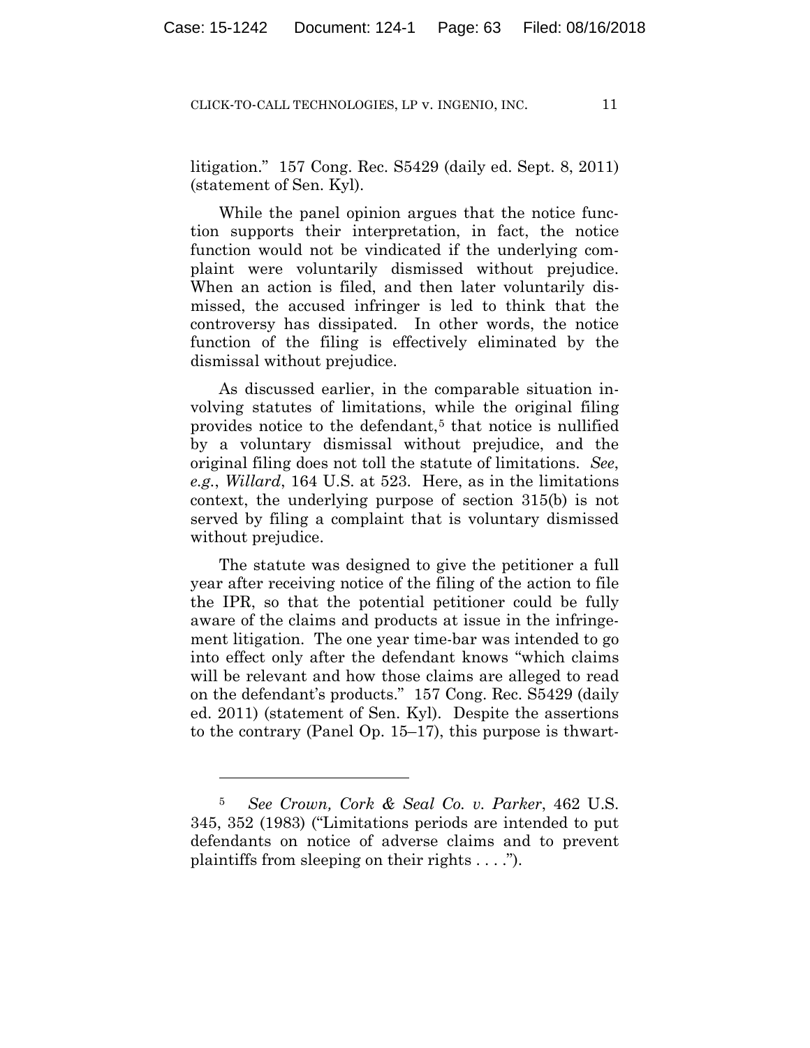litigation." 157 Cong. Rec. S5429 (daily ed. Sept. 8, 2011) (statement of Sen. Kyl).

While the panel opinion argues that the notice function supports their interpretation, in fact, the notice function would not be vindicated if the underlying complaint were voluntarily dismissed without prejudice. When an action is filed, and then later voluntarily dismissed, the accused infringer is led to think that the controversy has dissipated. In other words, the notice function of the filing is effectively eliminated by the dismissal without prejudice.

As discussed earlier, in the comparable situation involving statutes of limitations, while the original filing provides notice to the defendant,[5] that notice is nullified by a voluntary dismissal without prejudice, and the original filing does not toll the statute of limitations. *See*, *e.g.*, *Willard*, 164 U.S. at 523. Here, as in the limitations context, the underlying purpose of section 315(b) is not served by filing a complaint that is voluntary dismissed without prejudice.

The statute was designed to give the petitioner a full year after receiving notice of the filing of the action to file the IPR, so that the potential petitioner could be fully aware of the claims and products at issue in the infringement litigation. The one year time-bar was intended to go into effect only after the defendant knows "which claims will be relevant and how those claims are alleged to read on the defendant's products." 157 Cong. Rec. S5429 (daily ed. 2011) (statement of Sen. Kyl). Despite the assertions to the contrary (Panel Op. 15–17), this purpose is thwart-

---

[5] *See Crown, Cork & Seal Co. v. Parker*, 462 U.S. 345, 352 (1983) ("Limitations periods are intended to put defendants on notice of adverse claims and to prevent plaintiffs from sleeping on their rights . . . .").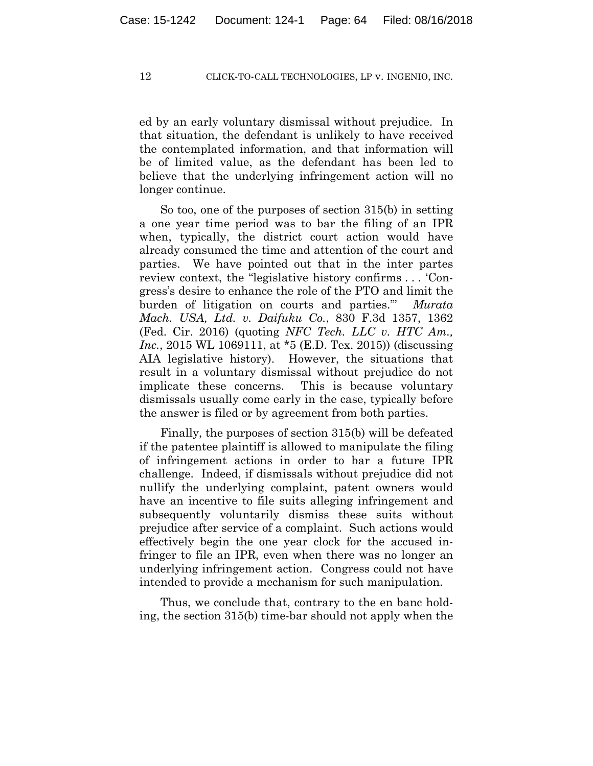ed by an early voluntary dismissal without prejudice. In that situation, the defendant is unlikely to have received the contemplated information, and that information will be of limited value, as the defendant has been led to believe that the underlying infringement action will no longer continue.

So too, one of the purposes of section 315(b) in setting a one year time period was to bar the filing of an IPR when, typically, the district court action would have already consumed the time and attention of the court and parties. We have pointed out that in the inter partes review context, the "legislative history confirms . . . 'Congress's desire to enhance the role of the PTO and limit the burden of litigation on courts and parties.'" *Murata Mach. USA, Ltd. v. Daifuku Co.*, 830 F.3d 1357, 1362 (Fed. Cir. 2016) (quoting *NFC Tech. LLC v. HTC Am., Inc.*, 2015 WL 1069111, at *5 (E.D. Tex. 2015)) (discussing AIA legislative history). However, the situations that result in a voluntary dismissal without prejudice do not implicate these concerns. This is because voluntary dismissals usually come early in the case, typically before the answer is filed or by agreement from both parties.

Finally, the purposes of section 315(b) will be defeated if the patentee plaintiff is allowed to manipulate the filing of infringement actions in order to bar a future IPR challenge. Indeed, if dismissals without prejudice did not nullify the underlying complaint, patent owners would have an incentive to file suits alleging infringement and subsequently voluntarily dismiss these suits without prejudice after service of a complaint. Such actions would effectively begin the one year clock for the accused infringer to file an IPR, even when there was no longer an underlying infringement action. Congress could not have intended to provide a mechanism for such manipulation.

Thus, we conclude that, contrary to the en banc holding, the section 315(b) time-bar should not apply when the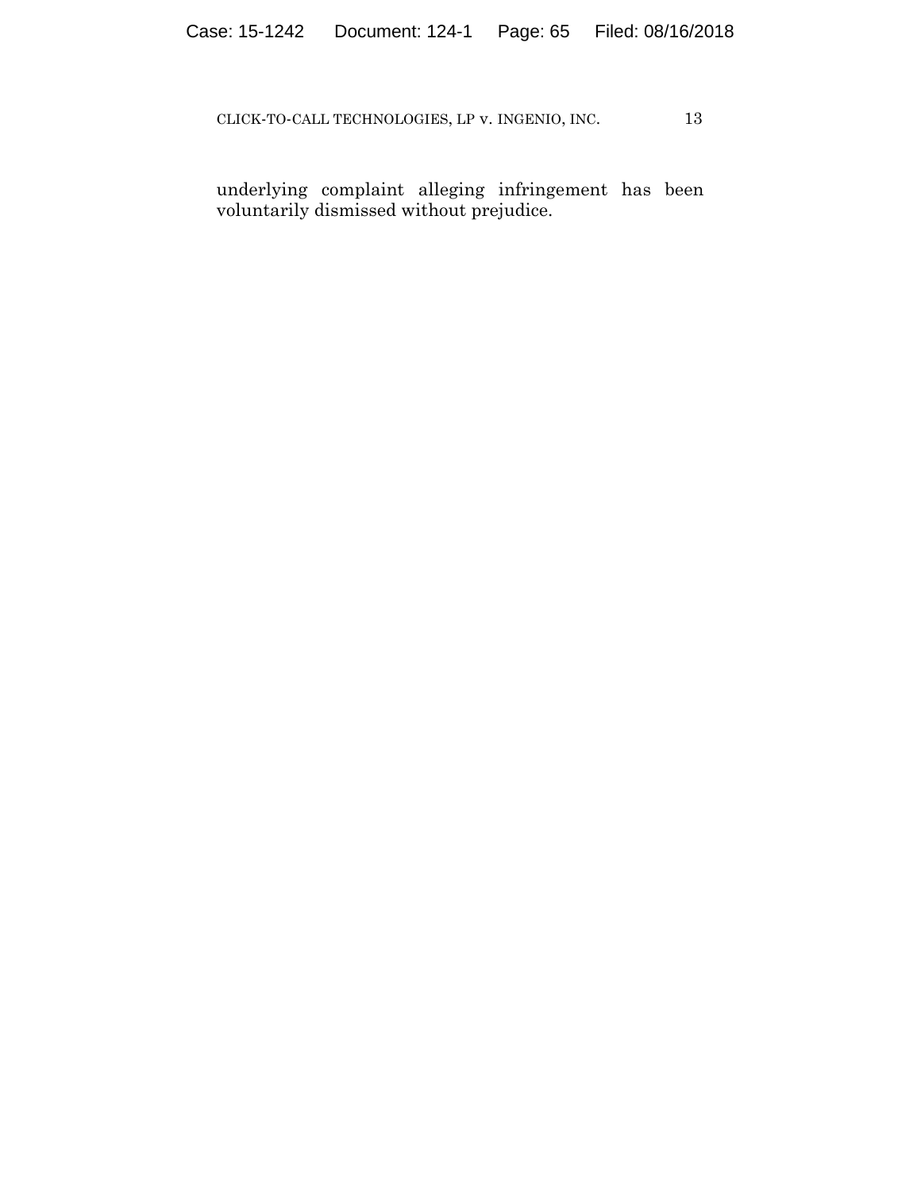underlying complaint alleging infringement has been voluntarily dismissed without prejudice.